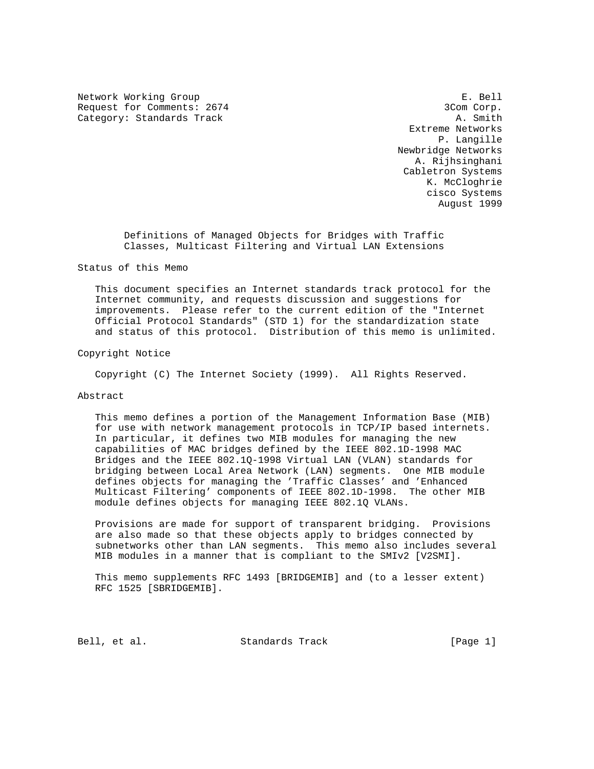Network Working Group E. Bell
Request for Comments: 2674 3Com Corp.
Category: Standards Track A. Smith
Extreme Networks
P. Langille
Newbridge Networks
A. Rijhsinghani
Cabletron Systems
K. McCloghrie
cisco Systems
August 1999

# Definitions of Managed Objects for Bridges with Traffic Classes, Multicast Filtering and Virtual LAN Extensions

## Status of this Memo

This document specifies an Internet standards track protocol for the Internet community, and requests discussion and suggestions for improvements. Please refer to the current edition of the "Internet Official Protocol Standards" (STD 1) for the standardization state and status of this protocol. Distribution of this memo is unlimited.

## Copyright Notice

Copyright (C) The Internet Society (1999). All Rights Reserved.

## Abstract

This memo defines a portion of the Management Information Base (MIB) for use with network management protocols in TCP/IP based internets. In particular, it defines two MIB modules for managing the new capabilities of MAC bridges defined by the IEEE 802.1D-1998 MAC Bridges and the IEEE 802.1Q-1998 Virtual LAN (VLAN) standards for bridging between Local Area Network (LAN) segments. One MIB module defines objects for managing the 'Traffic Classes' and 'Enhanced Multicast Filtering' components of IEEE 802.1D-1998. The other MIB module defines objects for managing IEEE 802.1Q VLANs.

Provisions are made for support of transparent bridging. Provisions are also made so that these objects apply to bridges connected by subnetworks other than LAN segments. This memo also includes several MIB modules in a manner that is compliant to the SMIv2 [V2SMI].

This memo supplements RFC 1493 [BRIDGEMIB] and (to a lesser extent) RFC 1525 [SBRIDGEMIB].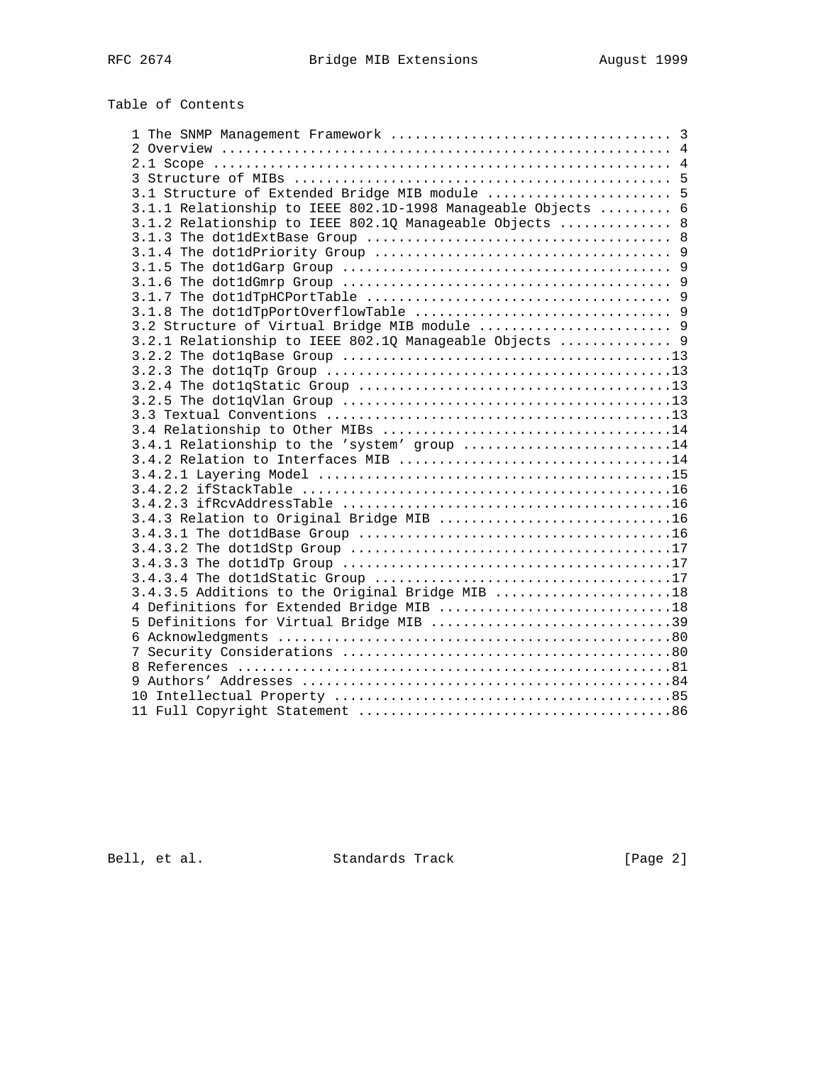Table of Contents

```
1 The SNMP Management Framework ................................... 3
2 Overview ........................................................ 4
2.1 Scope ......................................................... 4
3 Structure of MIBs ............................................... 5
3.1 Structure of Extended Bridge MIB module ....................... 5
3.1.1 Relationship to IEEE 802.1D-1998 Manageable Objects ......... 6
3.1.2 Relationship to IEEE 802.1Q Manageable Objects .............. 8
3.1.3 The dot1dExtBase Group ...................................... 8
3.1.4 The dot1dPriority Group ..................................... 9
3.1.5 The dot1dGarp Group ......................................... 9
3.1.6 The dot1dGmrp Group ......................................... 9
3.1.7 The dot1dTpHCPortTable ...................................... 9
3.1.8 The dot1dTpPortOverflowTable ................................ 9
3.2 Structure of Virtual Bridge MIB module ........................ 9
3.2.1 Relationship to IEEE 802.1Q Manageable Objects .............. 9
3.2.2 The dot1qBase Group .........................................13
3.2.3 The dot1qTp Group ...........................................13
3.2.4 The dot1qStatic Group .......................................13
3.2.5 The dot1qVlan Group .........................................13
3.3 Textual Conventions ...........................................13
3.4 Relationship to Other MIBs ....................................14
3.4.1 Relationship to the 'system' group ..........................14
3.4.2 Relation to Interfaces MIB ..................................14
3.4.2.1 Layering Model ............................................15
3.4.2.2 ifStackTable ..............................................16
3.4.2.3 ifRcvAddressTable .........................................16
3.4.3 Relation to Original Bridge MIB .............................16
3.4.3.1 The dot1dBase Group .......................................16
3.4.3.2 The dot1dStp Group ........................................17
3.4.3.3 The dot1dTp Group .........................................17
3.4.3.4 The dot1dStatic Group .....................................17
3.4.3.5 Additions to the Original Bridge MIB ......................18
4 Definitions for Extended Bridge MIB .............................18
5 Definitions for Virtual Bridge MIB ..............................39
6 Acknowledgments .................................................80
7 Security Considerations .........................................80
8 References ......................................................81
9 Authors' Addresses ..............................................84
10 Intellectual Property ..........................................85
11 Full Copyright Statement .......................................86
```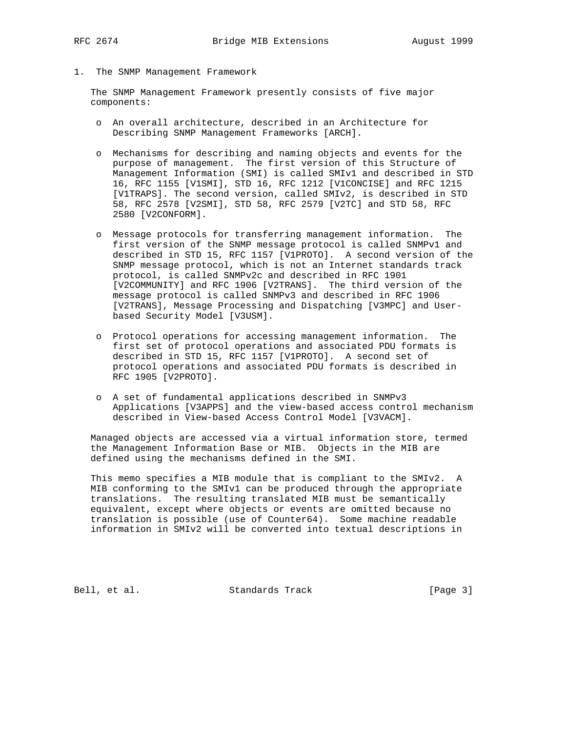## 1. The SNMP Management Framework

The SNMP Management Framework presently consists of five major components:

- An overall architecture, described in an Architecture for Describing SNMP Management Frameworks [ARCH].

- Mechanisms for describing and naming objects and events for the purpose of management. The first version of this Structure of Management Information (SMI) is called SMIv1 and described in STD 16, RFC 1155 [V1SMI], STD 16, RFC 1212 [V1CONCISE] and RFC 1215 [V1TRAPS]. The second version, called SMIv2, is described in STD 58, RFC 2578 [V2SMI], STD 58, RFC 2579 [V2TC] and STD 58, RFC 2580 [V2CONFORM].

- Message protocols for transferring management information. The first version of the SNMP message protocol is called SNMPv1 and described in STD 15, RFC 1157 [V1PROTO]. A second version of the SNMP message protocol, which is not an Internet standards track protocol, is called SNMPv2c and described in RFC 1901 [V2COMMUNITY] and RFC 1906 [V2TRANS]. The third version of the message protocol is called SNMPv3 and described in RFC 1906 [V2TRANS], Message Processing and Dispatching [V3MPC] and User-based Security Model [V3USM].

- Protocol operations for accessing management information. The first set of protocol operations and associated PDU formats is described in STD 15, RFC 1157 [V1PROTO]. A second set of protocol operations and associated PDU formats is described in RFC 1905 [V2PROTO].

- A set of fundamental applications described in SNMPv3 Applications [V3APPS] and the view-based access control mechanism described in View-based Access Control Model [V3VACM].

Managed objects are accessed via a virtual information store, termed the Management Information Base or MIB. Objects in the MIB are defined using the mechanisms defined in the SMI.

This memo specifies a MIB module that is compliant to the SMIv2. A MIB conforming to the SMIv1 can be produced through the appropriate translations. The resulting translated MIB must be semantically equivalent, except where objects or events are omitted because no translation is possible (use of Counter64). Some machine readable information in SMIv2 will be converted into textual descriptions in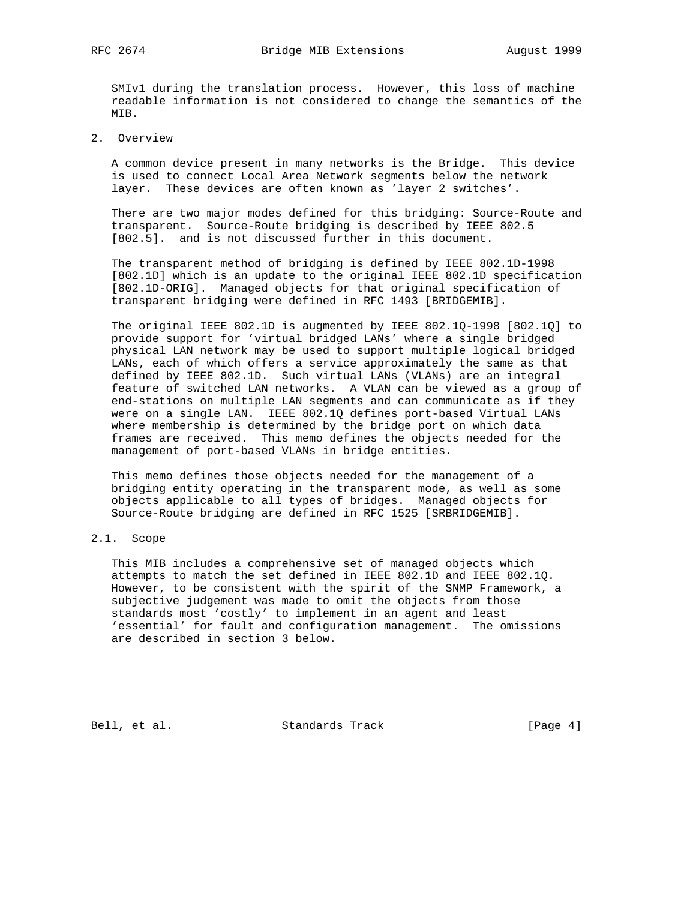SMIv1 during the translation process. However, this loss of machine readable information is not considered to change the semantics of the MIB.

## 2. Overview

A common device present in many networks is the Bridge. This device is used to connect Local Area Network segments below the network layer. These devices are often known as 'layer 2 switches'.

There are two major modes defined for this bridging: Source-Route and transparent. Source-Route bridging is described by IEEE 802.5 [802.5]. and is not discussed further in this document.

The transparent method of bridging is defined by IEEE 802.1D-1998 [802.1D] which is an update to the original IEEE 802.1D specification [802.1D-ORIG]. Managed objects for that original specification of transparent bridging were defined in RFC 1493 [BRIDGEMIB].

The original IEEE 802.1D is augmented by IEEE 802.1Q-1998 [802.1Q] to provide support for 'virtual bridged LANs' where a single bridged physical LAN network may be used to support multiple logical bridged LANs, each of which offers a service approximately the same as that defined by IEEE 802.1D. Such virtual LANs (VLANs) are an integral feature of switched LAN networks. A VLAN can be viewed as a group of end-stations on multiple LAN segments and can communicate as if they were on a single LAN. IEEE 802.1Q defines port-based Virtual LANs where membership is determined by the bridge port on which data frames are received. This memo defines the objects needed for the management of port-based VLANs in bridge entities.

This memo defines those objects needed for the management of a bridging entity operating in the transparent mode, as well as some objects applicable to all types of bridges. Managed objects for Source-Route bridging are defined in RFC 1525 [SRBRIDGEMIB].

### 2.1. Scope

This MIB includes a comprehensive set of managed objects which attempts to match the set defined in IEEE 802.1D and IEEE 802.1Q. However, to be consistent with the spirit of the SNMP Framework, a subjective judgement was made to omit the objects from those standards most 'costly' to implement in an agent and least 'essential' for fault and configuration management. The omissions are described in section 3 below.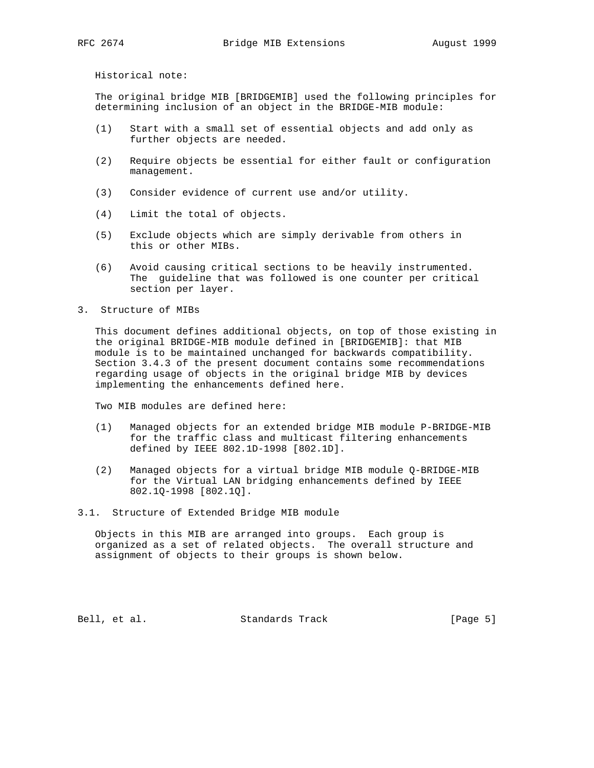Historical note:

The original bridge MIB [BRIDGEMIB] used the following principles for determining inclusion of an object in the BRIDGE-MIB module:

(1) Start with a small set of essential objects and add only as further objects are needed.

(2) Require objects be essential for either fault or configuration management.

(3) Consider evidence of current use and/or utility.

(4) Limit the total of objects.

(5) Exclude objects which are simply derivable from others in this or other MIBs.

(6) Avoid causing critical sections to be heavily instrumented. The guideline that was followed is one counter per critical section per layer.

## 3. Structure of MIBs

This document defines additional objects, on top of those existing in the original BRIDGE-MIB module defined in [BRIDGEMIB]: that MIB module is to be maintained unchanged for backwards compatibility. Section 3.4.3 of the present document contains some recommendations regarding usage of objects in the original bridge MIB by devices implementing the enhancements defined here.

Two MIB modules are defined here:

(1) Managed objects for an extended bridge MIB module P-BRIDGE-MIB for the traffic class and multicast filtering enhancements defined by IEEE 802.1D-1998 [802.1D].

(2) Managed objects for a virtual bridge MIB module Q-BRIDGE-MIB for the Virtual LAN bridging enhancements defined by IEEE 802.1Q-1998 [802.1Q].

### 3.1. Structure of Extended Bridge MIB module

Objects in this MIB are arranged into groups. Each group is organized as a set of related objects. The overall structure and assignment of objects to their groups is shown below.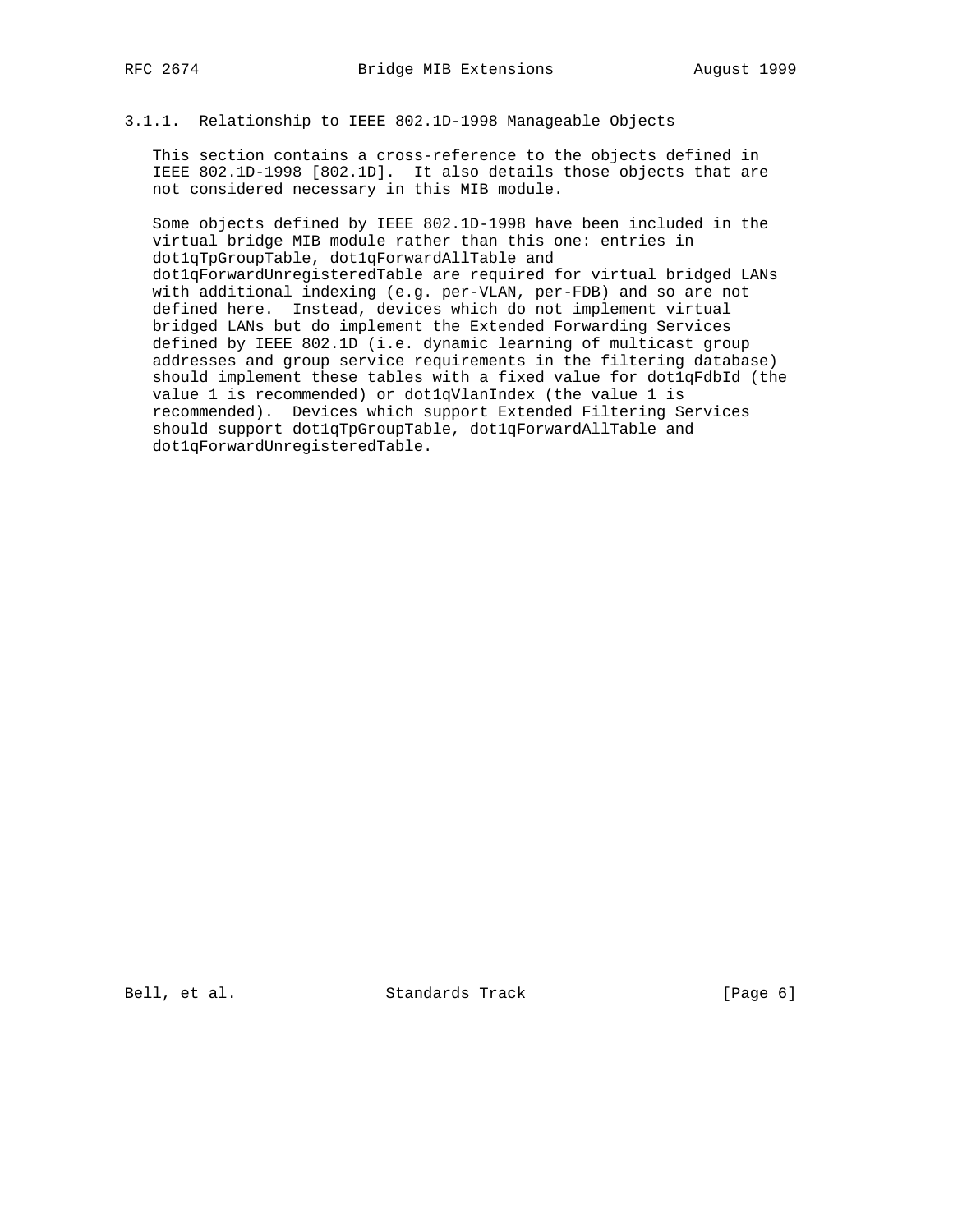### 3.1.1. Relationship to IEEE 802.1D-1998 Manageable Objects

This section contains a cross-reference to the objects defined in IEEE 802.1D-1998 [802.1D]. It also details those objects that are not considered necessary in this MIB module.

Some objects defined by IEEE 802.1D-1998 have been included in the virtual bridge MIB module rather than this one: entries in dot1qTpGroupTable, dot1qForwardAllTable and dot1qForwardUnregisteredTable are required for virtual bridged LANs with additional indexing (e.g. per-VLAN, per-FDB) and so are not defined here. Instead, devices which do not implement virtual bridged LANs but do implement the Extended Forwarding Services defined by IEEE 802.1D (i.e. dynamic learning of multicast group addresses and group service requirements in the filtering database) should implement these tables with a fixed value for dot1qFdbId (the value 1 is recommended) or dot1qVlanIndex (the value 1 is recommended). Devices which support Extended Filtering Services should support dot1qTpGroupTable, dot1qForwardAllTable and dot1qForwardUnregisteredTable.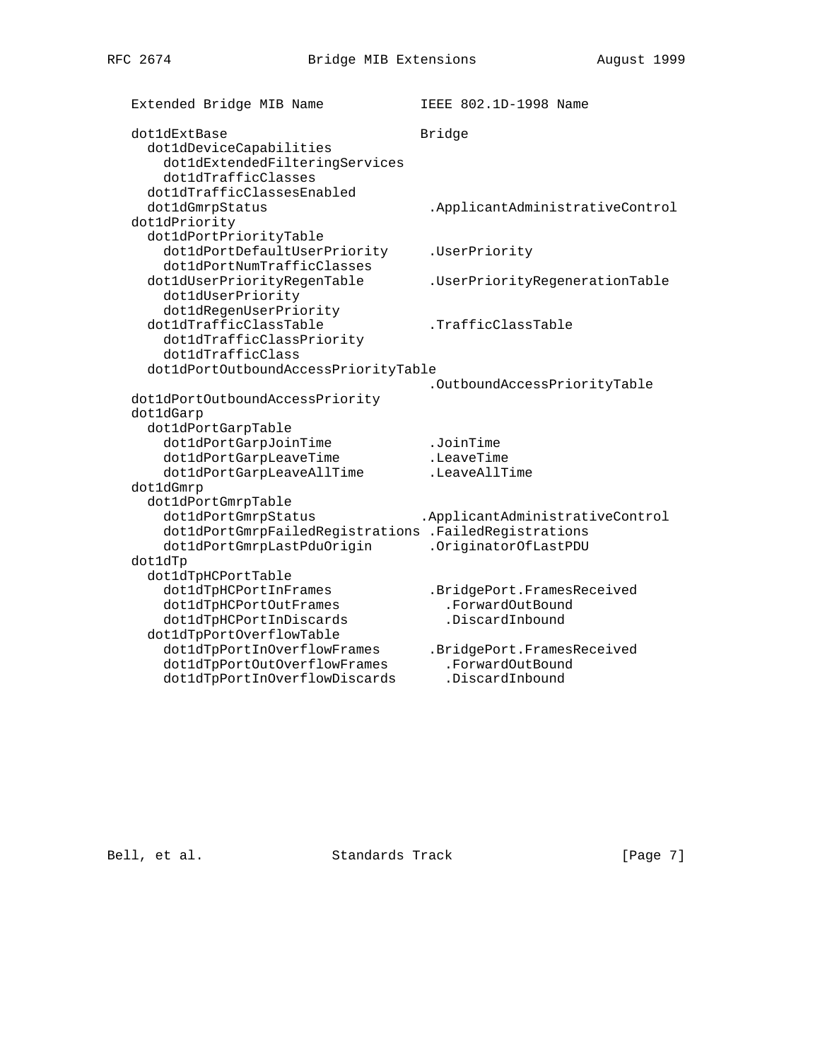```
   Extended Bridge MIB Name            IEEE 802.1D-1998 Name

   dot1dExtBase                        Bridge
     dot1dDeviceCapabilities
       dot1dExtendedFilteringServices
       dot1dTrafficClasses
     dot1dTrafficClassesEnabled
     dot1dGmrpStatus                    .ApplicantAdministrativeControl
   dot1dPriority
     dot1dPortPriorityTable
       dot1dPortDefaultUserPriority     .UserPriority
       dot1dPortNumTrafficClasses
     dot1dUserPriorityRegenTable        .UserPriorityRegenerationTable
       dot1dUserPriority
       dot1dRegenUserPriority
     dot1dTrafficClassTable             .TrafficClassTable
       dot1dTrafficClassPriority
       dot1dTrafficClass
     dot1dPortOutboundAccessPriorityTable
                                        .OutboundAccessPriorityTable
   dot1dPortOutboundAccessPriority
   dot1dGarp
     dot1dPortGarpTable
       dot1dPortGarpJoinTime            .JoinTime
       dot1dPortGarpLeaveTime           .LeaveTime
       dot1dPortGarpLeaveAllTime        .LeaveAllTime
   dot1dGmrp
     dot1dPortGmrpTable
       dot1dPortGmrpStatus             .ApplicantAdministrativeControl
       dot1dPortGmrpFailedRegistrations .FailedRegistrations
       dot1dPortGmrpLastPduOrigin       .OriginatorOfLastPDU
   dot1dTp
     dot1dTpHCPortTable
       dot1dTpHCPortInFrames            .BridgePort.FramesReceived
       dot1dTpHCPortOutFrames             .ForwardOutBound
       dot1dTpHCPortInDiscards            .DiscardInbound
     dot1dTpPortOverflowTable
       dot1dTpPortInOverflowFrames      .BridgePort.FramesReceived
       dot1dTpPortOutOverflowFrames       .ForwardOutBound
       dot1dTpPortInOverflowDiscards      .DiscardInbound
```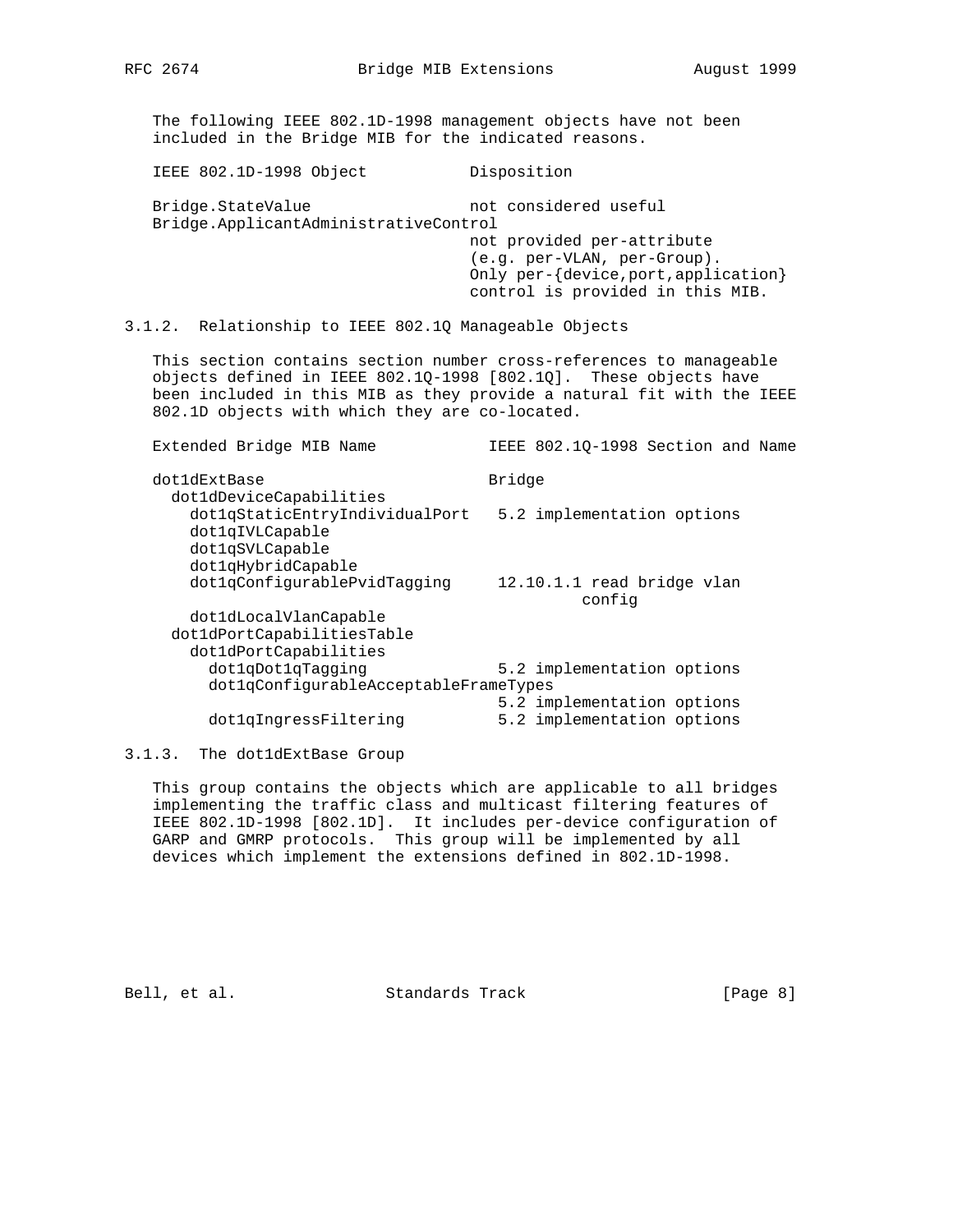The following IEEE 802.1D-1998 management objects have not been included in the Bridge MIB for the indicated reasons.

| IEEE 802.1D-1998 Object | Disposition |
| --- | --- |
| Bridge.StateValue | not considered useful |
| Bridge.ApplicantAdministrativeControl | not provided per-attribute (e.g. per-VLAN, per-Group). Only per-{device,port,application} control is provided in this MIB. |

### 3.1.2. Relationship to IEEE 802.1Q Manageable Objects

This section contains section number cross-references to manageable objects defined in IEEE 802.1Q-1998 [802.1Q]. These objects have been included in this MIB as they provide a natural fit with the IEEE 802.1D objects with which they are co-located.

```
Extended Bridge MIB Name            IEEE 802.1Q-1998 Section and Name

dot1dExtBase                        Bridge
  dot1dDeviceCapabilities
    dot1qStaticEntryIndividualPort   5.2 implementation options
    dot1qIVLCapable
    dot1qSVLCapable
    dot1qHybridCapable
    dot1qConfigurablePvidTagging     12.10.1.1 read bridge vlan
                                              config
    dot1dLocalVlanCapable
  dot1dPortCapabilitiesTable
    dot1dPortCapabilities
      dot1qDot1qTagging              5.2 implementation options
      dot1qConfigurableAcceptableFrameTypes
                                     5.2 implementation options
      dot1qIngressFiltering          5.2 implementation options
```

### 3.1.3. The dot1dExtBase Group

This group contains the objects which are applicable to all bridges implementing the traffic class and multicast filtering features of IEEE 802.1D-1998 [802.1D]. It includes per-device configuration of GARP and GMRP protocols. This group will be implemented by all devices which implement the extensions defined in 802.1D-1998.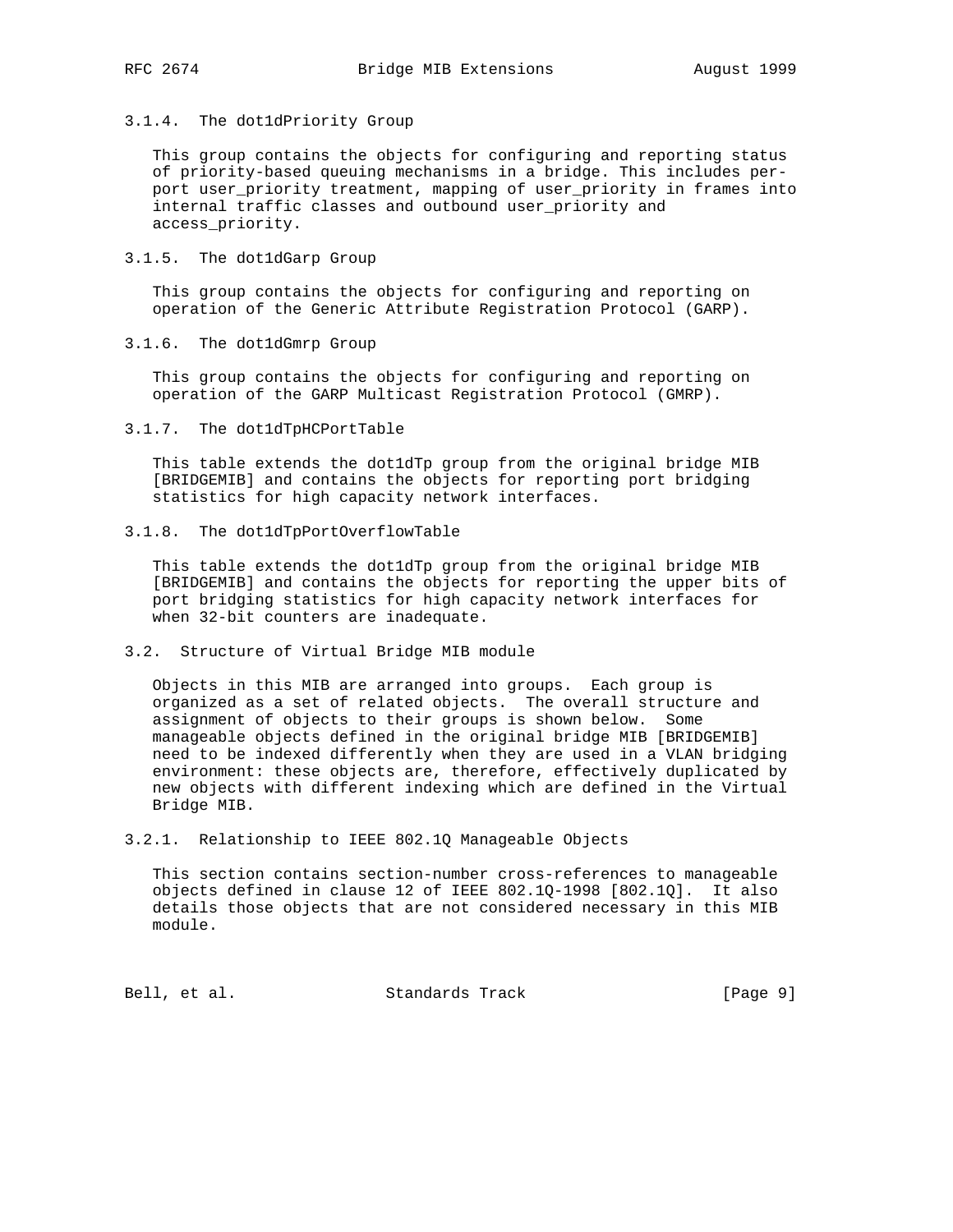### 3.1.4. The dot1dPriority Group

This group contains the objects for configuring and reporting status of priority-based queuing mechanisms in a bridge. This includes per-port user_priority treatment, mapping of user_priority in frames into internal traffic classes and outbound user_priority and access_priority.

### 3.1.5. The dot1dGarp Group

This group contains the objects for configuring and reporting on operation of the Generic Attribute Registration Protocol (GARP).

### 3.1.6. The dot1dGmrp Group

This group contains the objects for configuring and reporting on operation of the GARP Multicast Registration Protocol (GMRP).

### 3.1.7. The dot1dTpHCPortTable

This table extends the dot1dTp group from the original bridge MIB [BRIDGEMIB] and contains the objects for reporting port bridging statistics for high capacity network interfaces.

### 3.1.8. The dot1dTpPortOverflowTable

This table extends the dot1dTp group from the original bridge MIB [BRIDGEMIB] and contains the objects for reporting the upper bits of port bridging statistics for high capacity network interfaces for when 32-bit counters are inadequate.

## 3.2. Structure of Virtual Bridge MIB module

Objects in this MIB are arranged into groups. Each group is organized as a set of related objects. The overall structure and assignment of objects to their groups is shown below. Some manageable objects defined in the original bridge MIB [BRIDGEMIB] need to be indexed differently when they are used in a VLAN bridging environment: these objects are, therefore, effectively duplicated by new objects with different indexing which are defined in the Virtual Bridge MIB.

### 3.2.1. Relationship to IEEE 802.1Q Manageable Objects

This section contains section-number cross-references to manageable objects defined in clause 12 of IEEE 802.1Q-1998 [802.1Q]. It also details those objects that are not considered necessary in this MIB module.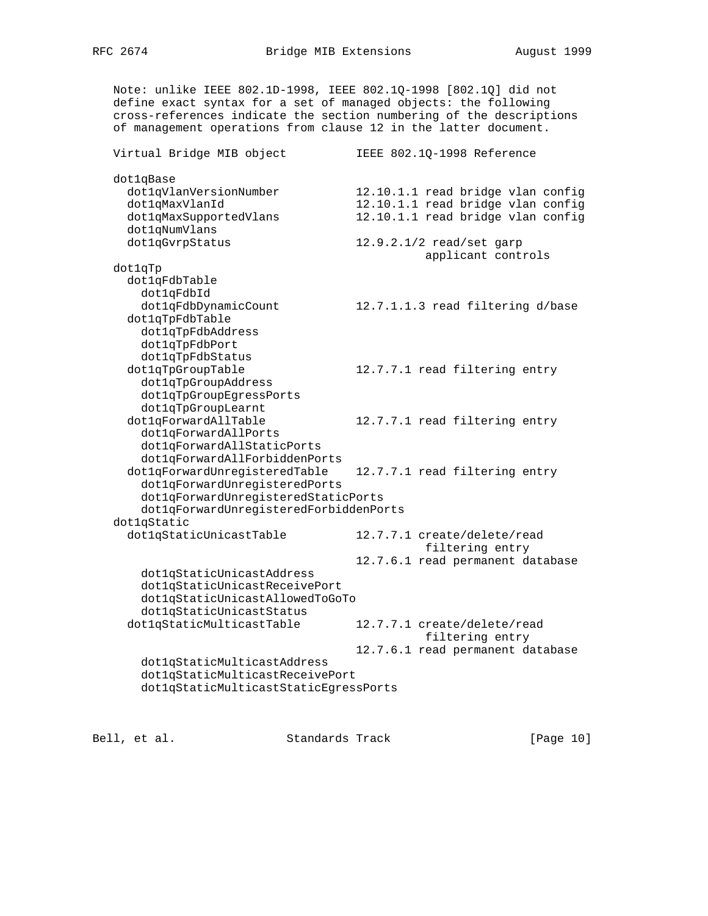Note: unlike IEEE 802.1D-1998, IEEE 802.1Q-1998 [802.1Q] did not define exact syntax for a set of managed objects: the following cross-references indicate the section numbering of the descriptions of management operations from clause 12 in the latter document.

```
Virtual Bridge MIB object          IEEE 802.1Q-1998 Reference

dot1qBase
  dot1qVlanVersionNumber           12.10.1.1 read bridge vlan config
  dot1qMaxVlanId                   12.10.1.1 read bridge vlan config
  dot1qMaxSupportedVlans           12.10.1.1 read bridge vlan config
  dot1qNumVlans
  dot1qGvrpStatus                  12.9.2.1/2 read/set garp
                                             applicant controls
dot1qTp
  dot1qFdbTable
    dot1qFdbId
    dot1qFdbDynamicCount           12.7.1.1.3 read filtering d/base
  dot1qTpFdbTable
    dot1qTpFdbAddress
    dot1qTpFdbPort
    dot1qTpFdbStatus
  dot1qTpGroupTable                12.7.7.1 read filtering entry
    dot1qTpGroupAddress
    dot1qTpGroupEgressPorts
    dot1qTpGroupLearnt
  dot1qForwardAllTable             12.7.7.1 read filtering entry
    dot1qForwardAllPorts
    dot1qForwardAllStaticPorts
    dot1qForwardAllForbiddenPorts
  dot1qForwardUnregisteredTable    12.7.7.1 read filtering entry
    dot1qForwardUnregisteredPorts
    dot1qForwardUnregisteredStaticPorts
    dot1qForwardUnregisteredForbiddenPorts
dot1qStatic
  dot1qStaticUnicastTable          12.7.7.1 create/delete/read
                                             filtering entry
                                   12.7.6.1 read permanent database
    dot1qStaticUnicastAddress
    dot1qStaticUnicastReceivePort
    dot1qStaticUnicastAllowedToGoTo
    dot1qStaticUnicastStatus
  dot1qStaticMulticastTable        12.7.7.1 create/delete/read
                                             filtering entry
                                   12.7.6.1 read permanent database
    dot1qStaticMulticastAddress
    dot1qStaticMulticastReceivePort
    dot1qStaticMulticastStaticEgressPorts
```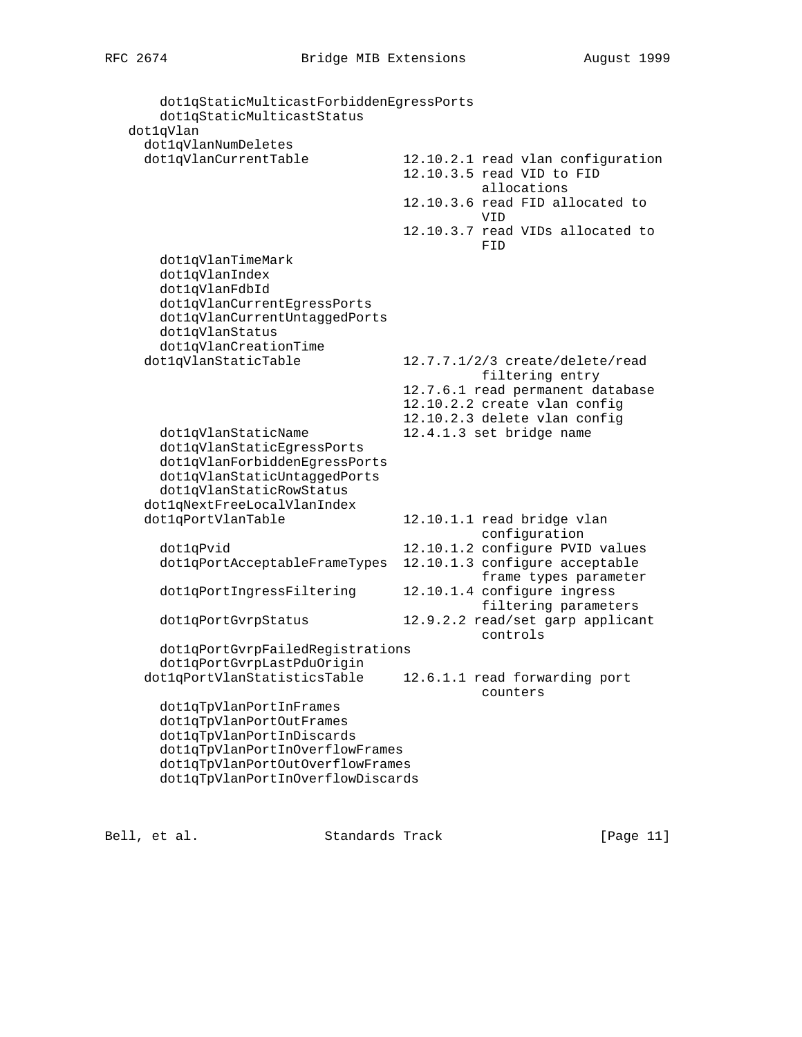```
      dot1qStaticMulticastForbiddenEgressPorts
      dot1qStaticMulticastStatus
  dot1qVlan
    dot1qVlanNumDeletes
    dot1qVlanCurrentTable           12.10.2.1 read vlan configuration
                                    12.10.3.5 read VID to FID
                                              allocations
                                    12.10.3.6 read FID allocated to
                                              VID
                                    12.10.3.7 read VIDs allocated to
                                              FID
      dot1qVlanTimeMark
      dot1qVlanIndex
      dot1qVlanFdbId
      dot1qVlanCurrentEgressPorts
      dot1qVlanCurrentUntaggedPorts
      dot1qVlanStatus
      dot1qVlanCreationTime
    dot1qVlanStaticTable            12.7.7.1/2/3 create/delete/read
                                              filtering entry
                                    12.7.6.1 read permanent database
                                    12.10.2.2 create vlan config
                                    12.10.2.3 delete vlan config
      dot1qVlanStaticName           12.4.1.3 set bridge name
      dot1qVlanStaticEgressPorts
      dot1qVlanForbiddenEgressPorts
      dot1qVlanStaticUntaggedPorts
      dot1qVlanStaticRowStatus
    dot1qNextFreeLocalVlanIndex
    dot1qPortVlanTable              12.10.1.1 read bridge vlan
                                              configuration
      dot1qPvid                     12.10.1.2 configure PVID values
      dot1qPortAcceptableFrameTypes  12.10.1.3 configure acceptable
                                              frame types parameter
      dot1qPortIngressFiltering     12.10.1.4 configure ingress
                                              filtering parameters
      dot1qPortGvrpStatus           12.9.2.2 read/set garp applicant
                                              controls
      dot1qPortGvrpFailedRegistrations
      dot1qPortGvrpLastPduOrigin
    dot1qPortVlanStatisticsTable    12.6.1.1 read forwarding port
                                              counters
      dot1qTpVlanPortInFrames
      dot1qTpVlanPortOutFrames
      dot1qTpVlanPortInDiscards
      dot1qTpVlanPortInOverflowFrames
      dot1qTpVlanPortOutOverflowFrames
      dot1qTpVlanPortInOverflowDiscards
```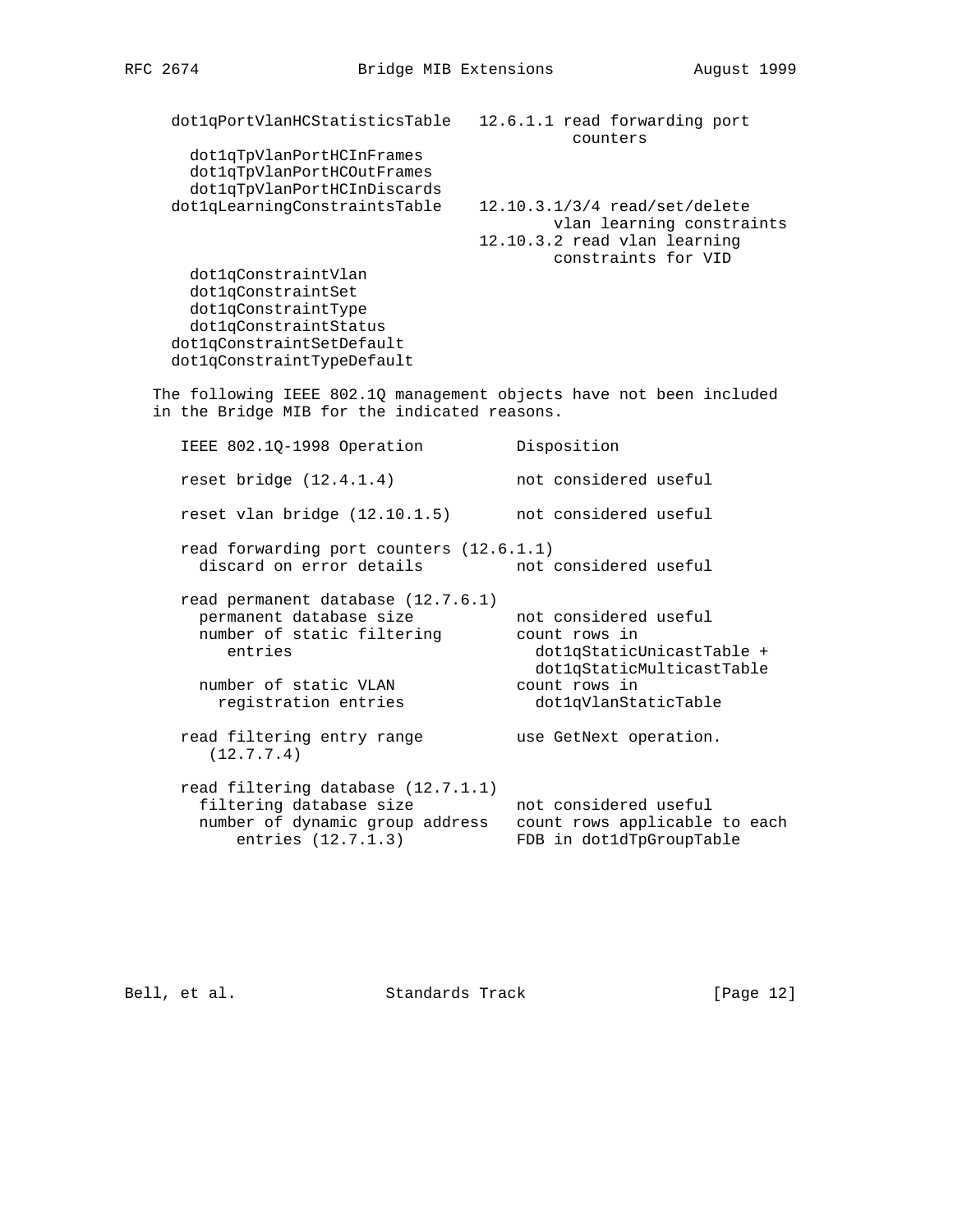```
   dot1qPortVlanHCStatisticsTable   12.6.1.1 read forwarding port
                                             counters
     dot1qTpVlanPortHCInFrames
     dot1qTpVlanPortHCOutFrames
     dot1qTpVlanPortHCInDiscards
   dot1qLearningConstraintsTable    12.10.3.1/3/4 read/set/delete
                                           vlan learning constraints
                                    12.10.3.2 read vlan learning
                                           constraints for VID
     dot1qConstraintVlan
     dot1qConstraintSet
     dot1qConstraintType
     dot1qConstraintStatus
   dot1qConstraintSetDefault
   dot1qConstraintTypeDefault
```

The following IEEE 802.1Q management objects have not been included in the Bridge MIB for the indicated reasons.

```
    IEEE 802.1Q-1998 Operation          Disposition

    reset bridge (12.4.1.4)             not considered useful

    reset vlan bridge (12.10.1.5)       not considered useful

    read forwarding port counters (12.6.1.1)
      discard on error details          not considered useful

    read permanent database (12.7.6.1)
      permanent database size           not considered useful
      number of static filtering        count rows in
         entries                          dot1qStaticUnicastTable +
                                          dot1qStaticMulticastTable
      number of static VLAN             count rows in
        registration entries              dot1qVlanStaticTable

    read filtering entry range          use GetNext operation.
       (12.7.7.4)

    read filtering database (12.7.1.1)
      filtering database size           not considered useful
      number of dynamic group address   count rows applicable to each
          entries (12.7.1.3)            FDB in dot1dTpGroupTable
```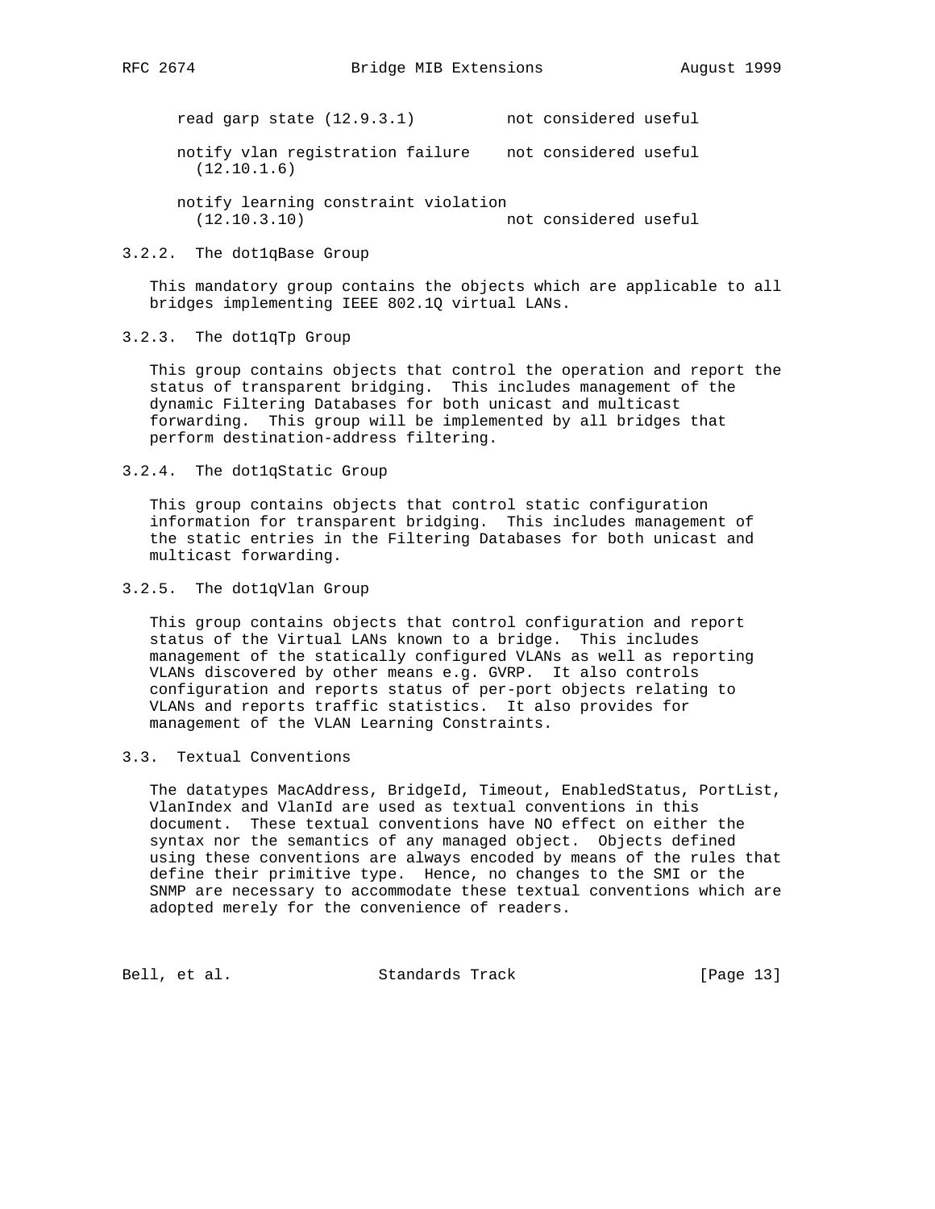```
read garp state (12.9.3.1)          not considered useful

notify vlan registration failure    not considered useful
  (12.10.1.6)

notify learning constraint violation
  (12.10.3.10)                      not considered useful
```

### 3.2.2. The dot1qBase Group

This mandatory group contains the objects which are applicable to all bridges implementing IEEE 802.1Q virtual LANs.

### 3.2.3. The dot1qTp Group

This group contains objects that control the operation and report the status of transparent bridging. This includes management of the dynamic Filtering Databases for both unicast and multicast forwarding. This group will be implemented by all bridges that perform destination-address filtering.

### 3.2.4. The dot1qStatic Group

This group contains objects that control static configuration information for transparent bridging. This includes management of the static entries in the Filtering Databases for both unicast and multicast forwarding.

### 3.2.5. The dot1qVlan Group

This group contains objects that control configuration and report status of the Virtual LANs known to a bridge. This includes management of the statically configured VLANs as well as reporting VLANs discovered by other means e.g. GVRP. It also controls configuration and reports status of per-port objects relating to VLANs and reports traffic statistics. It also provides for management of the VLAN Learning Constraints.

## 3.3. Textual Conventions

The datatypes MacAddress, BridgeId, Timeout, EnabledStatus, PortList, VlanIndex and VlanId are used as textual conventions in this document. These textual conventions have NO effect on either the syntax nor the semantics of any managed object. Objects defined using these conventions are always encoded by means of the rules that define their primitive type. Hence, no changes to the SMI or the SNMP are necessary to accommodate these textual conventions which are adopted merely for the convenience of readers.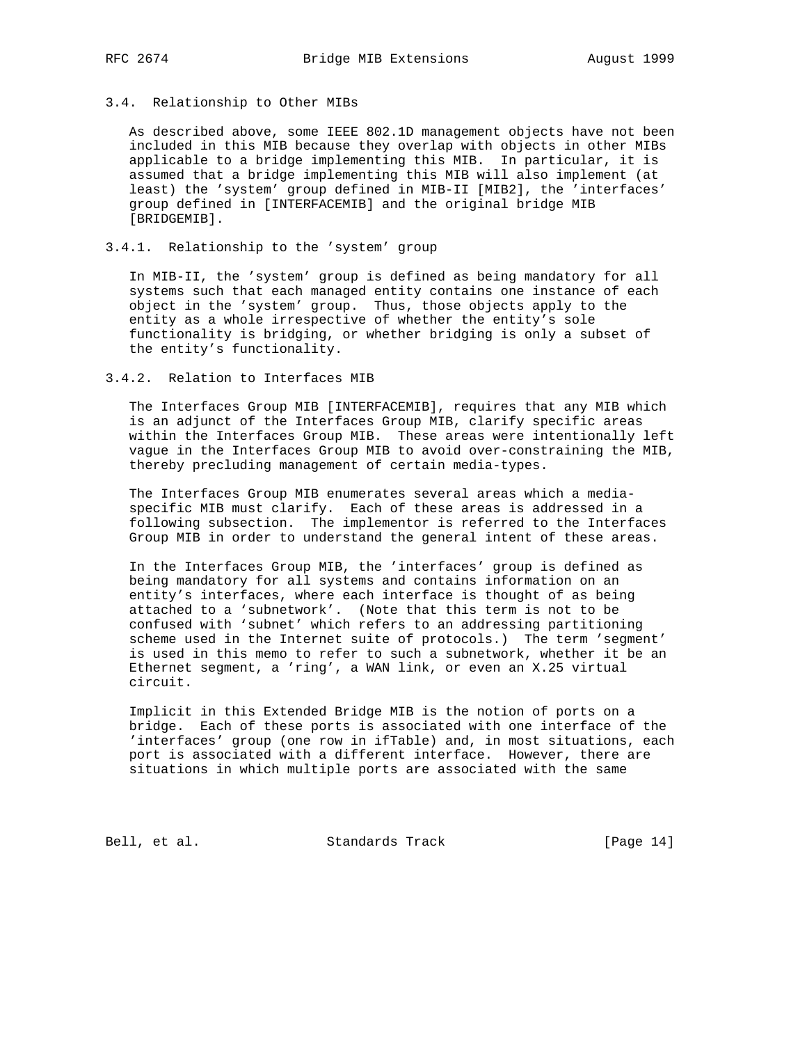### 3.4. Relationship to Other MIBs

As described above, some IEEE 802.1D management objects have not been included in this MIB because they overlap with objects in other MIBs applicable to a bridge implementing this MIB. In particular, it is assumed that a bridge implementing this MIB will also implement (at least) the 'system' group defined in MIB-II [MIB2], the 'interfaces' group defined in [INTERFACEMIB] and the original bridge MIB [BRIDGEMIB].

#### 3.4.1. Relationship to the 'system' group

In MIB-II, the 'system' group is defined as being mandatory for all systems such that each managed entity contains one instance of each object in the 'system' group. Thus, those objects apply to the entity as a whole irrespective of whether the entity's sole functionality is bridging, or whether bridging is only a subset of the entity's functionality.

#### 3.4.2. Relation to Interfaces MIB

The Interfaces Group MIB [INTERFACEMIB], requires that any MIB which is an adjunct of the Interfaces Group MIB, clarify specific areas within the Interfaces Group MIB. These areas were intentionally left vague in the Interfaces Group MIB to avoid over-constraining the MIB, thereby precluding management of certain media-types.

The Interfaces Group MIB enumerates several areas which a media-specific MIB must clarify. Each of these areas is addressed in a following subsection. The implementor is referred to the Interfaces Group MIB in order to understand the general intent of these areas.

In the Interfaces Group MIB, the 'interfaces' group is defined as being mandatory for all systems and contains information on an entity's interfaces, where each interface is thought of as being attached to a 'subnetwork'. (Note that this term is not to be confused with 'subnet' which refers to an addressing partitioning scheme used in the Internet suite of protocols.) The term 'segment' is used in this memo to refer to such a subnetwork, whether it be an Ethernet segment, a 'ring', a WAN link, or even an X.25 virtual circuit.

Implicit in this Extended Bridge MIB is the notion of ports on a bridge. Each of these ports is associated with one interface of the 'interfaces' group (one row in ifTable) and, in most situations, each port is associated with a different interface. However, there are situations in which multiple ports are associated with the same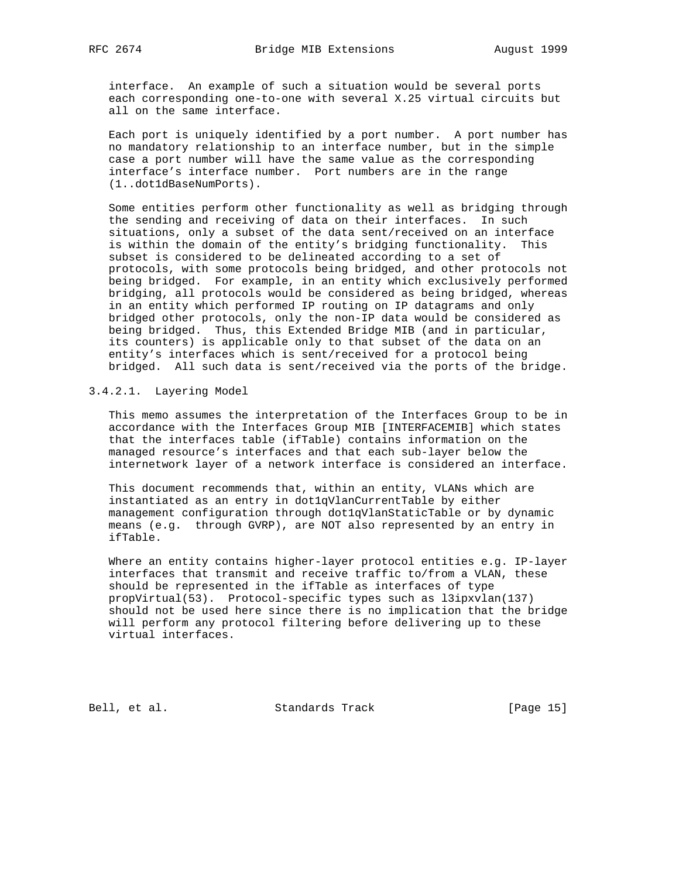interface. An example of such a situation would be several ports each corresponding one-to-one with several X.25 virtual circuits but all on the same interface.

Each port is uniquely identified by a port number. A port number has no mandatory relationship to an interface number, but in the simple case a port number will have the same value as the corresponding interface's interface number. Port numbers are in the range (1..dot1dBaseNumPorts).

Some entities perform other functionality as well as bridging through the sending and receiving of data on their interfaces. In such situations, only a subset of the data sent/received on an interface is within the domain of the entity's bridging functionality. This subset is considered to be delineated according to a set of protocols, with some protocols being bridged, and other protocols not being bridged. For example, in an entity which exclusively performed bridging, all protocols would be considered as being bridged, whereas in an entity which performed IP routing on IP datagrams and only bridged other protocols, only the non-IP data would be considered as being bridged. Thus, this Extended Bridge MIB (and in particular, its counters) is applicable only to that subset of the data on an entity's interfaces which is sent/received for a protocol being bridged. All such data is sent/received via the ports of the bridge.

#### 3.4.2.1. Layering Model

This memo assumes the interpretation of the Interfaces Group to be in accordance with the Interfaces Group MIB [INTERFACEMIB] which states that the interfaces table (ifTable) contains information on the managed resource's interfaces and that each sub-layer below the internetwork layer of a network interface is considered an interface.

This document recommends that, within an entity, VLANs which are instantiated as an entry in dot1qVlanCurrentTable by either management configuration through dot1qVlanStaticTable or by dynamic means (e.g. through GVRP), are NOT also represented by an entry in ifTable.

Where an entity contains higher-layer protocol entities e.g. IP-layer interfaces that transmit and receive traffic to/from a VLAN, these should be represented in the ifTable as interfaces of type propVirtual(53). Protocol-specific types such as l3ipxvlan(137) should not be used here since there is no implication that the bridge will perform any protocol filtering before delivering up to these virtual interfaces.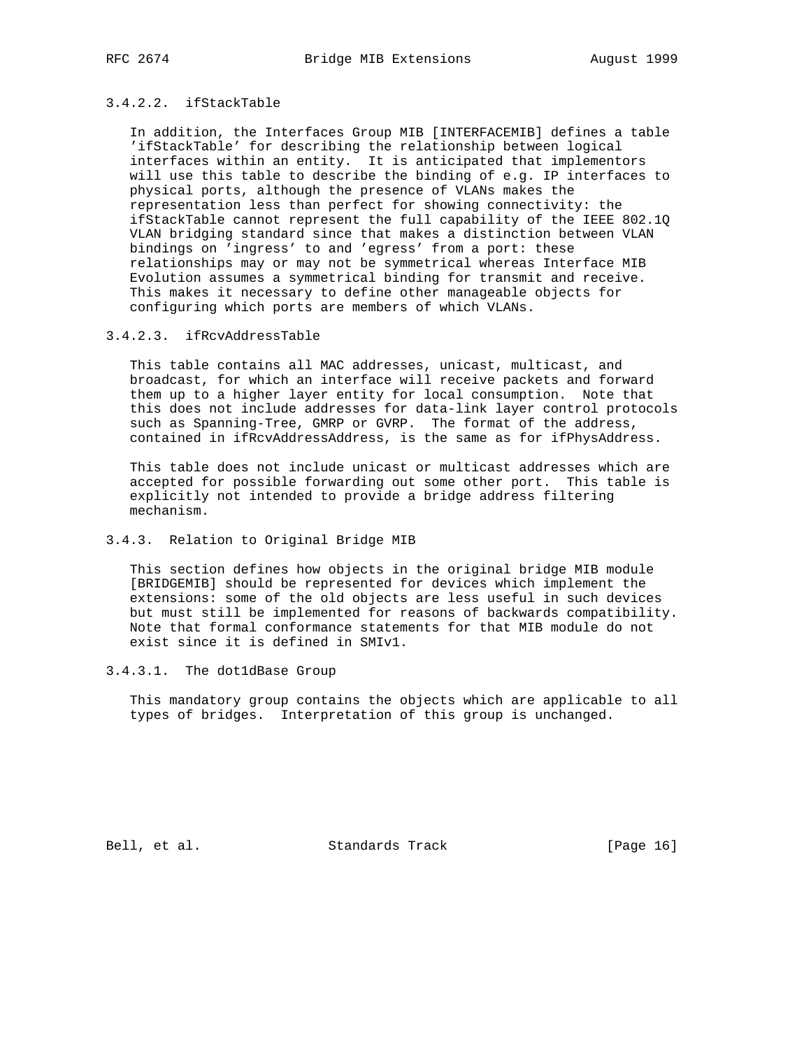#### 3.4.2.2. ifStackTable

In addition, the Interfaces Group MIB [INTERFACEMIB] defines a table 'ifStackTable' for describing the relationship between logical interfaces within an entity. It is anticipated that implementors will use this table to describe the binding of e.g. IP interfaces to physical ports, although the presence of VLANs makes the representation less than perfect for showing connectivity: the ifStackTable cannot represent the full capability of the IEEE 802.1Q VLAN bridging standard since that makes a distinction between VLAN bindings on 'ingress' to and 'egress' from a port: these relationships may or may not be symmetrical whereas Interface MIB Evolution assumes a symmetrical binding for transmit and receive. This makes it necessary to define other manageable objects for configuring which ports are members of which VLANs.

#### 3.4.2.3. ifRcvAddressTable

This table contains all MAC addresses, unicast, multicast, and broadcast, for which an interface will receive packets and forward them up to a higher layer entity for local consumption. Note that this does not include addresses for data-link layer control protocols such as Spanning-Tree, GMRP or GVRP. The format of the address, contained in ifRcvAddressAddress, is the same as for ifPhysAddress.

This table does not include unicast or multicast addresses which are accepted for possible forwarding out some other port. This table is explicitly not intended to provide a bridge address filtering mechanism.

### 3.4.3. Relation to Original Bridge MIB

This section defines how objects in the original bridge MIB module [BRIDGEMIB] should be represented for devices which implement the extensions: some of the old objects are less useful in such devices but must still be implemented for reasons of backwards compatibility. Note that formal conformance statements for that MIB module do not exist since it is defined in SMIv1.

#### 3.4.3.1. The dot1dBase Group

This mandatory group contains the objects which are applicable to all types of bridges. Interpretation of this group is unchanged.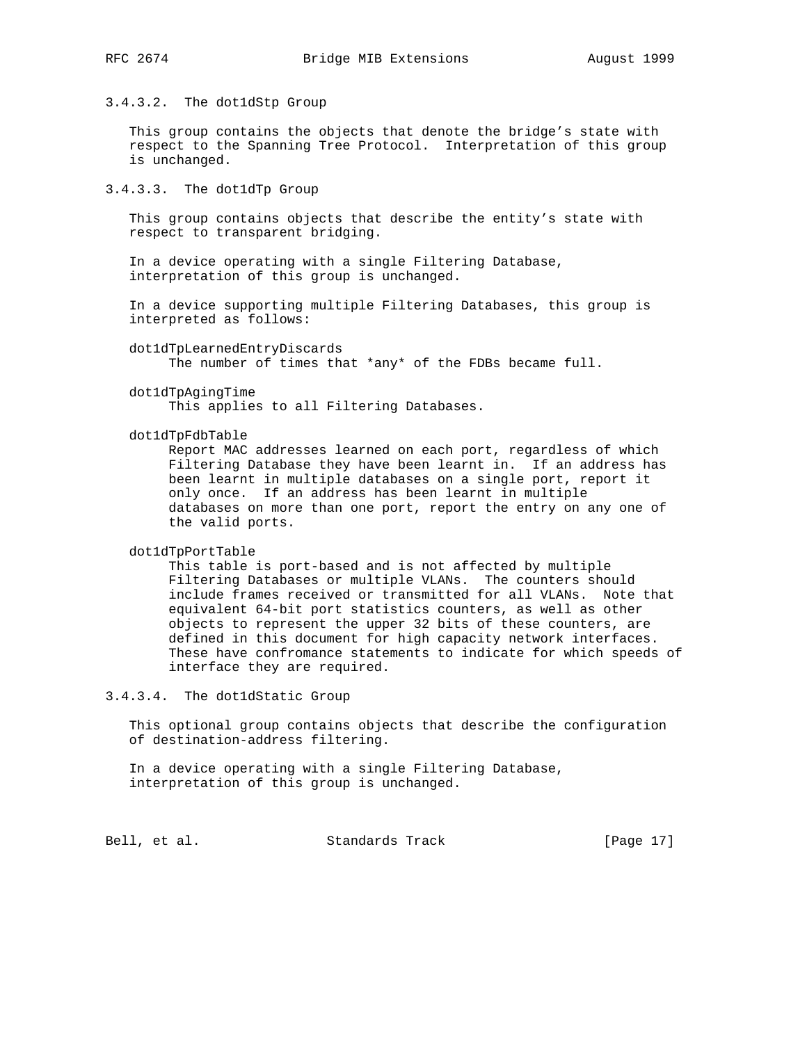#### 3.4.3.2. The dot1dStp Group

This group contains the objects that denote the bridge's state with respect to the Spanning Tree Protocol. Interpretation of this group is unchanged.

#### 3.4.3.3. The dot1dTp Group

This group contains objects that describe the entity's state with respect to transparent bridging.

In a device operating with a single Filtering Database, interpretation of this group is unchanged.

In a device supporting multiple Filtering Databases, this group is interpreted as follows:

dot1dTpLearnedEntryDiscards
: The number of times that *any* of the FDBs became full.

dot1dTpAgingTime
: This applies to all Filtering Databases.

dot1dTpFdbTable
: Report MAC addresses learned on each port, regardless of which Filtering Database they have been learnt in. If an address has been learnt in multiple databases on a single port, report it only once. If an address has been learnt in multiple databases on more than one port, report the entry on any one of the valid ports.

dot1dTpPortTable
: This table is port-based and is not affected by multiple Filtering Databases or multiple VLANs. The counters should include frames received or transmitted for all VLANs. Note that equivalent 64-bit port statistics counters, as well as other objects to represent the upper 32 bits of these counters, are defined in this document for high capacity network interfaces. These have confromance statements to indicate for which speeds of interface they are required.

#### 3.4.3.4. The dot1dStatic Group

This optional group contains objects that describe the configuration of destination-address filtering.

In a device operating with a single Filtering Database, interpretation of this group is unchanged.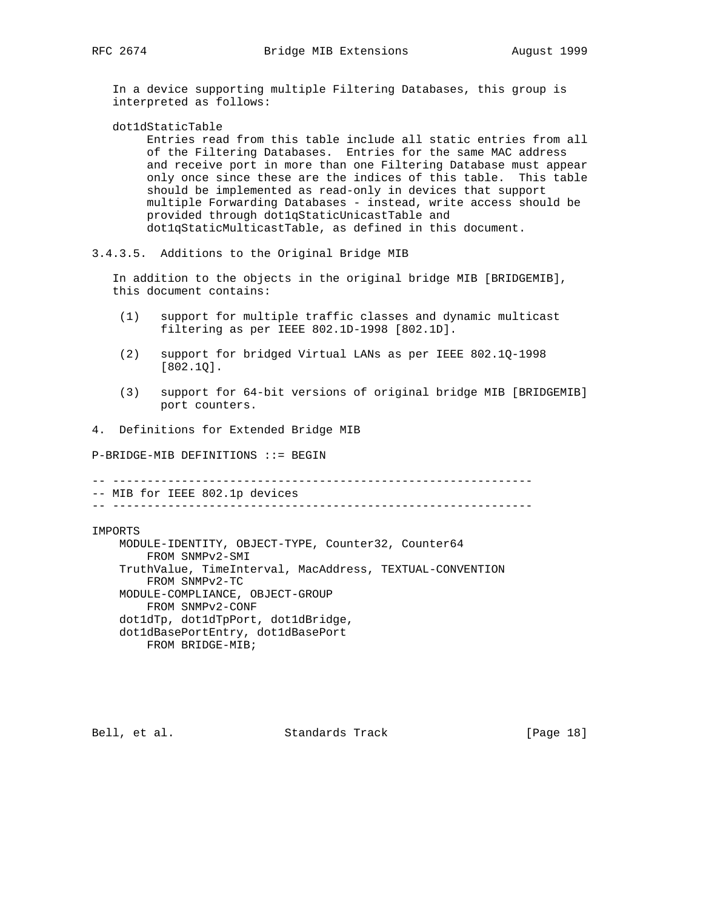In a device supporting multiple Filtering Databases, this group is interpreted as follows:

dot1dStaticTable
: Entries read from this table include all static entries from all of the Filtering Databases. Entries for the same MAC address and receive port in more than one Filtering Database must appear only once since these are the indices of this table. This table should be implemented as read-only in devices that support multiple Forwarding Databases - instead, write access should be provided through dot1qStaticUnicastTable and dot1qStaticMulticastTable, as defined in this document.

#### 3.4.3.5. Additions to the Original Bridge MIB

In addition to the objects in the original bridge MIB [BRIDGEMIB], this document contains:

(1) support for multiple traffic classes and dynamic multicast filtering as per IEEE 802.1D-1998 [802.1D].

(2) support for bridged Virtual LANs as per IEEE 802.1Q-1998 [802.1Q].

(3) support for 64-bit versions of original bridge MIB [BRIDGEMIB] port counters.

## 4. Definitions for Extended Bridge MIB

```
P-BRIDGE-MIB DEFINITIONS ::= BEGIN

-- -------------------------------------------------------------
-- MIB for IEEE 802.1p devices
-- -------------------------------------------------------------

IMPORTS
    MODULE-IDENTITY, OBJECT-TYPE, Counter32, Counter64
        FROM SNMPv2-SMI
    TruthValue, TimeInterval, MacAddress, TEXTUAL-CONVENTION
        FROM SNMPv2-TC
    MODULE-COMPLIANCE, OBJECT-GROUP
        FROM SNMPv2-CONF
    dot1dTp, dot1dTpPort, dot1dBridge,
    dot1dBasePortEntry, dot1dBasePort
        FROM BRIDGE-MIB;
```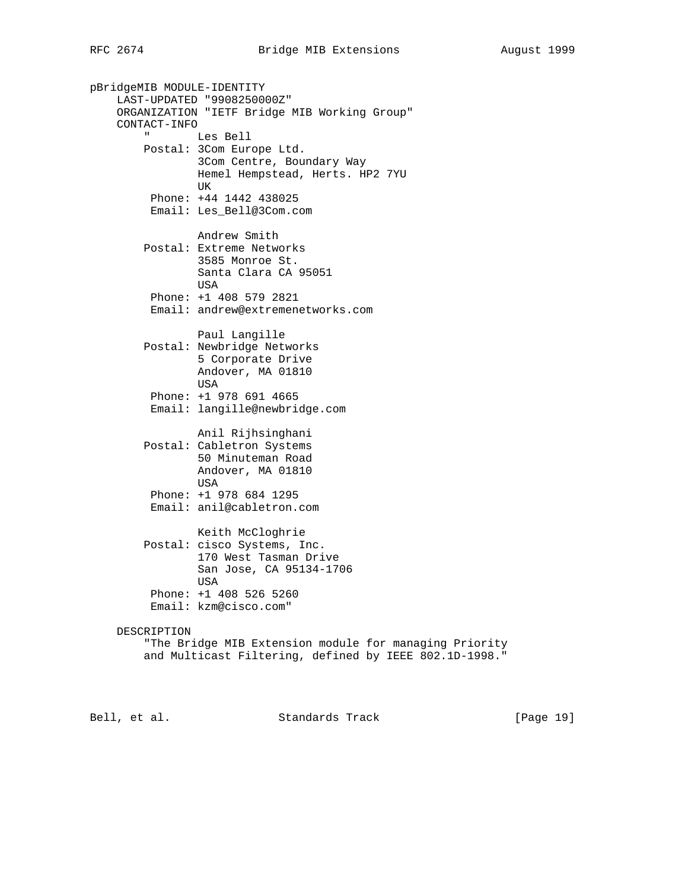```
pBridgeMIB MODULE-IDENTITY
    LAST-UPDATED "9908250000Z"
    ORGANIZATION "IETF Bridge MIB Working Group"
    CONTACT-INFO
        "       Les Bell
        Postal: 3Com Europe Ltd.
                3Com Centre, Boundary Way
                Hemel Hempstead, Herts. HP2 7YU
                UK
         Phone: +44 1442 438025
         Email: Les_Bell@3Com.com

                Andrew Smith
        Postal: Extreme Networks
                3585 Monroe St.
                Santa Clara CA 95051
                USA
         Phone: +1 408 579 2821
         Email: andrew@extremenetworks.com

                Paul Langille
        Postal: Newbridge Networks
                5 Corporate Drive
                Andover, MA 01810
                USA
         Phone: +1 978 691 4665
         Email: langille@newbridge.com

                Anil Rijhsinghani
        Postal: Cabletron Systems
                50 Minuteman Road
                Andover, MA 01810
                USA
         Phone: +1 978 684 1295
         Email: anil@cabletron.com

                Keith McCloghrie
        Postal: cisco Systems, Inc.
                170 West Tasman Drive
                San Jose, CA 95134-1706
                USA
         Phone: +1 408 526 5260
         Email: kzm@cisco.com"

    DESCRIPTION
        "The Bridge MIB Extension module for managing Priority
        and Multicast Filtering, defined by IEEE 802.1D-1998."
```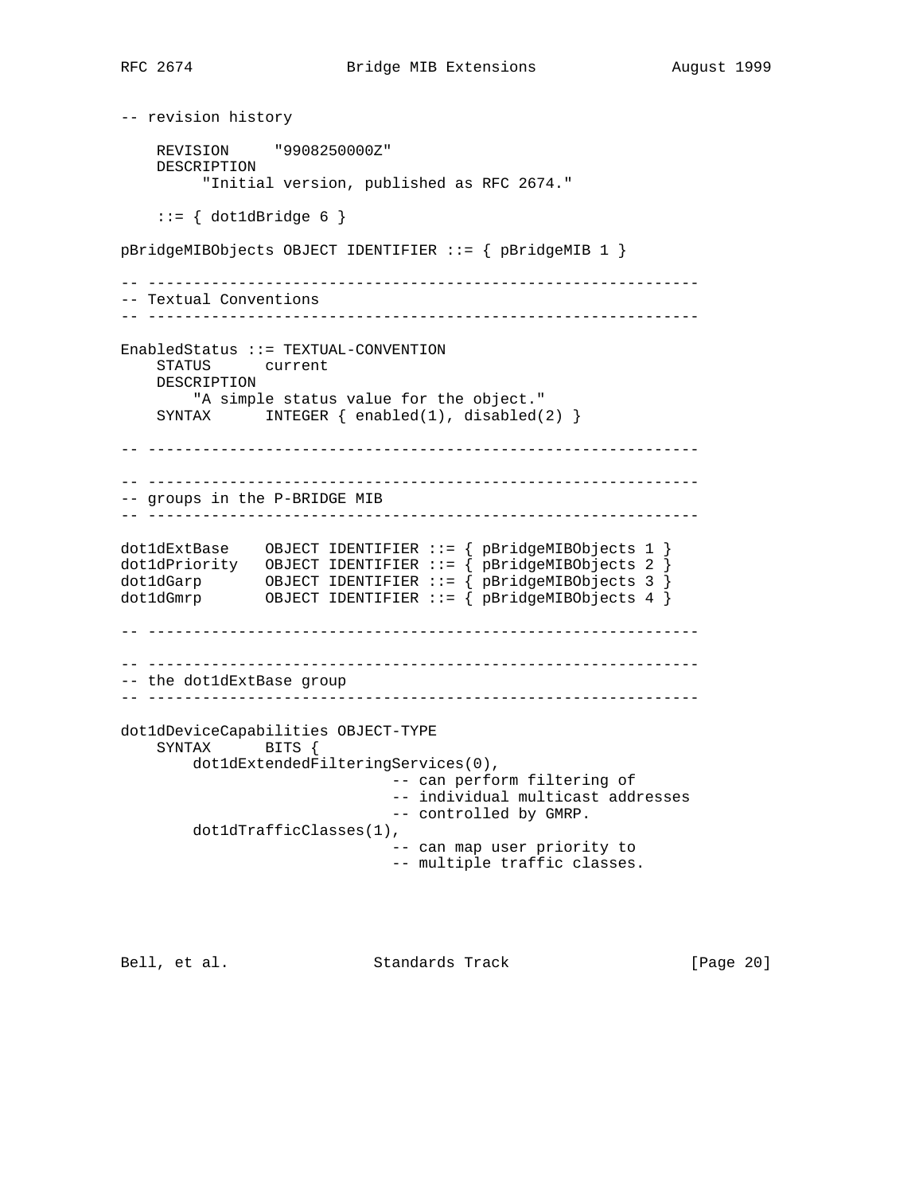```
-- revision history

    REVISION     "9908250000Z"
    DESCRIPTION
         "Initial version, published as RFC 2674."

    ::= { dot1dBridge 6 }

pBridgeMIBObjects OBJECT IDENTIFIER ::= { pBridgeMIB 1 }

-- -------------------------------------------------------------
-- Textual Conventions
-- -------------------------------------------------------------

EnabledStatus ::= TEXTUAL-CONVENTION
    STATUS      current
    DESCRIPTION
        "A simple status value for the object."
    SYNTAX      INTEGER { enabled(1), disabled(2) }

-- -------------------------------------------------------------

-- -------------------------------------------------------------
-- groups in the P-BRIDGE MIB
-- -------------------------------------------------------------

dot1dExtBase    OBJECT IDENTIFIER ::= { pBridgeMIBObjects 1 }
dot1dPriority   OBJECT IDENTIFIER ::= { pBridgeMIBObjects 2 }
dot1dGarp       OBJECT IDENTIFIER ::= { pBridgeMIBObjects 3 }
dot1dGmrp       OBJECT IDENTIFIER ::= { pBridgeMIBObjects 4 }

-- -------------------------------------------------------------

-- -------------------------------------------------------------
-- the dot1dExtBase group
-- -------------------------------------------------------------

dot1dDeviceCapabilities OBJECT-TYPE
    SYNTAX      BITS {
        dot1dExtendedFilteringServices(0),
                              -- can perform filtering of
                              -- individual multicast addresses
                              -- controlled by GMRP.
        dot1dTrafficClasses(1),
                              -- can map user priority to
                              -- multiple traffic classes.
```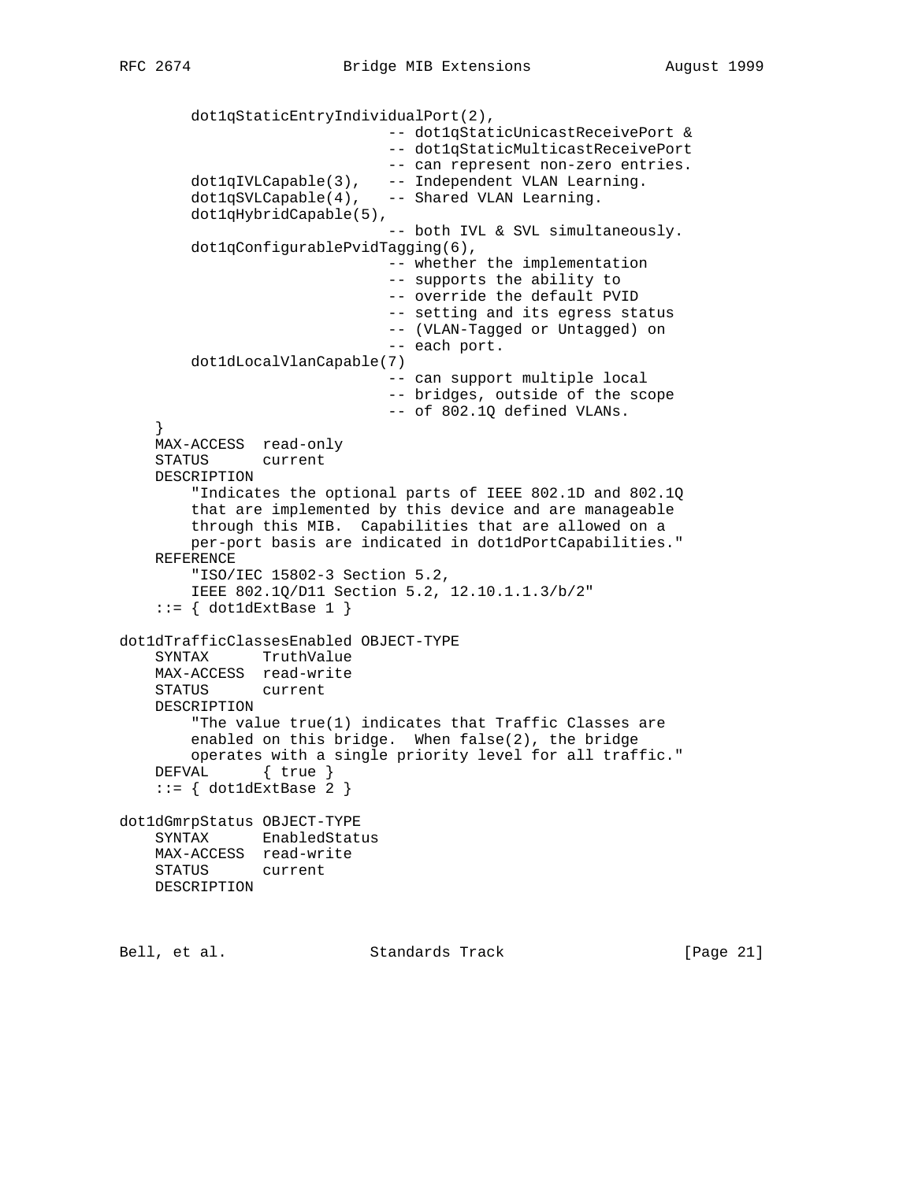```
        dot1qStaticEntryIndividualPort(2),
                              -- dot1qStaticUnicastReceivePort &
                              -- dot1qStaticMulticastReceivePort
                              -- can represent non-zero entries.
        dot1qIVLCapable(3),   -- Independent VLAN Learning.
        dot1qSVLCapable(4),   -- Shared VLAN Learning.
        dot1qHybridCapable(5),
                              -- both IVL & SVL simultaneously.
        dot1qConfigurablePvidTagging(6),
                              -- whether the implementation
                              -- supports the ability to
                              -- override the default PVID
                              -- setting and its egress status
                              -- (VLAN-Tagged or Untagged) on
                              -- each port.
        dot1dLocalVlanCapable(7)
                              -- can support multiple local
                              -- bridges, outside of the scope
                              -- of 802.1Q defined VLANs.
    }
    MAX-ACCESS  read-only
    STATUS      current
    DESCRIPTION
        "Indicates the optional parts of IEEE 802.1D and 802.1Q
        that are implemented by this device and are manageable
        through this MIB.  Capabilities that are allowed on a
        per-port basis are indicated in dot1dPortCapabilities."
    REFERENCE
        "ISO/IEC 15802-3 Section 5.2,
        IEEE 802.1Q/D11 Section 5.2, 12.10.1.1.3/b/2"
    ::= { dot1dExtBase 1 }

dot1dTrafficClassesEnabled OBJECT-TYPE
    SYNTAX      TruthValue
    MAX-ACCESS  read-write
    STATUS      current
    DESCRIPTION
        "The value true(1) indicates that Traffic Classes are
        enabled on this bridge.  When false(2), the bridge
        operates with a single priority level for all traffic."
    DEFVAL      { true }
    ::= { dot1dExtBase 2 }

dot1dGmrpStatus OBJECT-TYPE
    SYNTAX      EnabledStatus
    MAX-ACCESS  read-write
    STATUS      current
    DESCRIPTION
```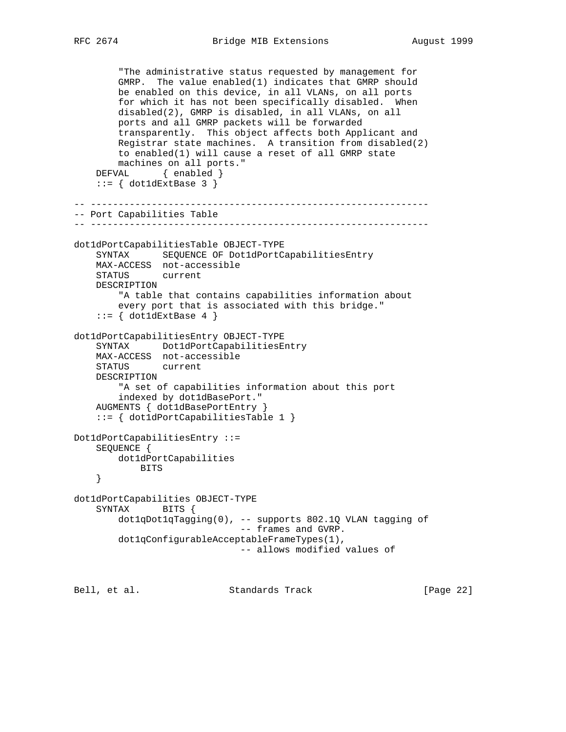```
        "The administrative status requested by management for
        GMRP.  The value enabled(1) indicates that GMRP should
        be enabled on this device, in all VLANs, on all ports
        for which it has not been specifically disabled.  When
        disabled(2), GMRP is disabled, in all VLANs, on all
        ports and all GMRP packets will be forwarded
        transparently.  This object affects both Applicant and
        Registrar state machines.  A transition from disabled(2)
        to enabled(1) will cause a reset of all GMRP state
        machines on all ports."
    DEFVAL      { enabled }
    ::= { dot1dExtBase 3 }

-- -------------------------------------------------------------
-- Port Capabilities Table
-- -------------------------------------------------------------

dot1dPortCapabilitiesTable OBJECT-TYPE
    SYNTAX      SEQUENCE OF Dot1dPortCapabilitiesEntry
    MAX-ACCESS  not-accessible
    STATUS      current
    DESCRIPTION
        "A table that contains capabilities information about
        every port that is associated with this bridge."
    ::= { dot1dExtBase 4 }

dot1dPortCapabilitiesEntry OBJECT-TYPE
    SYNTAX      Dot1dPortCapabilitiesEntry
    MAX-ACCESS  not-accessible
    STATUS      current
    DESCRIPTION
        "A set of capabilities information about this port
        indexed by dot1dBasePort."
    AUGMENTS { dot1dBasePortEntry }
    ::= { dot1dPortCapabilitiesTable 1 }

Dot1dPortCapabilitiesEntry ::=
    SEQUENCE {
        dot1dPortCapabilities
            BITS
    }

dot1dPortCapabilities OBJECT-TYPE
    SYNTAX      BITS {
        dot1qDot1qTagging(0), -- supports 802.1Q VLAN tagging of
                              -- frames and GVRP.
        dot1qConfigurableAcceptableFrameTypes(1),
                              -- allows modified values of
```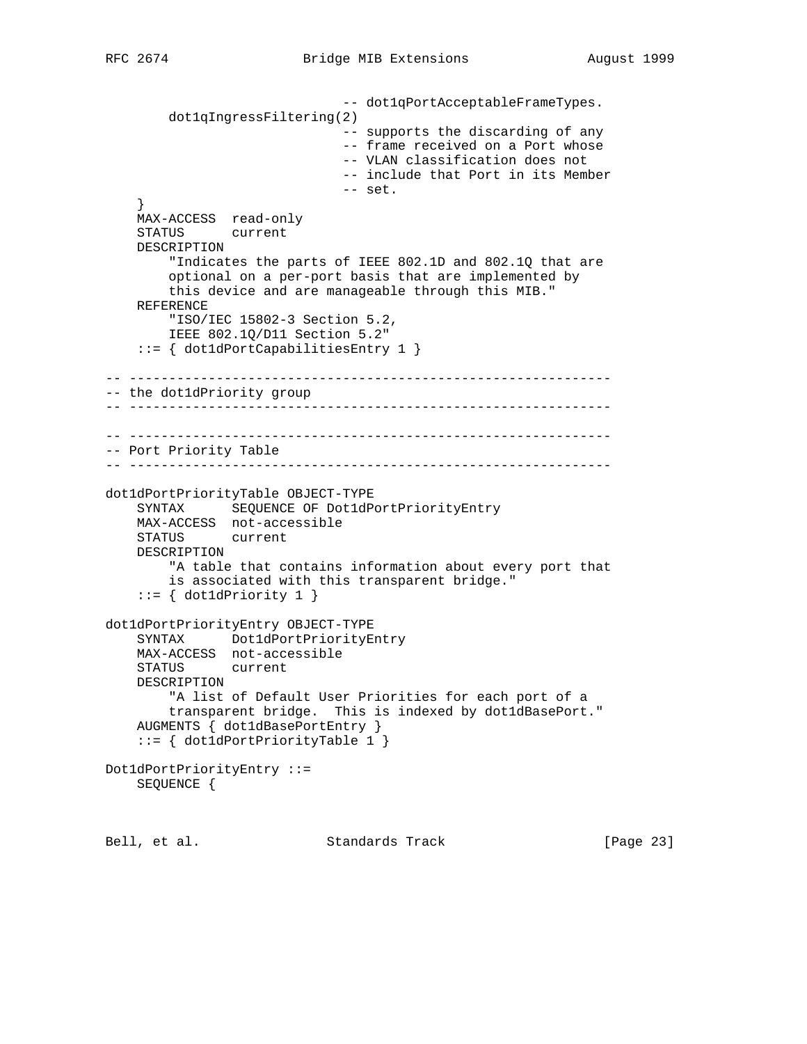```
                            -- dot1qPortAcceptableFrameTypes.
        dot1qIngressFiltering(2)
                            -- supports the discarding of any
                            -- frame received on a Port whose
                            -- VLAN classification does not
                            -- include that Port in its Member
                            -- set.
    }
    MAX-ACCESS  read-only
    STATUS      current
    DESCRIPTION
        "Indicates the parts of IEEE 802.1D and 802.1Q that are
        optional on a per-port basis that are implemented by
        this device and are manageable through this MIB."
    REFERENCE
        "ISO/IEC 15802-3 Section 5.2,
        IEEE 802.1Q/D11 Section 5.2"
    ::= { dot1dPortCapabilitiesEntry 1 }

-- -------------------------------------------------------------
-- the dot1dPriority group
-- -------------------------------------------------------------

-- -------------------------------------------------------------
-- Port Priority Table
-- -------------------------------------------------------------

dot1dPortPriorityTable OBJECT-TYPE
    SYNTAX      SEQUENCE OF Dot1dPortPriorityEntry
    MAX-ACCESS  not-accessible
    STATUS      current
    DESCRIPTION
        "A table that contains information about every port that
        is associated with this transparent bridge."
    ::= { dot1dPriority 1 }

dot1dPortPriorityEntry OBJECT-TYPE
    SYNTAX      Dot1dPortPriorityEntry
    MAX-ACCESS  not-accessible
    STATUS      current
    DESCRIPTION
        "A list of Default User Priorities for each port of a
        transparent bridge.  This is indexed by dot1dBasePort."
    AUGMENTS { dot1dBasePortEntry }
    ::= { dot1dPortPriorityTable 1 }

Dot1dPortPriorityEntry ::=
    SEQUENCE {
```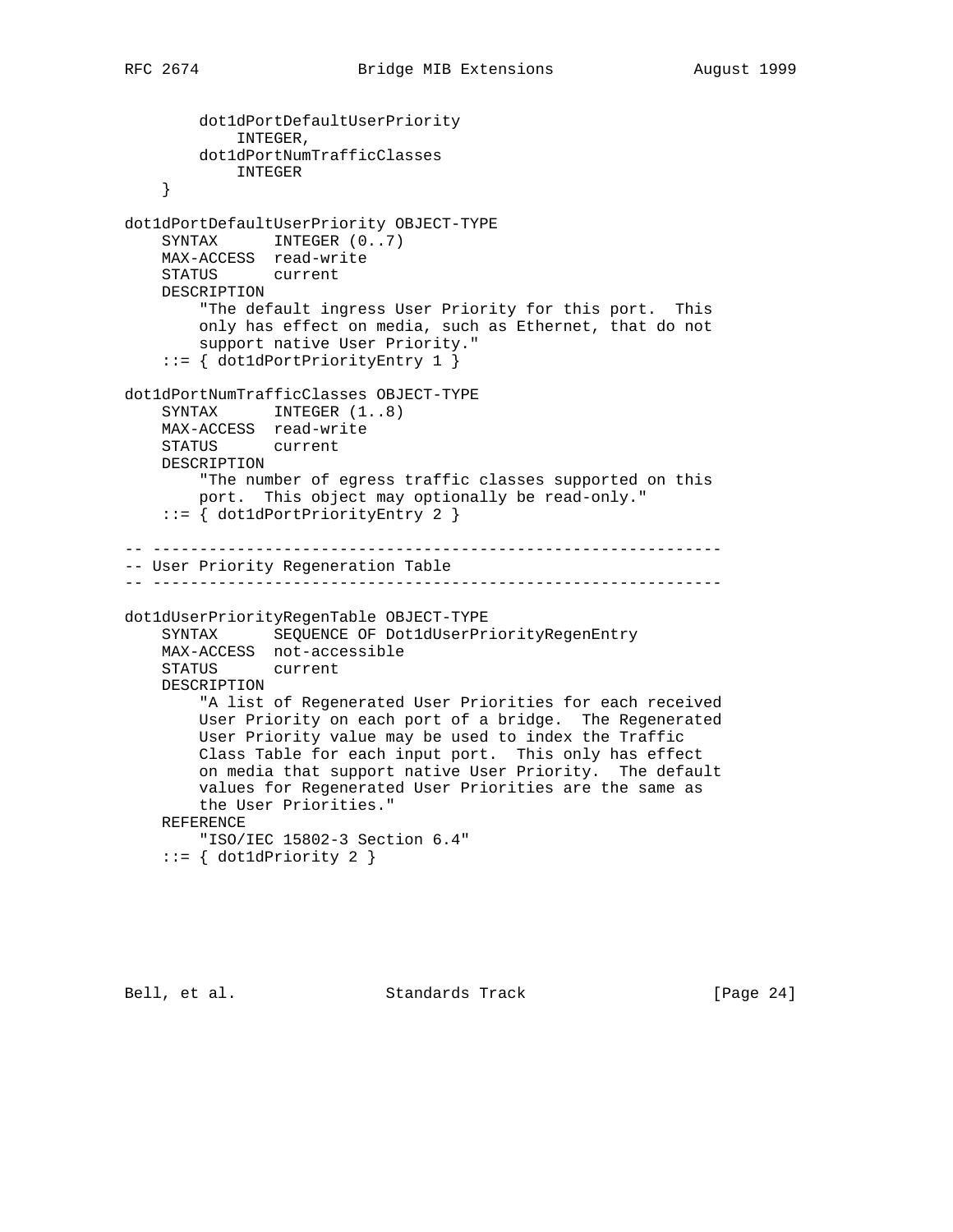```
        dot1dPortDefaultUserPriority
            INTEGER,
        dot1dPortNumTrafficClasses
            INTEGER
    }

dot1dPortDefaultUserPriority OBJECT-TYPE
    SYNTAX      INTEGER (0..7)
    MAX-ACCESS  read-write
    STATUS      current
    DESCRIPTION
        "The default ingress User Priority for this port.  This
        only has effect on media, such as Ethernet, that do not
        support native User Priority."
    ::= { dot1dPortPriorityEntry 1 }

dot1dPortNumTrafficClasses OBJECT-TYPE
    SYNTAX      INTEGER (1..8)
    MAX-ACCESS  read-write
    STATUS      current
    DESCRIPTION
        "The number of egress traffic classes supported on this
        port.  This object may optionally be read-only."
    ::= { dot1dPortPriorityEntry 2 }

-- -------------------------------------------------------------
-- User Priority Regeneration Table
-- -------------------------------------------------------------

dot1dUserPriorityRegenTable OBJECT-TYPE
    SYNTAX      SEQUENCE OF Dot1dUserPriorityRegenEntry
    MAX-ACCESS  not-accessible
    STATUS      current
    DESCRIPTION
        "A list of Regenerated User Priorities for each received
        User Priority on each port of a bridge.  The Regenerated
        User Priority value may be used to index the Traffic
        Class Table for each input port.  This only has effect
        on media that support native User Priority.  The default
        values for Regenerated User Priorities are the same as
        the User Priorities."
    REFERENCE
        "ISO/IEC 15802-3 Section 6.4"
    ::= { dot1dPriority 2 }
```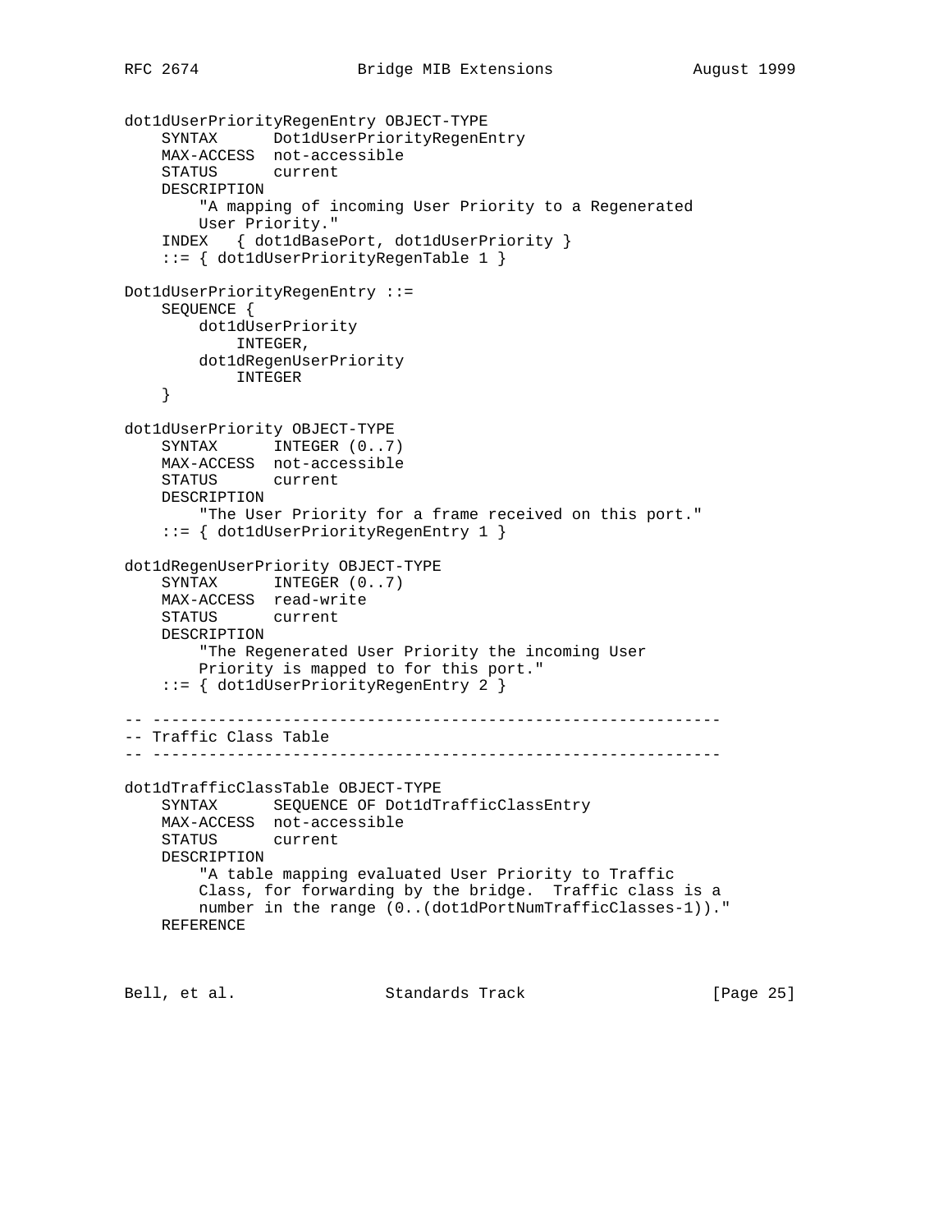```
dot1dUserPriorityRegenEntry OBJECT-TYPE
    SYNTAX      Dot1dUserPriorityRegenEntry
    MAX-ACCESS  not-accessible
    STATUS      current
    DESCRIPTION
        "A mapping of incoming User Priority to a Regenerated
        User Priority."
    INDEX   { dot1dBasePort, dot1dUserPriority }
    ::= { dot1dUserPriorityRegenTable 1 }

Dot1dUserPriorityRegenEntry ::=
    SEQUENCE {
        dot1dUserPriority
            INTEGER,
        dot1dRegenUserPriority
            INTEGER
    }

dot1dUserPriority OBJECT-TYPE
    SYNTAX      INTEGER (0..7)
    MAX-ACCESS  not-accessible
    STATUS      current
    DESCRIPTION
        "The User Priority for a frame received on this port."
    ::= { dot1dUserPriorityRegenEntry 1 }

dot1dRegenUserPriority OBJECT-TYPE
    SYNTAX      INTEGER (0..7)
    MAX-ACCESS  read-write
    STATUS      current
    DESCRIPTION
        "The Regenerated User Priority the incoming User
        Priority is mapped to for this port."
    ::= { dot1dUserPriorityRegenEntry 2 }

-- -------------------------------------------------------------
-- Traffic Class Table
-- -------------------------------------------------------------

dot1dTrafficClassTable OBJECT-TYPE
    SYNTAX      SEQUENCE OF Dot1dTrafficClassEntry
    MAX-ACCESS  not-accessible
    STATUS      current
    DESCRIPTION
        "A table mapping evaluated User Priority to Traffic
        Class, for forwarding by the bridge.  Traffic class is a
        number in the range (0..(dot1dPortNumTrafficClasses-1))."
    REFERENCE
```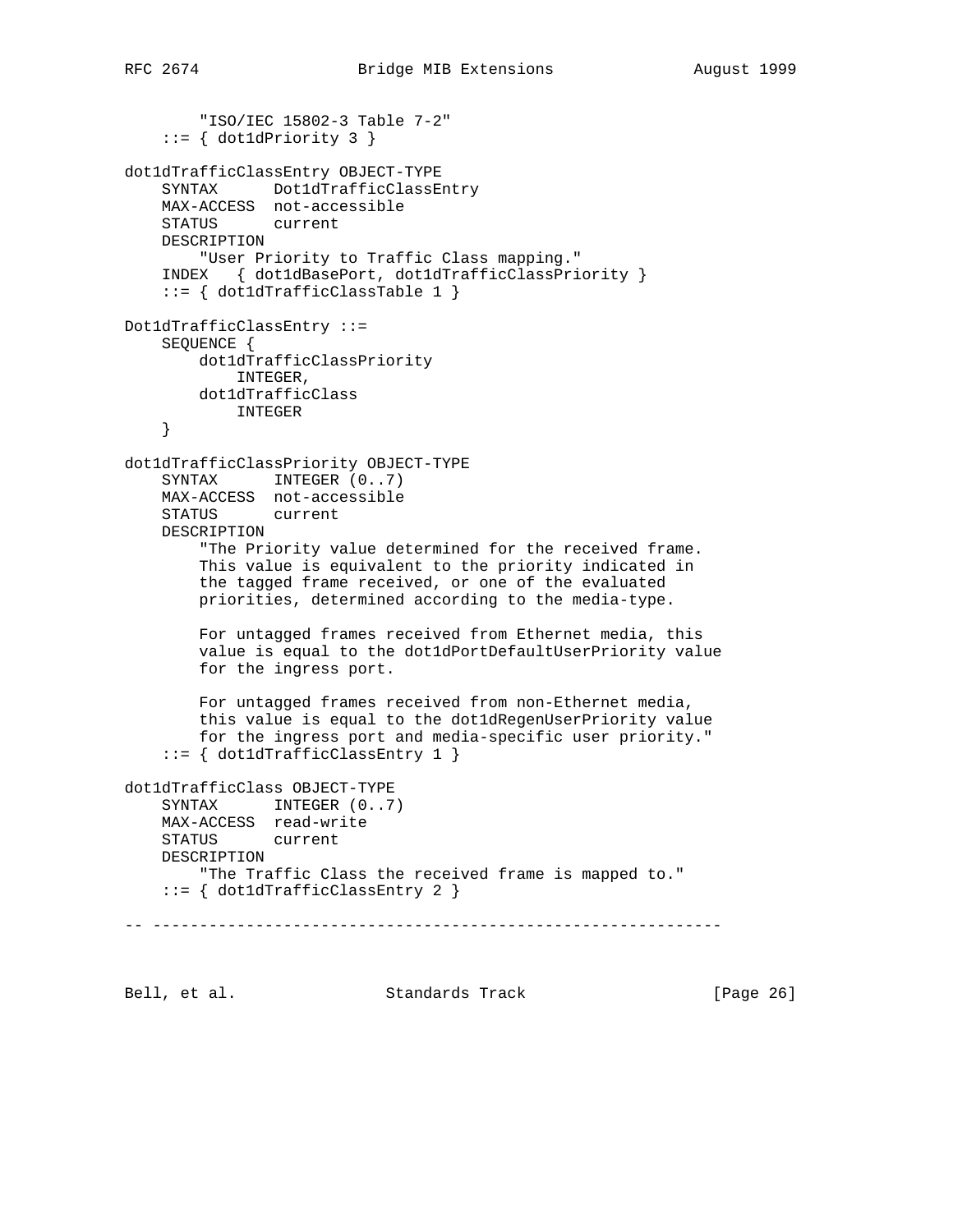```
        "ISO/IEC 15802-3 Table 7-2"
    ::= { dot1dPriority 3 }

dot1dTrafficClassEntry OBJECT-TYPE
    SYNTAX      Dot1dTrafficClassEntry
    MAX-ACCESS  not-accessible
    STATUS      current
    DESCRIPTION
        "User Priority to Traffic Class mapping."
    INDEX   { dot1dBasePort, dot1dTrafficClassPriority }
    ::= { dot1dTrafficClassTable 1 }

Dot1dTrafficClassEntry ::=
    SEQUENCE {
        dot1dTrafficClassPriority
            INTEGER,
        dot1dTrafficClass
            INTEGER
    }

dot1dTrafficClassPriority OBJECT-TYPE
    SYNTAX      INTEGER (0..7)
    MAX-ACCESS  not-accessible
    STATUS      current
    DESCRIPTION
        "The Priority value determined for the received frame.
        This value is equivalent to the priority indicated in
        the tagged frame received, or one of the evaluated
        priorities, determined according to the media-type.

        For untagged frames received from Ethernet media, this
        value is equal to the dot1dPortDefaultUserPriority value
        for the ingress port.

        For untagged frames received from non-Ethernet media,
        this value is equal to the dot1dRegenUserPriority value
        for the ingress port and media-specific user priority."
    ::= { dot1dTrafficClassEntry 1 }

dot1dTrafficClass OBJECT-TYPE
    SYNTAX      INTEGER (0..7)
    MAX-ACCESS  read-write
    STATUS      current
    DESCRIPTION
        "The Traffic Class the received frame is mapped to."
    ::= { dot1dTrafficClassEntry 2 }

-- -------------------------------------------------------------
```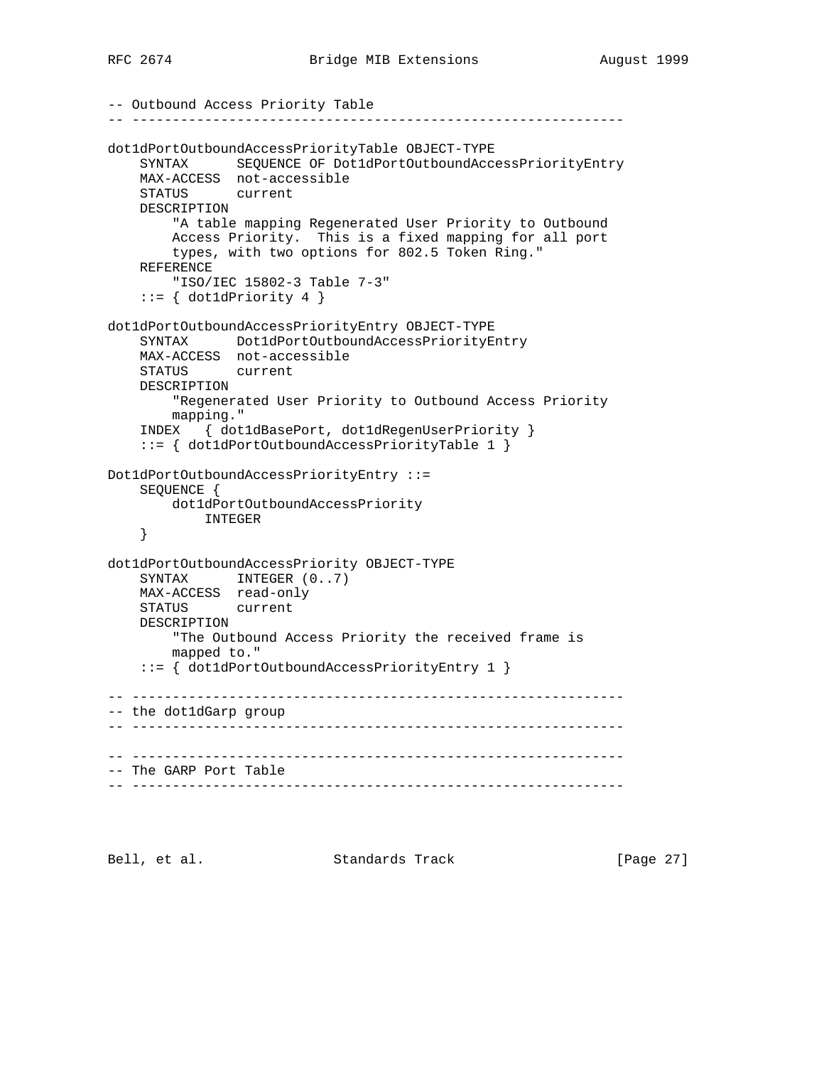```
-- Outbound Access Priority Table
-- -------------------------------------------------------------

dot1dPortOutboundAccessPriorityTable OBJECT-TYPE
    SYNTAX      SEQUENCE OF Dot1dPortOutboundAccessPriorityEntry
    MAX-ACCESS  not-accessible
    STATUS      current
    DESCRIPTION
        "A table mapping Regenerated User Priority to Outbound
        Access Priority.  This is a fixed mapping for all port
        types, with two options for 802.5 Token Ring."
    REFERENCE
        "ISO/IEC 15802-3 Table 7-3"
    ::= { dot1dPriority 4 }

dot1dPortOutboundAccessPriorityEntry OBJECT-TYPE
    SYNTAX      Dot1dPortOutboundAccessPriorityEntry
    MAX-ACCESS  not-accessible
    STATUS      current
    DESCRIPTION
        "Regenerated User Priority to Outbound Access Priority
        mapping."
    INDEX   { dot1dBasePort, dot1dRegenUserPriority }
    ::= { dot1dPortOutboundAccessPriorityTable 1 }

Dot1dPortOutboundAccessPriorityEntry ::=
    SEQUENCE {
        dot1dPortOutboundAccessPriority
            INTEGER
    }

dot1dPortOutboundAccessPriority OBJECT-TYPE
    SYNTAX      INTEGER (0..7)
    MAX-ACCESS  read-only
    STATUS      current
    DESCRIPTION
        "The Outbound Access Priority the received frame is
        mapped to."
    ::= { dot1dPortOutboundAccessPriorityEntry 1 }

-- -------------------------------------------------------------
-- the dot1dGarp group
-- -------------------------------------------------------------

-- -------------------------------------------------------------
-- The GARP Port Table
-- -------------------------------------------------------------
```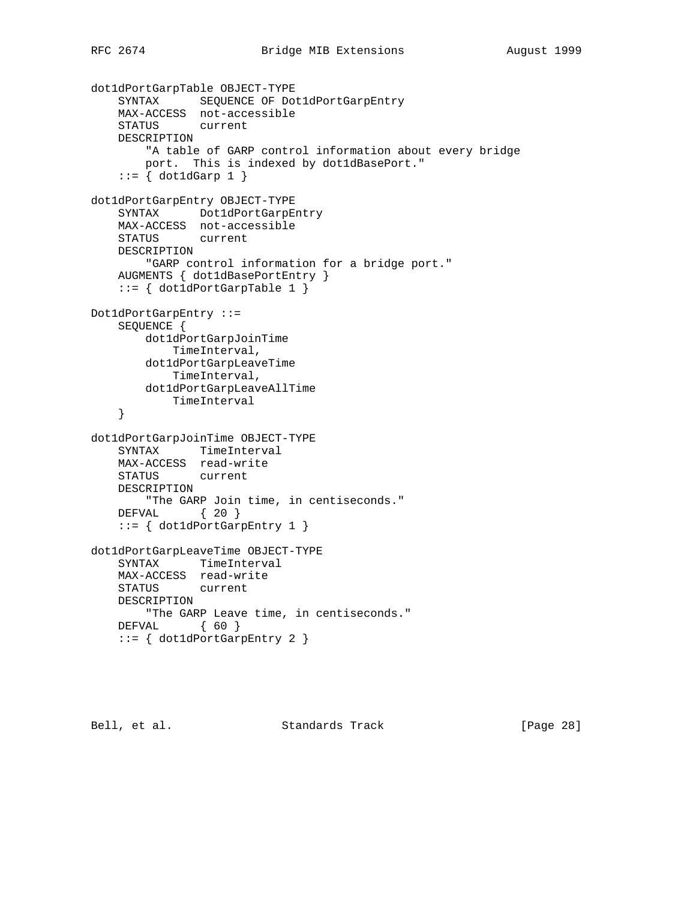```
dot1dPortGarpTable OBJECT-TYPE
    SYNTAX      SEQUENCE OF Dot1dPortGarpEntry
    MAX-ACCESS  not-accessible
    STATUS      current
    DESCRIPTION
        "A table of GARP control information about every bridge
        port.  This is indexed by dot1dBasePort."
    ::= { dot1dGarp 1 }

dot1dPortGarpEntry OBJECT-TYPE
    SYNTAX      Dot1dPortGarpEntry
    MAX-ACCESS  not-accessible
    STATUS      current
    DESCRIPTION
        "GARP control information for a bridge port."
    AUGMENTS { dot1dBasePortEntry }
    ::= { dot1dPortGarpTable 1 }

Dot1dPortGarpEntry ::=
    SEQUENCE {
        dot1dPortGarpJoinTime
            TimeInterval,
        dot1dPortGarpLeaveTime
            TimeInterval,
        dot1dPortGarpLeaveAllTime
            TimeInterval
    }

dot1dPortGarpJoinTime OBJECT-TYPE
    SYNTAX      TimeInterval
    MAX-ACCESS  read-write
    STATUS      current
    DESCRIPTION
        "The GARP Join time, in centiseconds."
    DEFVAL      { 20 }
    ::= { dot1dPortGarpEntry 1 }

dot1dPortGarpLeaveTime OBJECT-TYPE
    SYNTAX      TimeInterval
    MAX-ACCESS  read-write
    STATUS      current
    DESCRIPTION
        "The GARP Leave time, in centiseconds."
    DEFVAL      { 60 }
    ::= { dot1dPortGarpEntry 2 }
```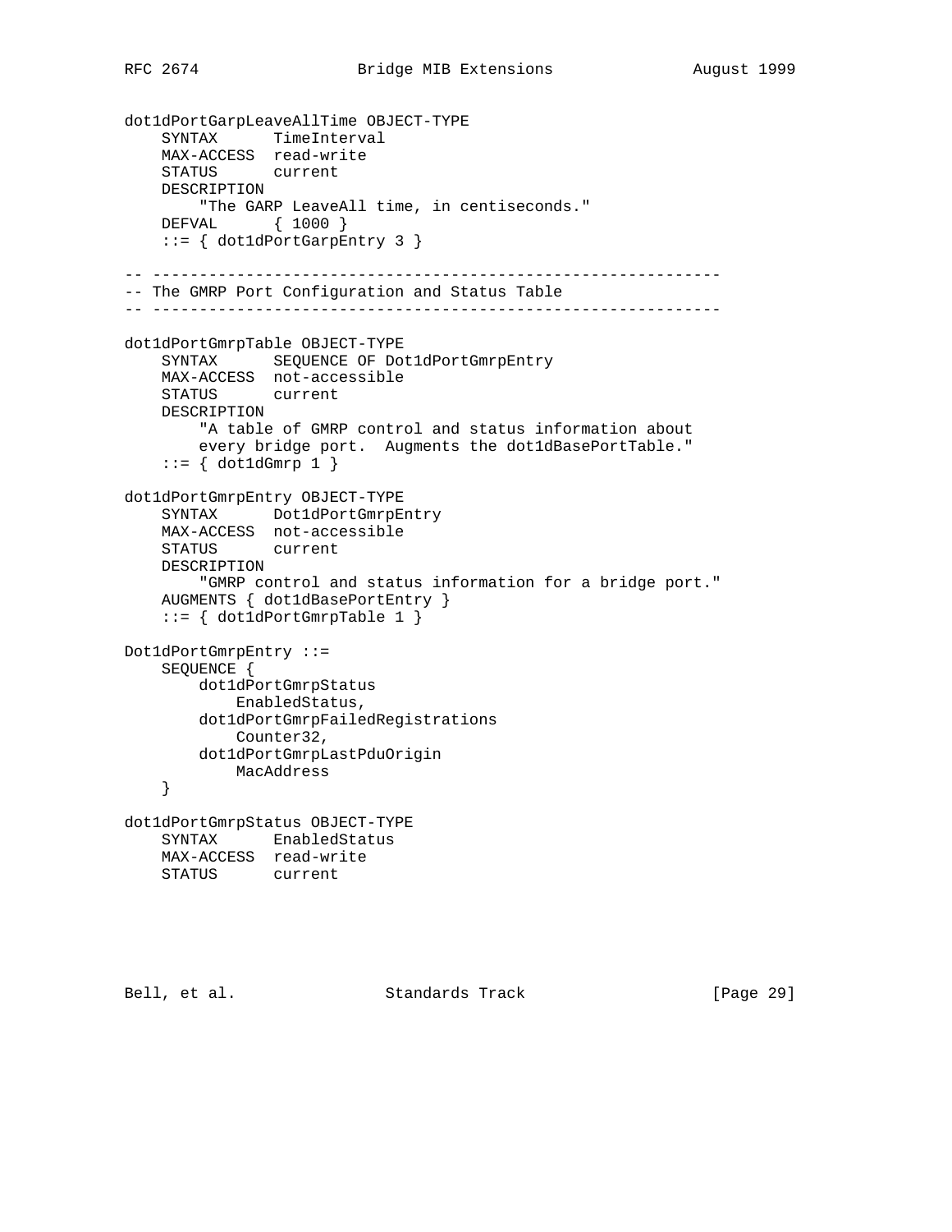```
dot1dPortGarpLeaveAllTime OBJECT-TYPE
    SYNTAX      TimeInterval
    MAX-ACCESS  read-write
    STATUS      current
    DESCRIPTION
        "The GARP LeaveAll time, in centiseconds."
    DEFVAL      { 1000 }
    ::= { dot1dPortGarpEntry 3 }

-- -------------------------------------------------------------
-- The GMRP Port Configuration and Status Table
-- -------------------------------------------------------------

dot1dPortGmrpTable OBJECT-TYPE
    SYNTAX      SEQUENCE OF Dot1dPortGmrpEntry
    MAX-ACCESS  not-accessible
    STATUS      current
    DESCRIPTION
        "A table of GMRP control and status information about
        every bridge port.  Augments the dot1dBasePortTable."
    ::= { dot1dGmrp 1 }

dot1dPortGmrpEntry OBJECT-TYPE
    SYNTAX      Dot1dPortGmrpEntry
    MAX-ACCESS  not-accessible
    STATUS      current
    DESCRIPTION
        "GMRP control and status information for a bridge port."
    AUGMENTS { dot1dBasePortEntry }
    ::= { dot1dPortGmrpTable 1 }

Dot1dPortGmrpEntry ::=
    SEQUENCE {
        dot1dPortGmrpStatus
            EnabledStatus,
        dot1dPortGmrpFailedRegistrations
            Counter32,
        dot1dPortGmrpLastPduOrigin
            MacAddress
    }

dot1dPortGmrpStatus OBJECT-TYPE
    SYNTAX      EnabledStatus
    MAX-ACCESS  read-write
    STATUS      current
```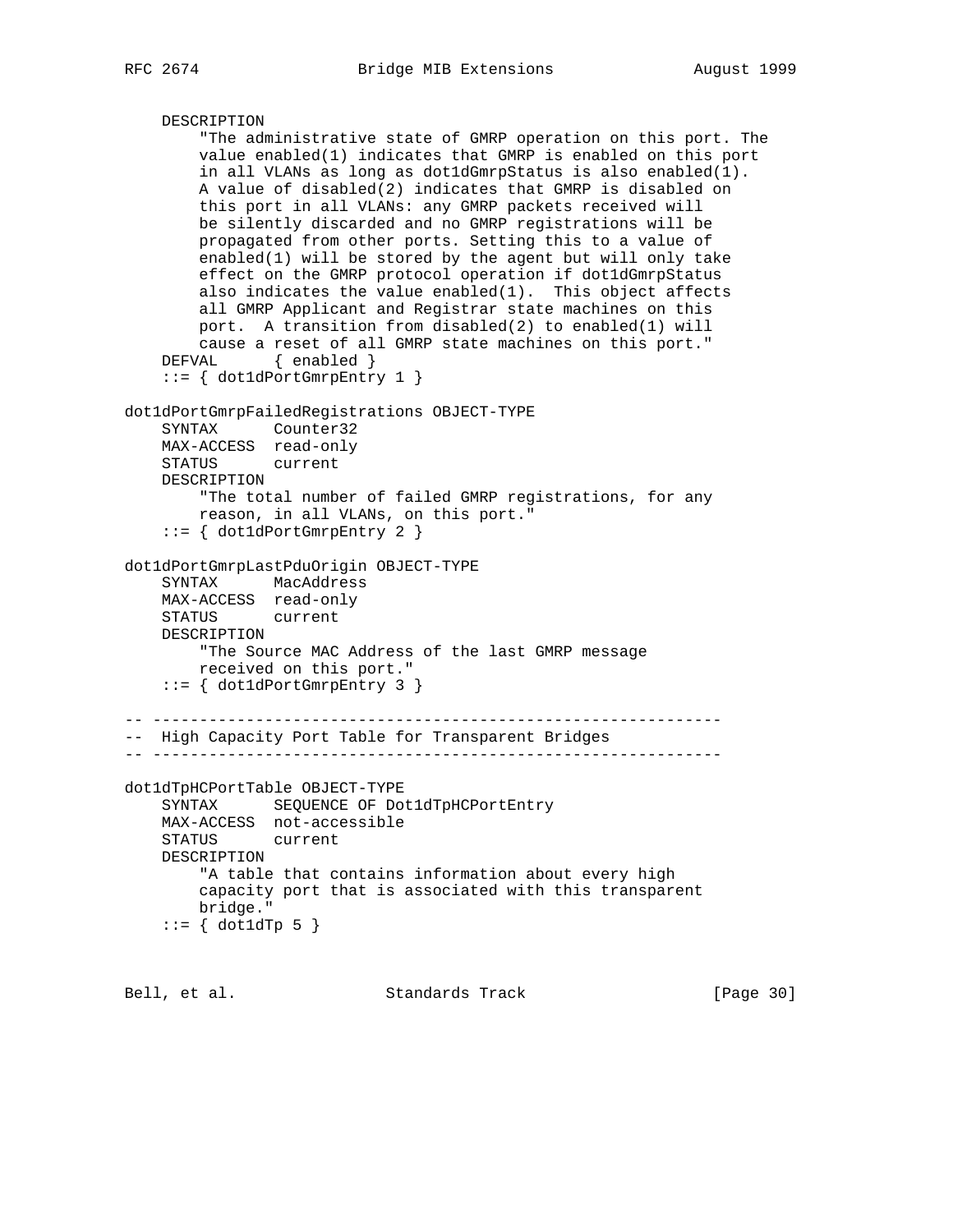```
    DESCRIPTION
        "The administrative state of GMRP operation on this port. The
        value enabled(1) indicates that GMRP is enabled on this port
        in all VLANs as long as dot1dGmrpStatus is also enabled(1).
        A value of disabled(2) indicates that GMRP is disabled on
        this port in all VLANs: any GMRP packets received will
        be silently discarded and no GMRP registrations will be
        propagated from other ports. Setting this to a value of
        enabled(1) will be stored by the agent but will only take
        effect on the GMRP protocol operation if dot1dGmrpStatus
        also indicates the value enabled(1).  This object affects
        all GMRP Applicant and Registrar state machines on this
        port.  A transition from disabled(2) to enabled(1) will
        cause a reset of all GMRP state machines on this port."
    DEFVAL      { enabled }
    ::= { dot1dPortGmrpEntry 1 }

dot1dPortGmrpFailedRegistrations OBJECT-TYPE
    SYNTAX      Counter32
    MAX-ACCESS  read-only
    STATUS      current
    DESCRIPTION
        "The total number of failed GMRP registrations, for any
        reason, in all VLANs, on this port."
    ::= { dot1dPortGmrpEntry 2 }

dot1dPortGmrpLastPduOrigin OBJECT-TYPE
    SYNTAX      MacAddress
    MAX-ACCESS  read-only
    STATUS      current
    DESCRIPTION
        "The Source MAC Address of the last GMRP message
        received on this port."
    ::= { dot1dPortGmrpEntry 3 }

-- -------------------------------------------------------------
--  High Capacity Port Table for Transparent Bridges
-- -------------------------------------------------------------

dot1dTpHCPortTable OBJECT-TYPE
    SYNTAX      SEQUENCE OF Dot1dTpHCPortEntry
    MAX-ACCESS  not-accessible
    STATUS      current
    DESCRIPTION
        "A table that contains information about every high
        capacity port that is associated with this transparent
        bridge."
    ::= { dot1dTp 5 }
```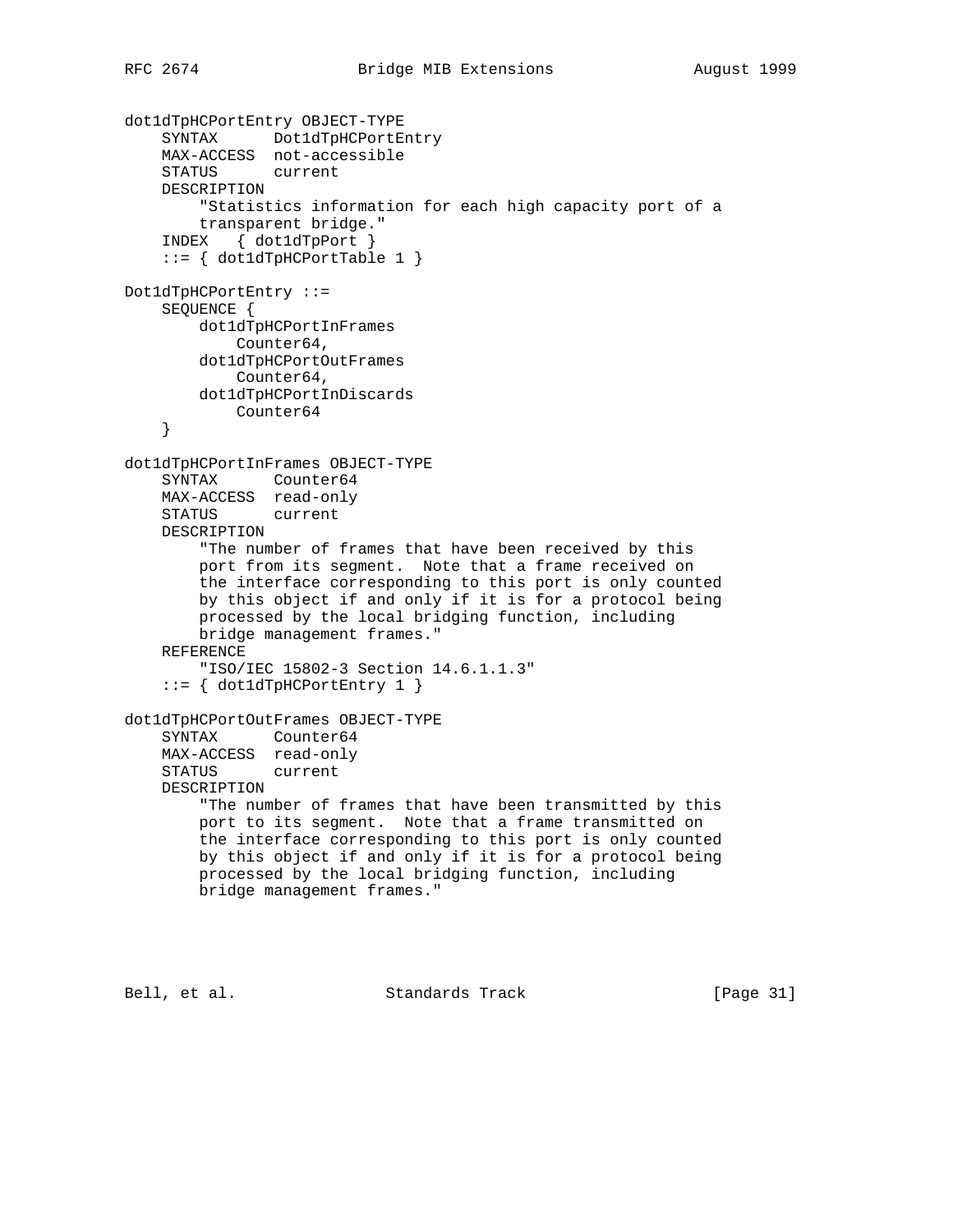```
dot1dTpHCPortEntry OBJECT-TYPE
    SYNTAX      Dot1dTpHCPortEntry
    MAX-ACCESS  not-accessible
    STATUS      current
    DESCRIPTION
        "Statistics information for each high capacity port of a
        transparent bridge."
    INDEX   { dot1dTpPort }
    ::= { dot1dTpHCPortTable 1 }

Dot1dTpHCPortEntry ::=
    SEQUENCE {
        dot1dTpHCPortInFrames
            Counter64,
        dot1dTpHCPortOutFrames
            Counter64,
        dot1dTpHCPortInDiscards
            Counter64
    }

dot1dTpHCPortInFrames OBJECT-TYPE
    SYNTAX      Counter64
    MAX-ACCESS  read-only
    STATUS      current
    DESCRIPTION
        "The number of frames that have been received by this
        port from its segment.  Note that a frame received on
        the interface corresponding to this port is only counted
        by this object if and only if it is for a protocol being
        processed by the local bridging function, including
        bridge management frames."
    REFERENCE
        "ISO/IEC 15802-3 Section 14.6.1.1.3"
    ::= { dot1dTpHCPortEntry 1 }

dot1dTpHCPortOutFrames OBJECT-TYPE
    SYNTAX      Counter64
    MAX-ACCESS  read-only
    STATUS      current
    DESCRIPTION
        "The number of frames that have been transmitted by this
        port to its segment.  Note that a frame transmitted on
        the interface corresponding to this port is only counted
        by this object if and only if it is for a protocol being
        processed by the local bridging function, including
        bridge management frames."
```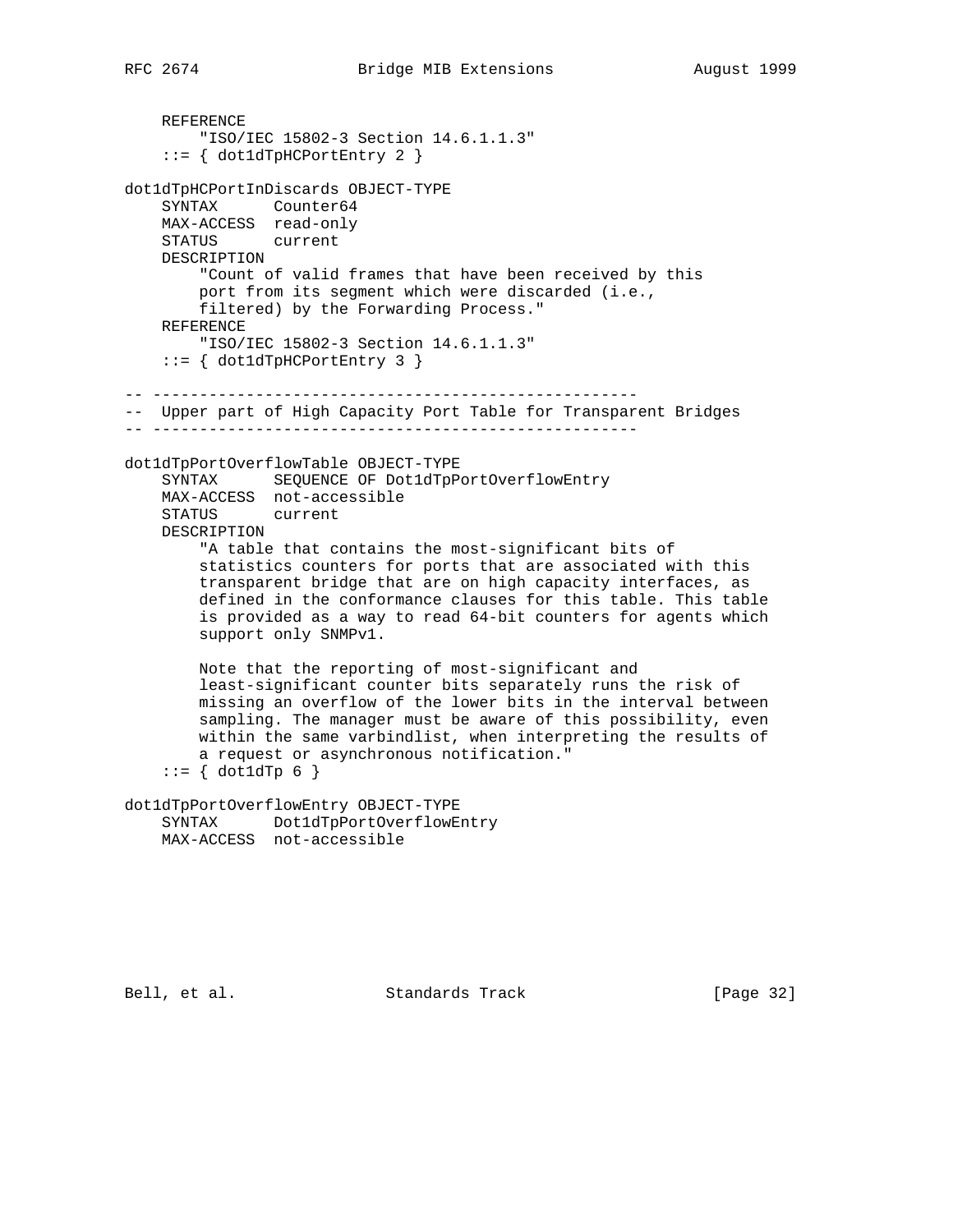```
    REFERENCE
        "ISO/IEC 15802-3 Section 14.6.1.1.3"
    ::= { dot1dTpHCPortEntry 2 }

dot1dTpHCPortInDiscards OBJECT-TYPE
    SYNTAX      Counter64
    MAX-ACCESS  read-only
    STATUS      current
    DESCRIPTION
        "Count of valid frames that have been received by this
        port from its segment which were discarded (i.e.,
        filtered) by the Forwarding Process."
    REFERENCE
        "ISO/IEC 15802-3 Section 14.6.1.1.3"
    ::= { dot1dTpHCPortEntry 3 }

-- ----------------------------------------------------
--  Upper part of High Capacity Port Table for Transparent Bridges
-- ----------------------------------------------------

dot1dTpPortOverflowTable OBJECT-TYPE
    SYNTAX      SEQUENCE OF Dot1dTpPortOverflowEntry
    MAX-ACCESS  not-accessible
    STATUS      current
    DESCRIPTION
        "A table that contains the most-significant bits of
        statistics counters for ports that are associated with this
        transparent bridge that are on high capacity interfaces, as
        defined in the conformance clauses for this table. This table
        is provided as a way to read 64-bit counters for agents which
        support only SNMPv1.

        Note that the reporting of most-significant and
        least-significant counter bits separately runs the risk of
        missing an overflow of the lower bits in the interval between
        sampling. The manager must be aware of this possibility, even
        within the same varbindlist, when interpreting the results of
        a request or asynchronous notification."
    ::= { dot1dTp 6 }

dot1dTpPortOverflowEntry OBJECT-TYPE
    SYNTAX      Dot1dTpPortOverflowEntry
    MAX-ACCESS  not-accessible
```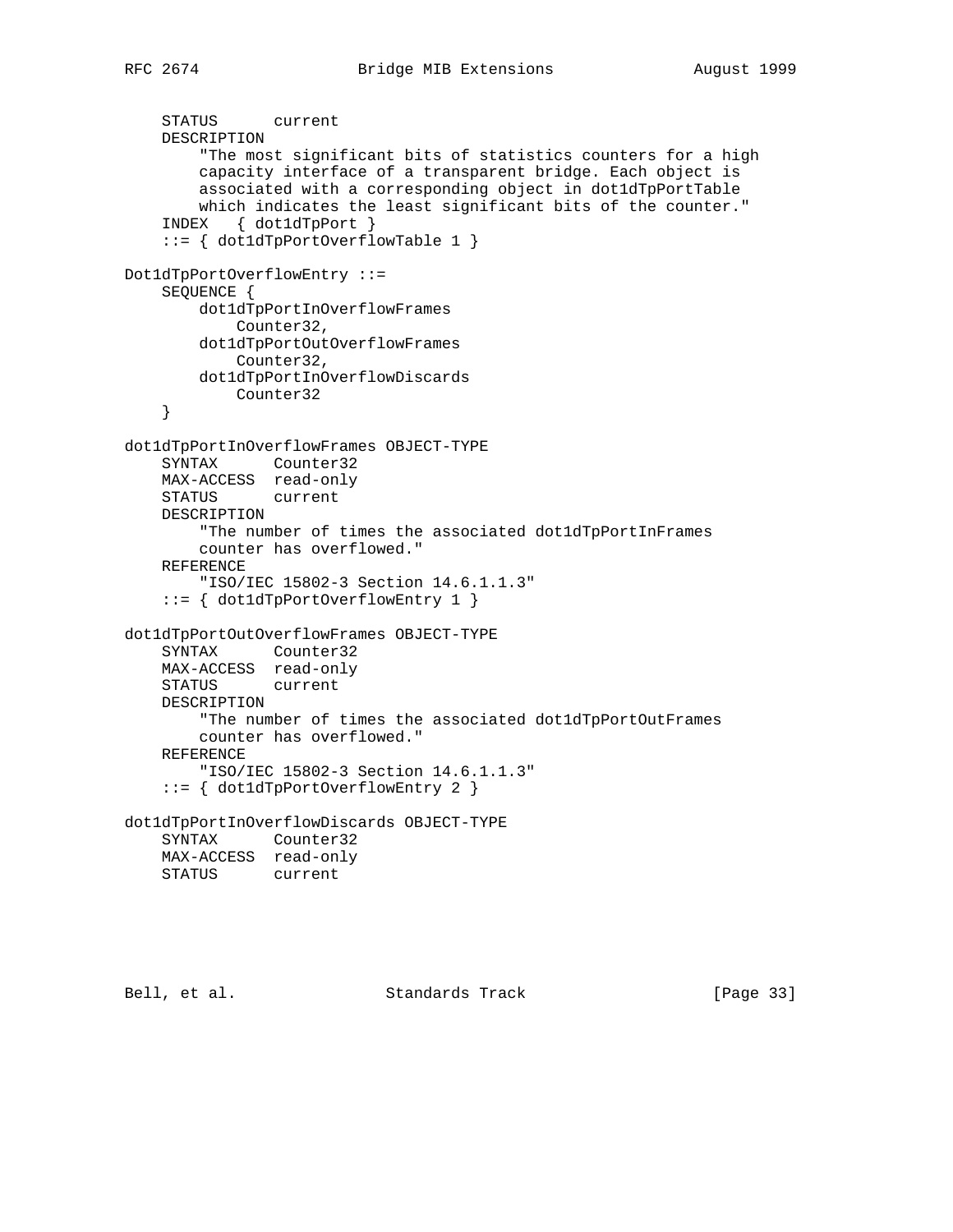```
    STATUS      current
    DESCRIPTION
        "The most significant bits of statistics counters for a high
        capacity interface of a transparent bridge. Each object is
        associated with a corresponding object in dot1dTpPortTable
        which indicates the least significant bits of the counter."
    INDEX   { dot1dTpPort }
    ::= { dot1dTpPortOverflowTable 1 }

Dot1dTpPortOverflowEntry ::=
    SEQUENCE {
        dot1dTpPortInOverflowFrames
            Counter32,
        dot1dTpPortOutOverflowFrames
            Counter32,
        dot1dTpPortInOverflowDiscards
            Counter32
    }

dot1dTpPortInOverflowFrames OBJECT-TYPE
    SYNTAX      Counter32
    MAX-ACCESS  read-only
    STATUS      current
    DESCRIPTION
        "The number of times the associated dot1dTpPortInFrames
        counter has overflowed."
    REFERENCE
        "ISO/IEC 15802-3 Section 14.6.1.1.3"
    ::= { dot1dTpPortOverflowEntry 1 }

dot1dTpPortOutOverflowFrames OBJECT-TYPE
    SYNTAX      Counter32
    MAX-ACCESS  read-only
    STATUS      current
    DESCRIPTION
        "The number of times the associated dot1dTpPortOutFrames
        counter has overflowed."
    REFERENCE
        "ISO/IEC 15802-3 Section 14.6.1.1.3"
    ::= { dot1dTpPortOverflowEntry 2 }

dot1dTpPortInOverflowDiscards OBJECT-TYPE
    SYNTAX      Counter32
    MAX-ACCESS  read-only
    STATUS      current
```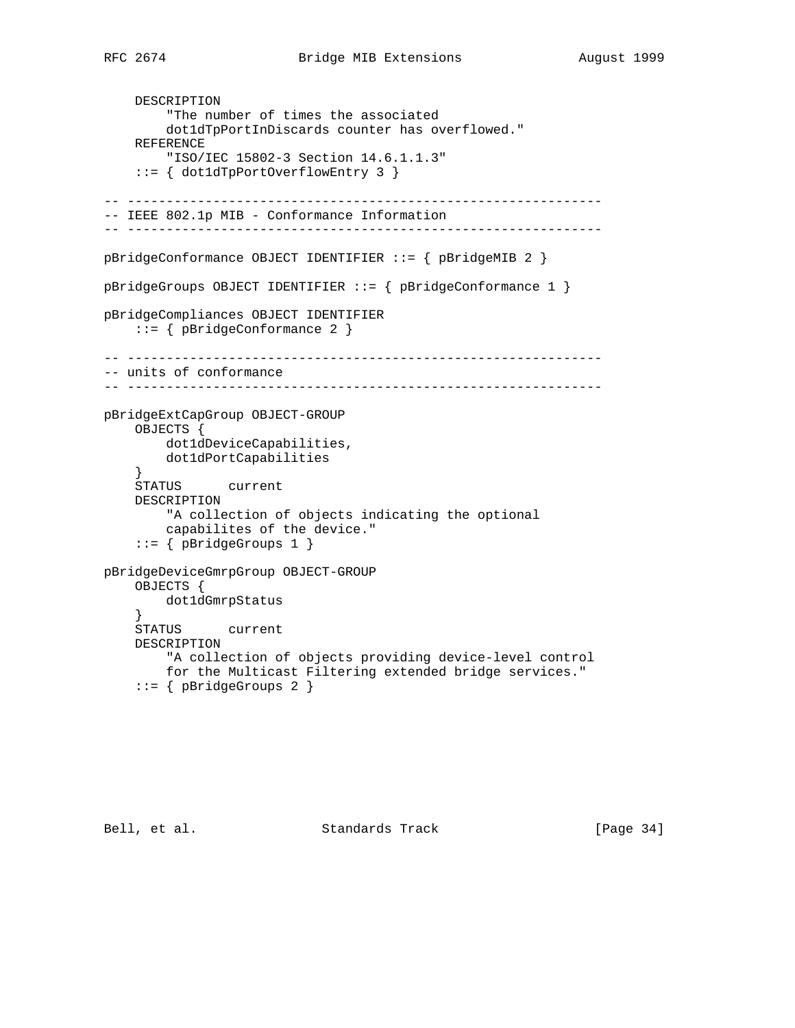```
    DESCRIPTION
        "The number of times the associated
        dot1dTpPortInDiscards counter has overflowed."
    REFERENCE
        "ISO/IEC 15802-3 Section 14.6.1.1.3"
    ::= { dot1dTpPortOverflowEntry 3 }

-- -------------------------------------------------------------
-- IEEE 802.1p MIB - Conformance Information
-- -------------------------------------------------------------

pBridgeConformance OBJECT IDENTIFIER ::= { pBridgeMIB 2 }

pBridgeGroups OBJECT IDENTIFIER ::= { pBridgeConformance 1 }

pBridgeCompliances OBJECT IDENTIFIER
    ::= { pBridgeConformance 2 }

-- -------------------------------------------------------------
-- units of conformance
-- -------------------------------------------------------------

pBridgeExtCapGroup OBJECT-GROUP
    OBJECTS {
        dot1dDeviceCapabilities,
        dot1dPortCapabilities
    }
    STATUS      current
    DESCRIPTION
        "A collection of objects indicating the optional
        capabilites of the device."
    ::= { pBridgeGroups 1 }

pBridgeDeviceGmrpGroup OBJECT-GROUP
    OBJECTS {
        dot1dGmrpStatus
    }
    STATUS      current
    DESCRIPTION
        "A collection of objects providing device-level control
        for the Multicast Filtering extended bridge services."
    ::= { pBridgeGroups 2 }
```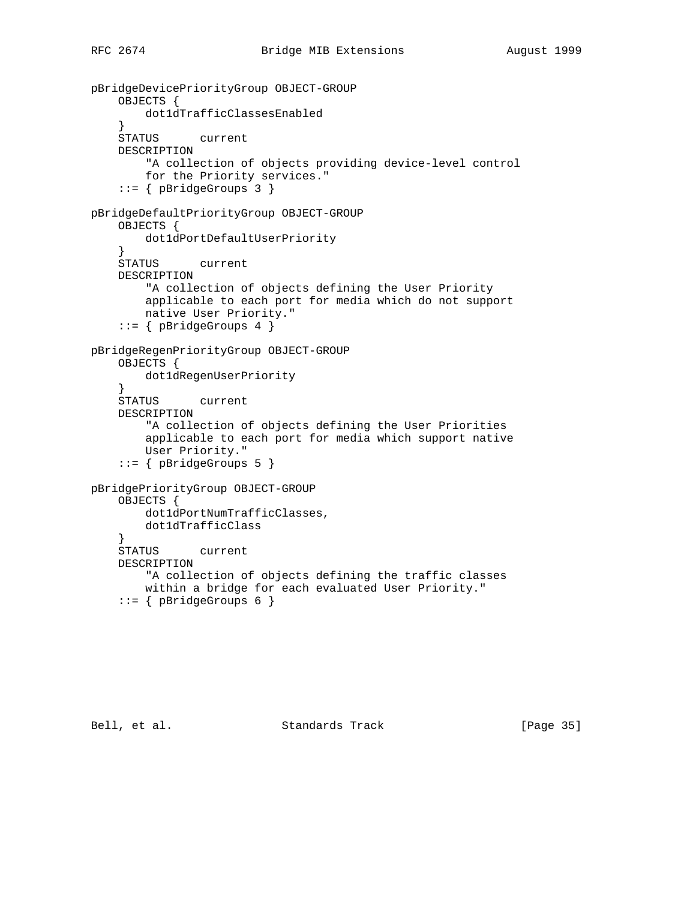```
pBridgeDevicePriorityGroup OBJECT-GROUP
    OBJECTS {
        dot1dTrafficClassesEnabled
    }
    STATUS      current
    DESCRIPTION
        "A collection of objects providing device-level control
        for the Priority services."
    ::= { pBridgeGroups 3 }

pBridgeDefaultPriorityGroup OBJECT-GROUP
    OBJECTS {
        dot1dPortDefaultUserPriority
    }
    STATUS      current
    DESCRIPTION
        "A collection of objects defining the User Priority
        applicable to each port for media which do not support
        native User Priority."
    ::= { pBridgeGroups 4 }

pBridgeRegenPriorityGroup OBJECT-GROUP
    OBJECTS {
        dot1dRegenUserPriority
    }
    STATUS      current
    DESCRIPTION
        "A collection of objects defining the User Priorities
        applicable to each port for media which support native
        User Priority."
    ::= { pBridgeGroups 5 }

pBridgePriorityGroup OBJECT-GROUP
    OBJECTS {
        dot1dPortNumTrafficClasses,
        dot1dTrafficClass
    }
    STATUS      current
    DESCRIPTION
        "A collection of objects defining the traffic classes
        within a bridge for each evaluated User Priority."
    ::= { pBridgeGroups 6 }
```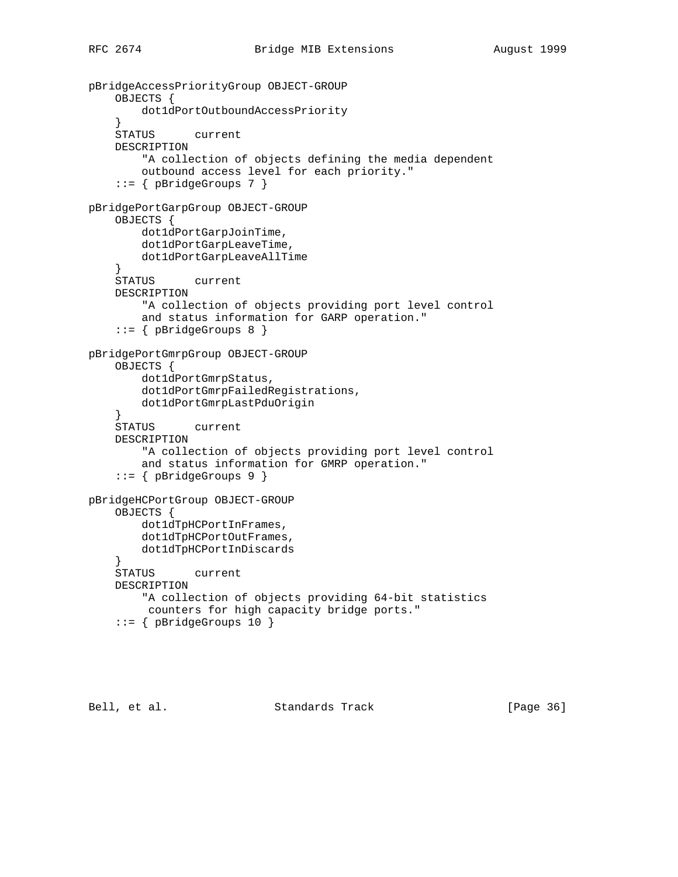```
pBridgeAccessPriorityGroup OBJECT-GROUP
    OBJECTS {
        dot1dPortOutboundAccessPriority
    }
    STATUS      current
    DESCRIPTION
        "A collection of objects defining the media dependent
        outbound access level for each priority."
    ::= { pBridgeGroups 7 }

pBridgePortGarpGroup OBJECT-GROUP
    OBJECTS {
        dot1dPortGarpJoinTime,
        dot1dPortGarpLeaveTime,
        dot1dPortGarpLeaveAllTime
    }
    STATUS      current
    DESCRIPTION
        "A collection of objects providing port level control
        and status information for GARP operation."
    ::= { pBridgeGroups 8 }

pBridgePortGmrpGroup OBJECT-GROUP
    OBJECTS {
        dot1dPortGmrpStatus,
        dot1dPortGmrpFailedRegistrations,
        dot1dPortGmrpLastPduOrigin
    }
    STATUS      current
    DESCRIPTION
        "A collection of objects providing port level control
        and status information for GMRP operation."
    ::= { pBridgeGroups 9 }

pBridgeHCPortGroup OBJECT-GROUP
    OBJECTS {
        dot1dTpHCPortInFrames,
        dot1dTpHCPortOutFrames,
        dot1dTpHCPortInDiscards
    }
    STATUS      current
    DESCRIPTION
        "A collection of objects providing 64-bit statistics
         counters for high capacity bridge ports."
    ::= { pBridgeGroups 10 }
```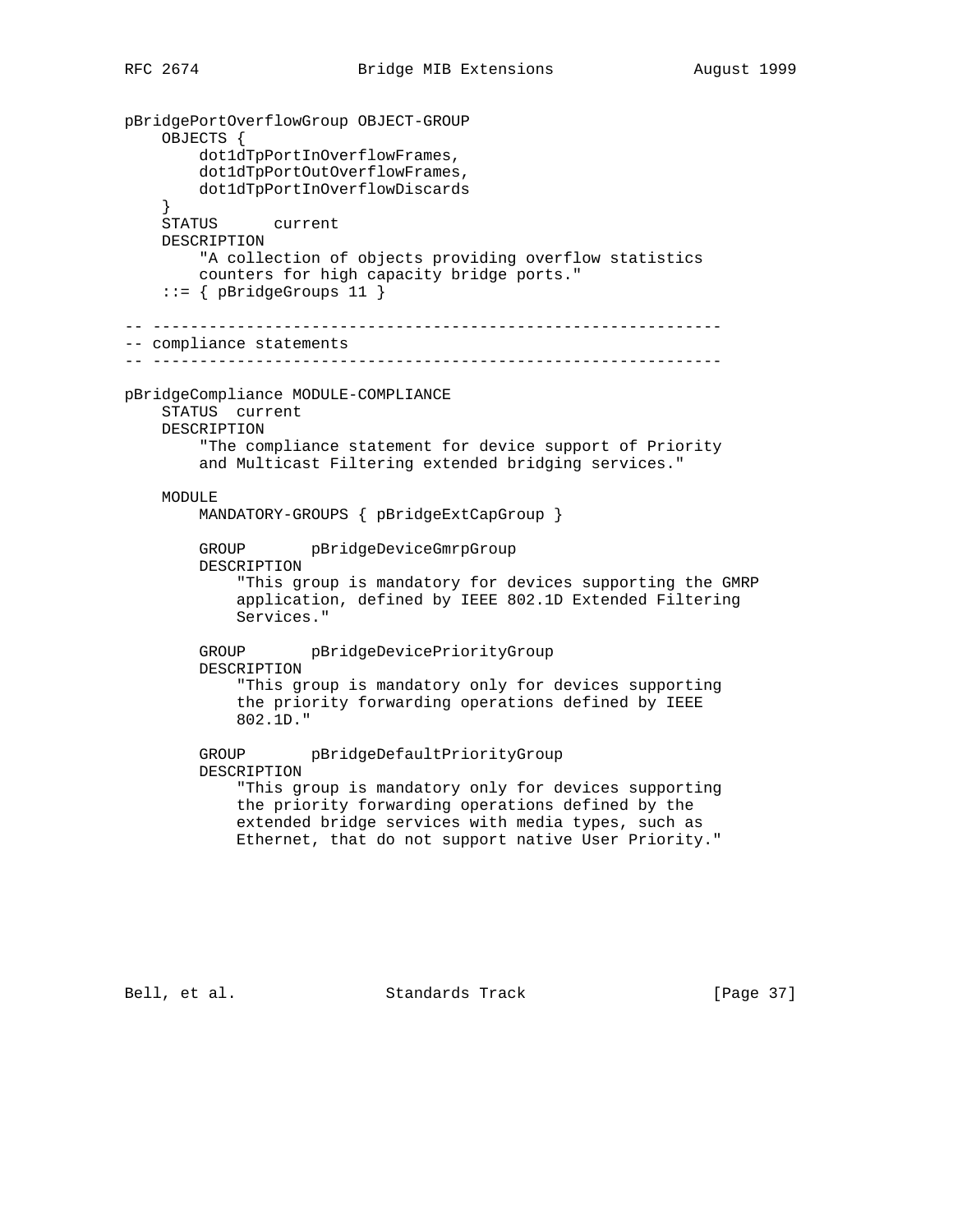```
pBridgePortOverflowGroup OBJECT-GROUP
    OBJECTS {
        dot1dTpPortInOverflowFrames,
        dot1dTpPortOutOverflowFrames,
        dot1dTpPortInOverflowDiscards
    }
    STATUS      current
    DESCRIPTION
        "A collection of objects providing overflow statistics
        counters for high capacity bridge ports."
    ::= { pBridgeGroups 11 }

-- -------------------------------------------------------------
-- compliance statements
-- -------------------------------------------------------------

pBridgeCompliance MODULE-COMPLIANCE
    STATUS  current
    DESCRIPTION
        "The compliance statement for device support of Priority
        and Multicast Filtering extended bridging services."

    MODULE
        MANDATORY-GROUPS { pBridgeExtCapGroup }

        GROUP       pBridgeDeviceGmrpGroup
        DESCRIPTION
            "This group is mandatory for devices supporting the GMRP
            application, defined by IEEE 802.1D Extended Filtering
            Services."

        GROUP       pBridgeDevicePriorityGroup
        DESCRIPTION
            "This group is mandatory only for devices supporting
            the priority forwarding operations defined by IEEE
            802.1D."

        GROUP       pBridgeDefaultPriorityGroup
        DESCRIPTION
            "This group is mandatory only for devices supporting
            the priority forwarding operations defined by the
            extended bridge services with media types, such as
            Ethernet, that do not support native User Priority."
```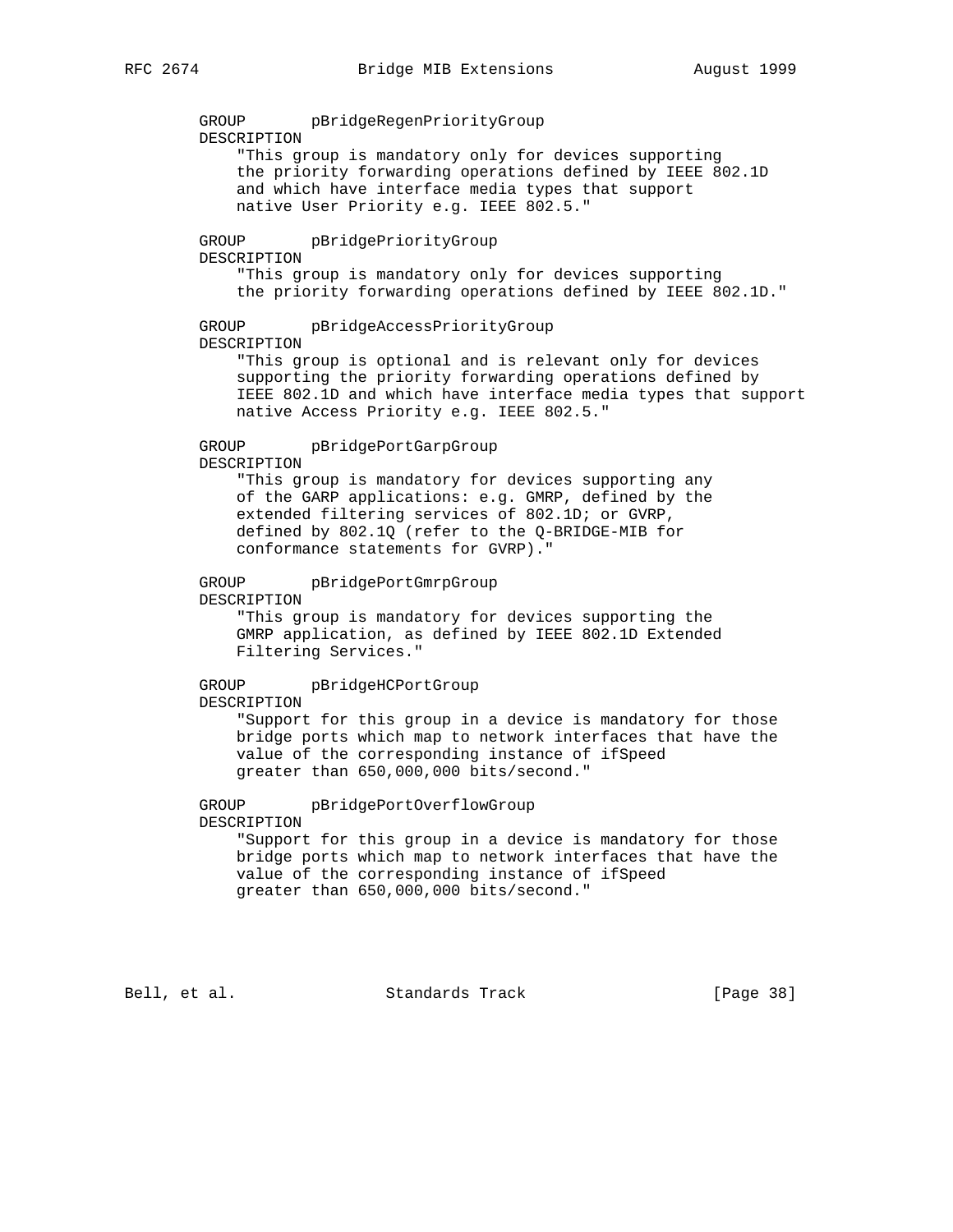```
        GROUP       pBridgeRegenPriorityGroup
        DESCRIPTION
            "This group is mandatory only for devices supporting
            the priority forwarding operations defined by IEEE 802.1D
            and which have interface media types that support
            native User Priority e.g. IEEE 802.5."

        GROUP       pBridgePriorityGroup
        DESCRIPTION
            "This group is mandatory only for devices supporting
            the priority forwarding operations defined by IEEE 802.1D."

        GROUP       pBridgeAccessPriorityGroup
        DESCRIPTION
            "This group is optional and is relevant only for devices
            supporting the priority forwarding operations defined by
            IEEE 802.1D and which have interface media types that support
            native Access Priority e.g. IEEE 802.5."

        GROUP       pBridgePortGarpGroup
        DESCRIPTION
            "This group is mandatory for devices supporting any
            of the GARP applications: e.g. GMRP, defined by the
            extended filtering services of 802.1D; or GVRP,
            defined by 802.1Q (refer to the Q-BRIDGE-MIB for
            conformance statements for GVRP)."

        GROUP       pBridgePortGmrpGroup
        DESCRIPTION
            "This group is mandatory for devices supporting the
            GMRP application, as defined by IEEE 802.1D Extended
            Filtering Services."

        GROUP       pBridgeHCPortGroup
        DESCRIPTION
            "Support for this group in a device is mandatory for those
            bridge ports which map to network interfaces that have the
            value of the corresponding instance of ifSpeed
            greater than 650,000,000 bits/second."

        GROUP       pBridgePortOverflowGroup
        DESCRIPTION
            "Support for this group in a device is mandatory for those
            bridge ports which map to network interfaces that have the
            value of the corresponding instance of ifSpeed
            greater than 650,000,000 bits/second."
```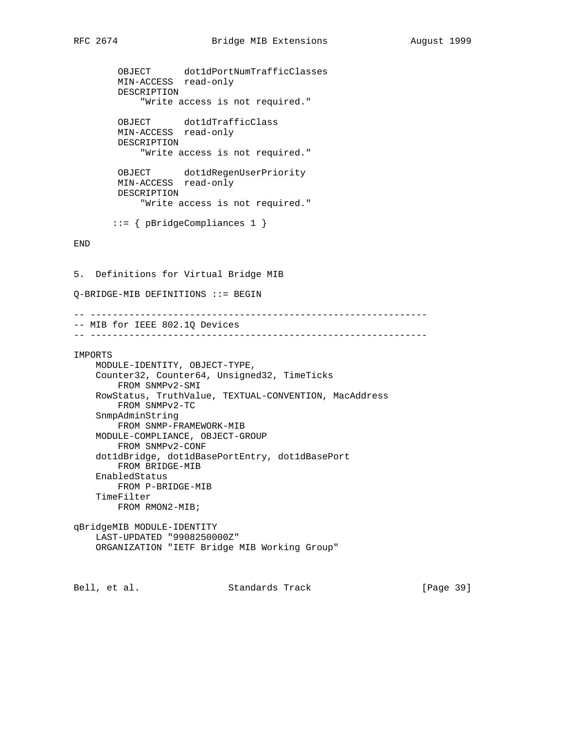```
        OBJECT      dot1dPortNumTrafficClasses
        MIN-ACCESS  read-only
        DESCRIPTION
            "Write access is not required."

        OBJECT      dot1dTrafficClass
        MIN-ACCESS  read-only
        DESCRIPTION
            "Write access is not required."

        OBJECT      dot1dRegenUserPriority
        MIN-ACCESS  read-only
        DESCRIPTION
            "Write access is not required."

       ::= { pBridgeCompliances 1 }

END
```

## 5. Definitions for Virtual Bridge MIB

```
Q-BRIDGE-MIB DEFINITIONS ::= BEGIN

-- -------------------------------------------------------------
-- MIB for IEEE 802.1Q Devices
-- -------------------------------------------------------------

IMPORTS
    MODULE-IDENTITY, OBJECT-TYPE,
    Counter32, Counter64, Unsigned32, TimeTicks
        FROM SNMPv2-SMI
    RowStatus, TruthValue, TEXTUAL-CONVENTION, MacAddress
        FROM SNMPv2-TC
    SnmpAdminString
        FROM SNMP-FRAMEWORK-MIB
    MODULE-COMPLIANCE, OBJECT-GROUP
        FROM SNMPv2-CONF
    dot1dBridge, dot1dBasePortEntry, dot1dBasePort
        FROM BRIDGE-MIB
    EnabledStatus
        FROM P-BRIDGE-MIB
    TimeFilter
        FROM RMON2-MIB;

qBridgeMIB MODULE-IDENTITY
    LAST-UPDATED "9908250000Z"
    ORGANIZATION "IETF Bridge MIB Working Group"
```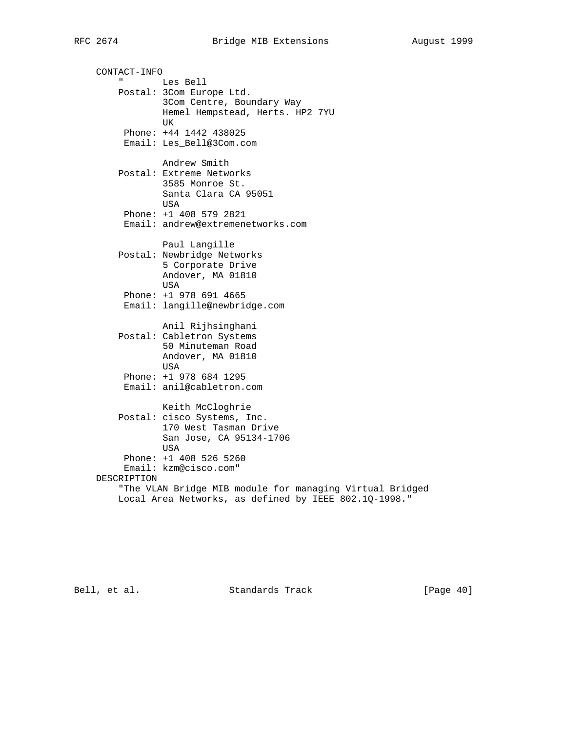```
    CONTACT-INFO
        "       Les Bell
        Postal: 3Com Europe Ltd.
                3Com Centre, Boundary Way
                Hemel Hempstead, Herts. HP2 7YU
                UK
         Phone: +44 1442 438025
         Email: Les_Bell@3Com.com

                Andrew Smith
        Postal: Extreme Networks
                3585 Monroe St.
                Santa Clara CA 95051
                USA
         Phone: +1 408 579 2821
         Email: andrew@extremenetworks.com

                Paul Langille
        Postal: Newbridge Networks
                5 Corporate Drive
                Andover, MA 01810
                USA
         Phone: +1 978 691 4665
         Email: langille@newbridge.com

                Anil Rijhsinghani
        Postal: Cabletron Systems
                50 Minuteman Road
                Andover, MA 01810
                USA
         Phone: +1 978 684 1295
         Email: anil@cabletron.com

                Keith McCloghrie
        Postal: cisco Systems, Inc.
                170 West Tasman Drive
                San Jose, CA 95134-1706
                USA
         Phone: +1 408 526 5260
         Email: kzm@cisco.com"
    DESCRIPTION
        "The VLAN Bridge MIB module for managing Virtual Bridged
        Local Area Networks, as defined by IEEE 802.1Q-1998."
```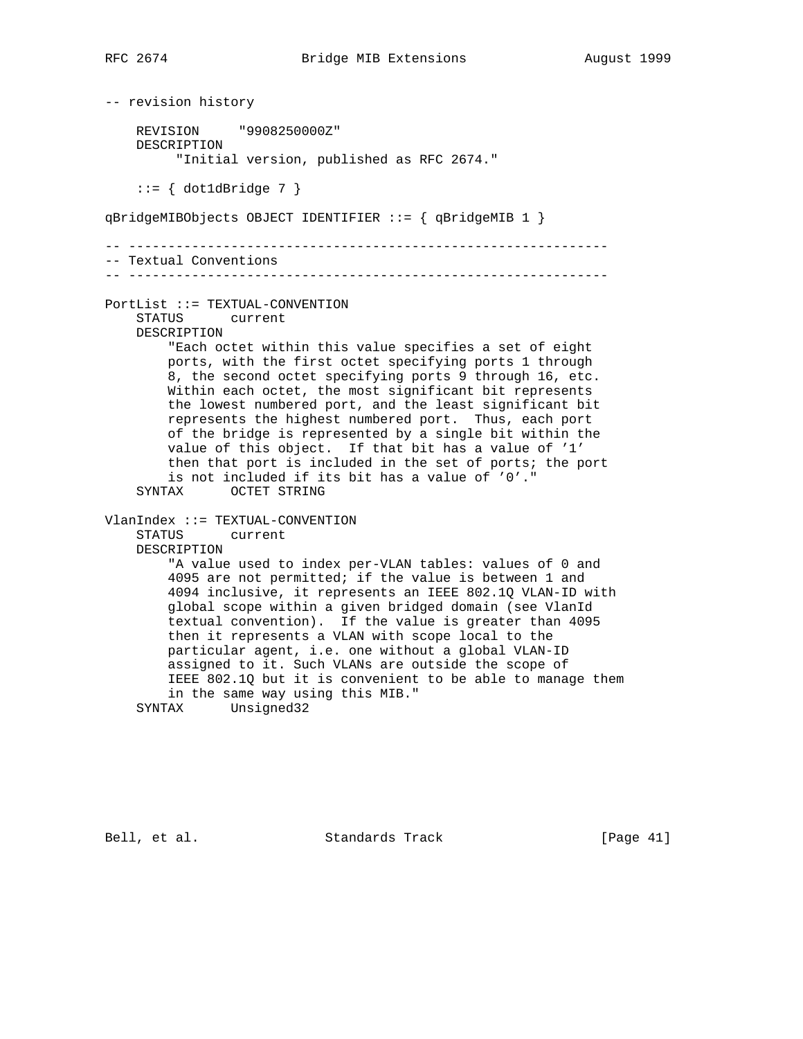```
-- revision history

    REVISION     "9908250000Z"
    DESCRIPTION
         "Initial version, published as RFC 2674."

    ::= { dot1dBridge 7 }

qBridgeMIBObjects OBJECT IDENTIFIER ::= { qBridgeMIB 1 }

-- -------------------------------------------------------------
-- Textual Conventions
-- -------------------------------------------------------------

PortList ::= TEXTUAL-CONVENTION
    STATUS      current
    DESCRIPTION
        "Each octet within this value specifies a set of eight
        ports, with the first octet specifying ports 1 through
        8, the second octet specifying ports 9 through 16, etc.
        Within each octet, the most significant bit represents
        the lowest numbered port, and the least significant bit
        represents the highest numbered port.  Thus, each port
        of the bridge is represented by a single bit within the
        value of this object.  If that bit has a value of '1'
        then that port is included in the set of ports; the port
        is not included if its bit has a value of '0'."
    SYNTAX      OCTET STRING

VlanIndex ::= TEXTUAL-CONVENTION
    STATUS      current
    DESCRIPTION
        "A value used to index per-VLAN tables: values of 0 and
        4095 are not permitted; if the value is between 1 and
        4094 inclusive, it represents an IEEE 802.1Q VLAN-ID with
        global scope within a given bridged domain (see VlanId
        textual convention).  If the value is greater than 4095
        then it represents a VLAN with scope local to the
        particular agent, i.e. one without a global VLAN-ID
        assigned to it. Such VLANs are outside the scope of
        IEEE 802.1Q but it is convenient to be able to manage them
        in the same way using this MIB."
    SYNTAX      Unsigned32
```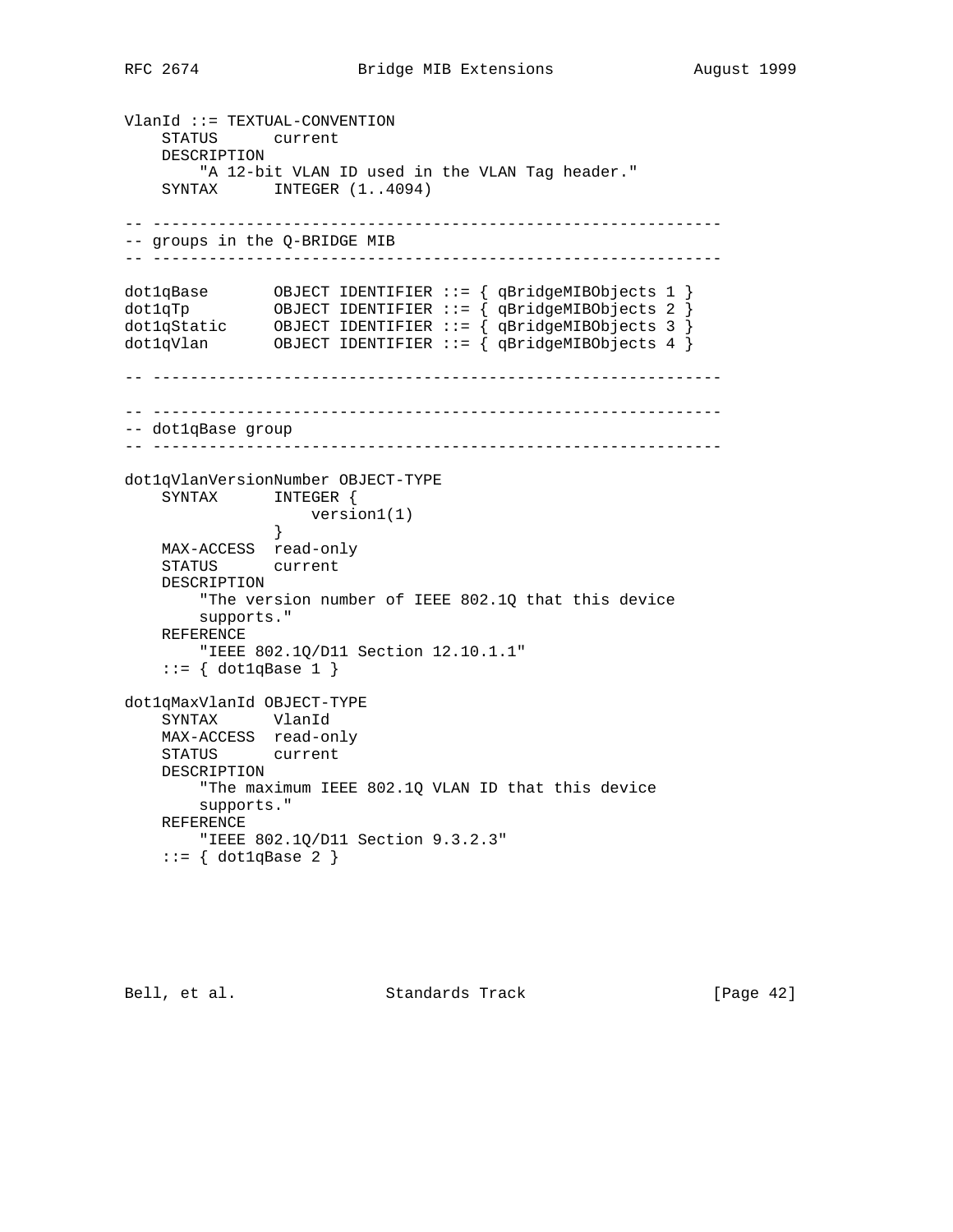```
VlanId ::= TEXTUAL-CONVENTION
    STATUS      current
    DESCRIPTION
        "A 12-bit VLAN ID used in the VLAN Tag header."
    SYNTAX      INTEGER (1..4094)

-- -------------------------------------------------------------
-- groups in the Q-BRIDGE MIB
-- -------------------------------------------------------------

dot1qBase       OBJECT IDENTIFIER ::= { qBridgeMIBObjects 1 }
dot1qTp         OBJECT IDENTIFIER ::= { qBridgeMIBObjects 2 }
dot1qStatic     OBJECT IDENTIFIER ::= { qBridgeMIBObjects 3 }
dot1qVlan       OBJECT IDENTIFIER ::= { qBridgeMIBObjects 4 }

-- -------------------------------------------------------------

-- -------------------------------------------------------------
-- dot1qBase group
-- -------------------------------------------------------------

dot1qVlanVersionNumber OBJECT-TYPE
    SYNTAX      INTEGER {
                    version1(1)
                }
    MAX-ACCESS  read-only
    STATUS      current
    DESCRIPTION
        "The version number of IEEE 802.1Q that this device
        supports."
    REFERENCE
        "IEEE 802.1Q/D11 Section 12.10.1.1"
    ::= { dot1qBase 1 }

dot1qMaxVlanId OBJECT-TYPE
    SYNTAX      VlanId
    MAX-ACCESS  read-only
    STATUS      current
    DESCRIPTION
        "The maximum IEEE 802.1Q VLAN ID that this device
        supports."
    REFERENCE
        "IEEE 802.1Q/D11 Section 9.3.2.3"
    ::= { dot1qBase 2 }
```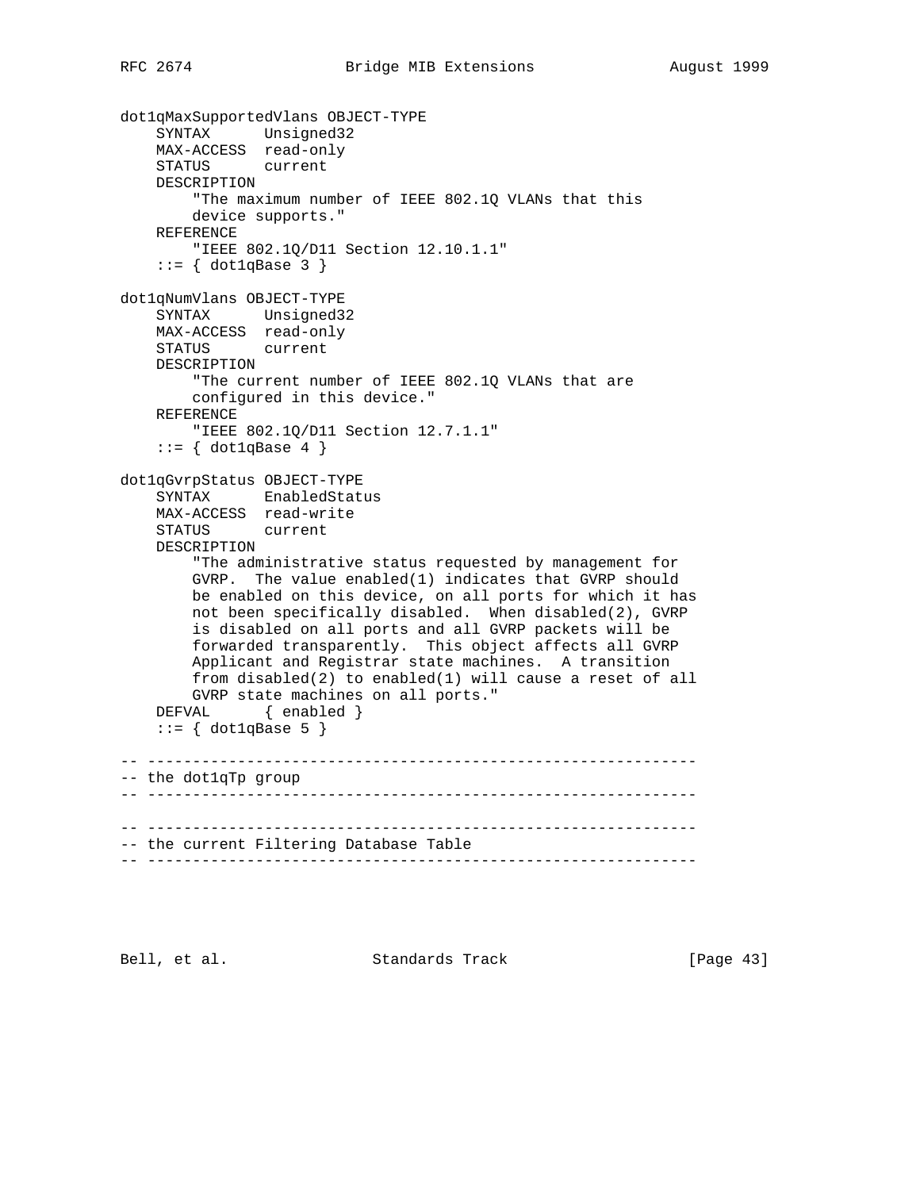```
dot1qMaxSupportedVlans OBJECT-TYPE
    SYNTAX      Unsigned32
    MAX-ACCESS  read-only
    STATUS      current
    DESCRIPTION
        "The maximum number of IEEE 802.1Q VLANs that this
        device supports."
    REFERENCE
        "IEEE 802.1Q/D11 Section 12.10.1.1"
    ::= { dot1qBase 3 }

dot1qNumVlans OBJECT-TYPE
    SYNTAX      Unsigned32
    MAX-ACCESS  read-only
    STATUS      current
    DESCRIPTION
        "The current number of IEEE 802.1Q VLANs that are
        configured in this device."
    REFERENCE
        "IEEE 802.1Q/D11 Section 12.7.1.1"
    ::= { dot1qBase 4 }

dot1qGvrpStatus OBJECT-TYPE
    SYNTAX      EnabledStatus
    MAX-ACCESS  read-write
    STATUS      current
    DESCRIPTION
        "The administrative status requested by management for
        GVRP.  The value enabled(1) indicates that GVRP should
        be enabled on this device, on all ports for which it has
        not been specifically disabled.  When disabled(2), GVRP
        is disabled on all ports and all GVRP packets will be
        forwarded transparently.  This object affects all GVRP
        Applicant and Registrar state machines.  A transition
        from disabled(2) to enabled(1) will cause a reset of all
        GVRP state machines on all ports."
    DEFVAL      { enabled }
    ::= { dot1qBase 5 }

-- -------------------------------------------------------------
-- the dot1qTp group
-- -------------------------------------------------------------

-- -------------------------------------------------------------
-- the current Filtering Database Table
-- -------------------------------------------------------------
```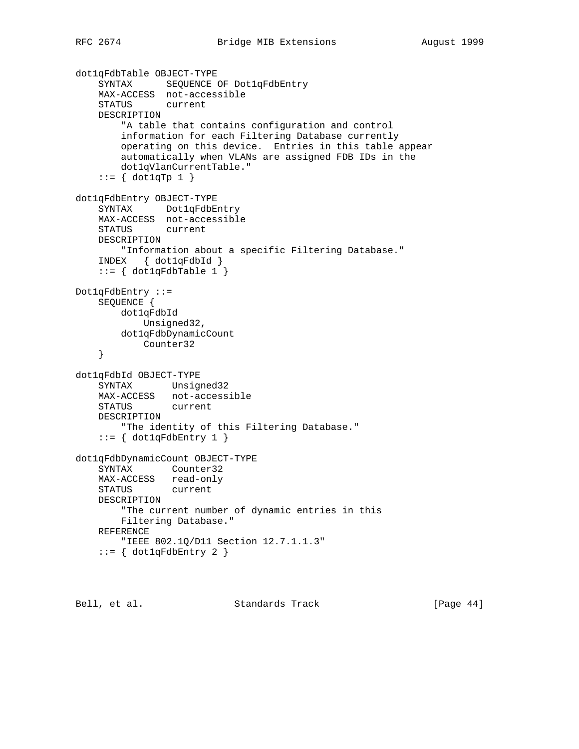```
dot1qFdbTable OBJECT-TYPE
    SYNTAX      SEQUENCE OF Dot1qFdbEntry
    MAX-ACCESS  not-accessible
    STATUS      current
    DESCRIPTION
        "A table that contains configuration and control
        information for each Filtering Database currently
        operating on this device.  Entries in this table appear
        automatically when VLANs are assigned FDB IDs in the
        dot1qVlanCurrentTable."
    ::= { dot1qTp 1 }

dot1qFdbEntry OBJECT-TYPE
    SYNTAX      Dot1qFdbEntry
    MAX-ACCESS  not-accessible
    STATUS      current
    DESCRIPTION
        "Information about a specific Filtering Database."
    INDEX   { dot1qFdbId }
    ::= { dot1qFdbTable 1 }

Dot1qFdbEntry ::=
    SEQUENCE {
        dot1qFdbId
            Unsigned32,
        dot1qFdbDynamicCount
            Counter32
    }

dot1qFdbId OBJECT-TYPE
    SYNTAX       Unsigned32
    MAX-ACCESS   not-accessible
    STATUS       current
    DESCRIPTION
        "The identity of this Filtering Database."
    ::= { dot1qFdbEntry 1 }

dot1qFdbDynamicCount OBJECT-TYPE
    SYNTAX       Counter32
    MAX-ACCESS   read-only
    STATUS       current
    DESCRIPTION
        "The current number of dynamic entries in this
        Filtering Database."
    REFERENCE
        "IEEE 802.1Q/D11 Section 12.7.1.1.3"
    ::= { dot1qFdbEntry 2 }
```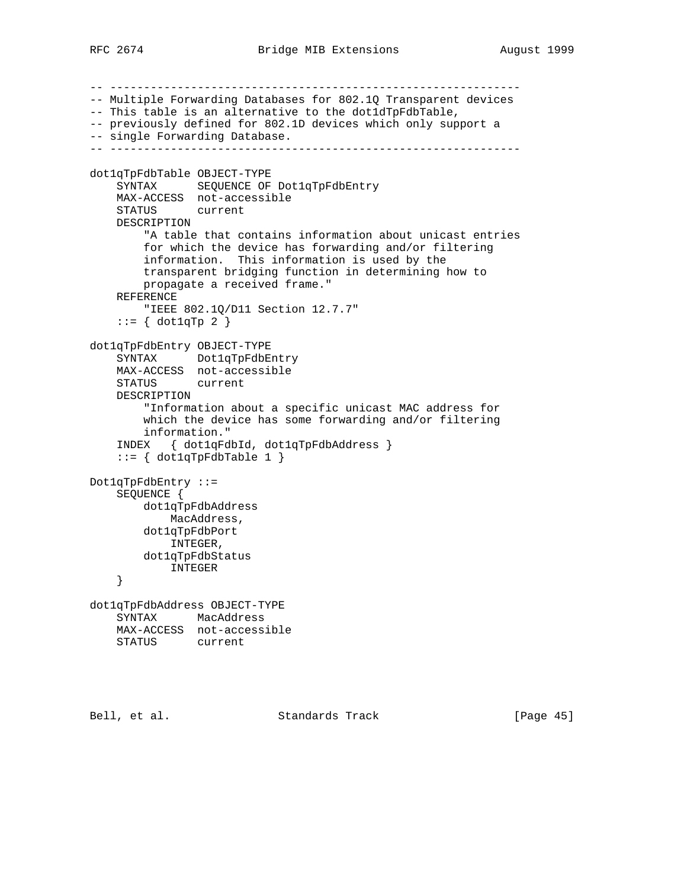```
-- -------------------------------------------------------------
-- Multiple Forwarding Databases for 802.1Q Transparent devices
-- This table is an alternative to the dot1dTpFdbTable,
-- previously defined for 802.1D devices which only support a
-- single Forwarding Database.
-- -------------------------------------------------------------

dot1qTpFdbTable OBJECT-TYPE
    SYNTAX      SEQUENCE OF Dot1qTpFdbEntry
    MAX-ACCESS  not-accessible
    STATUS      current
    DESCRIPTION
        "A table that contains information about unicast entries
        for which the device has forwarding and/or filtering
        information.  This information is used by the
        transparent bridging function in determining how to
        propagate a received frame."
    REFERENCE
        "IEEE 802.1Q/D11 Section 12.7.7"
    ::= { dot1qTp 2 }

dot1qTpFdbEntry OBJECT-TYPE
    SYNTAX      Dot1qTpFdbEntry
    MAX-ACCESS  not-accessible
    STATUS      current
    DESCRIPTION
        "Information about a specific unicast MAC address for
        which the device has some forwarding and/or filtering
        information."
    INDEX   { dot1qFdbId, dot1qTpFdbAddress }
    ::= { dot1qTpFdbTable 1 }

Dot1qTpFdbEntry ::=
    SEQUENCE {
        dot1qTpFdbAddress
            MacAddress,
        dot1qTpFdbPort
            INTEGER,
        dot1qTpFdbStatus
            INTEGER
    }

dot1qTpFdbAddress OBJECT-TYPE
    SYNTAX      MacAddress
    MAX-ACCESS  not-accessible
    STATUS      current
```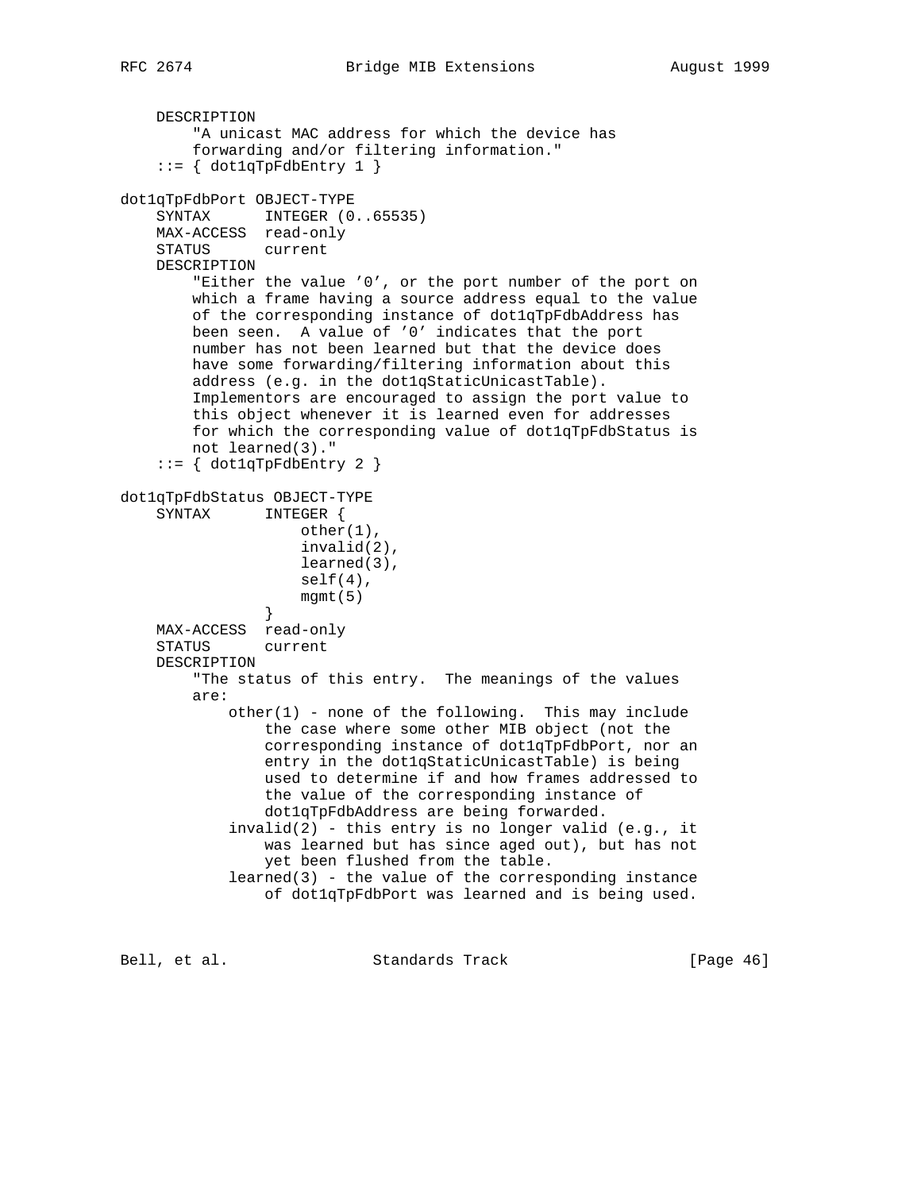```
    DESCRIPTION
        "A unicast MAC address for which the device has
        forwarding and/or filtering information."
    ::= { dot1qTpFdbEntry 1 }

dot1qTpFdbPort OBJECT-TYPE
    SYNTAX      INTEGER (0..65535)
    MAX-ACCESS  read-only
    STATUS      current
    DESCRIPTION
        "Either the value '0', or the port number of the port on
        which a frame having a source address equal to the value
        of the corresponding instance of dot1qTpFdbAddress has
        been seen.  A value of '0' indicates that the port
        number has not been learned but that the device does
        have some forwarding/filtering information about this
        address (e.g. in the dot1qStaticUnicastTable).
        Implementors are encouraged to assign the port value to
        this object whenever it is learned even for addresses
        for which the corresponding value of dot1qTpFdbStatus is
        not learned(3)."
    ::= { dot1qTpFdbEntry 2 }

dot1qTpFdbStatus OBJECT-TYPE
    SYNTAX      INTEGER {
                    other(1),
                    invalid(2),
                    learned(3),
                    self(4),
                    mgmt(5)
                }
    MAX-ACCESS  read-only
    STATUS      current
    DESCRIPTION
        "The status of this entry.  The meanings of the values
        are:
            other(1) - none of the following.  This may include
                the case where some other MIB object (not the
                corresponding instance of dot1qTpFdbPort, nor an
                entry in the dot1qStaticUnicastTable) is being
                used to determine if and how frames addressed to
                the value of the corresponding instance of
                dot1qTpFdbAddress are being forwarded.
            invalid(2) - this entry is no longer valid (e.g., it
                was learned but has since aged out), but has not
                yet been flushed from the table.
            learned(3) - the value of the corresponding instance
                of dot1qTpFdbPort was learned and is being used.
```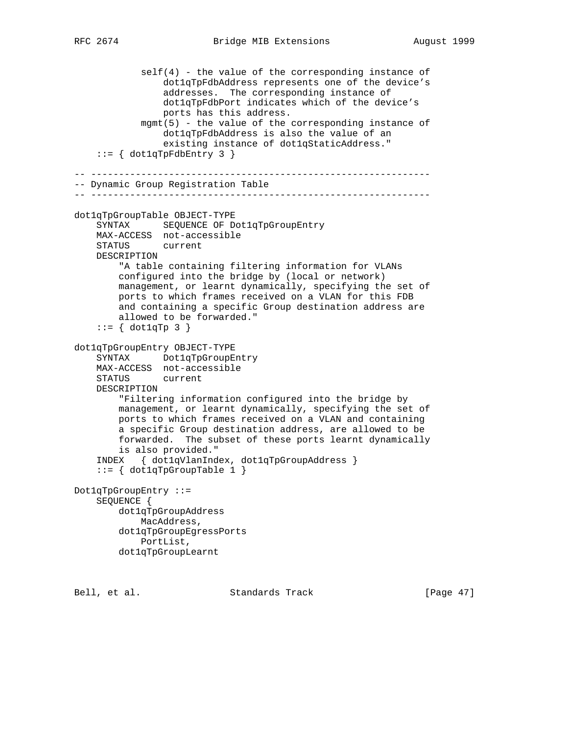```
            self(4) - the value of the corresponding instance of
                dot1qTpFdbAddress represents one of the device's
                addresses.  The corresponding instance of
                dot1qTpFdbPort indicates which of the device's
                ports has this address.
            mgmt(5) - the value of the corresponding instance of
                dot1qTpFdbAddress is also the value of an
                existing instance of dot1qStaticAddress."
    ::= { dot1qTpFdbEntry 3 }

-- -------------------------------------------------------------
-- Dynamic Group Registration Table
-- -------------------------------------------------------------

dot1qTpGroupTable OBJECT-TYPE
    SYNTAX      SEQUENCE OF Dot1qTpGroupEntry
    MAX-ACCESS  not-accessible
    STATUS      current
    DESCRIPTION
        "A table containing filtering information for VLANs
        configured into the bridge by (local or network)
        management, or learnt dynamically, specifying the set of
        ports to which frames received on a VLAN for this FDB
        and containing a specific Group destination address are
        allowed to be forwarded."
    ::= { dot1qTp 3 }

dot1qTpGroupEntry OBJECT-TYPE
    SYNTAX      Dot1qTpGroupEntry
    MAX-ACCESS  not-accessible
    STATUS      current
    DESCRIPTION
        "Filtering information configured into the bridge by
        management, or learnt dynamically, specifying the set of
        ports to which frames received on a VLAN and containing
        a specific Group destination address, are allowed to be
        forwarded.  The subset of these ports learnt dynamically
        is also provided."
    INDEX   { dot1qVlanIndex, dot1qTpGroupAddress }
    ::= { dot1qTpGroupTable 1 }

Dot1qTpGroupEntry ::=
    SEQUENCE {
        dot1qTpGroupAddress
            MacAddress,
        dot1qTpGroupEgressPorts
            PortList,
        dot1qTpGroupLearnt
```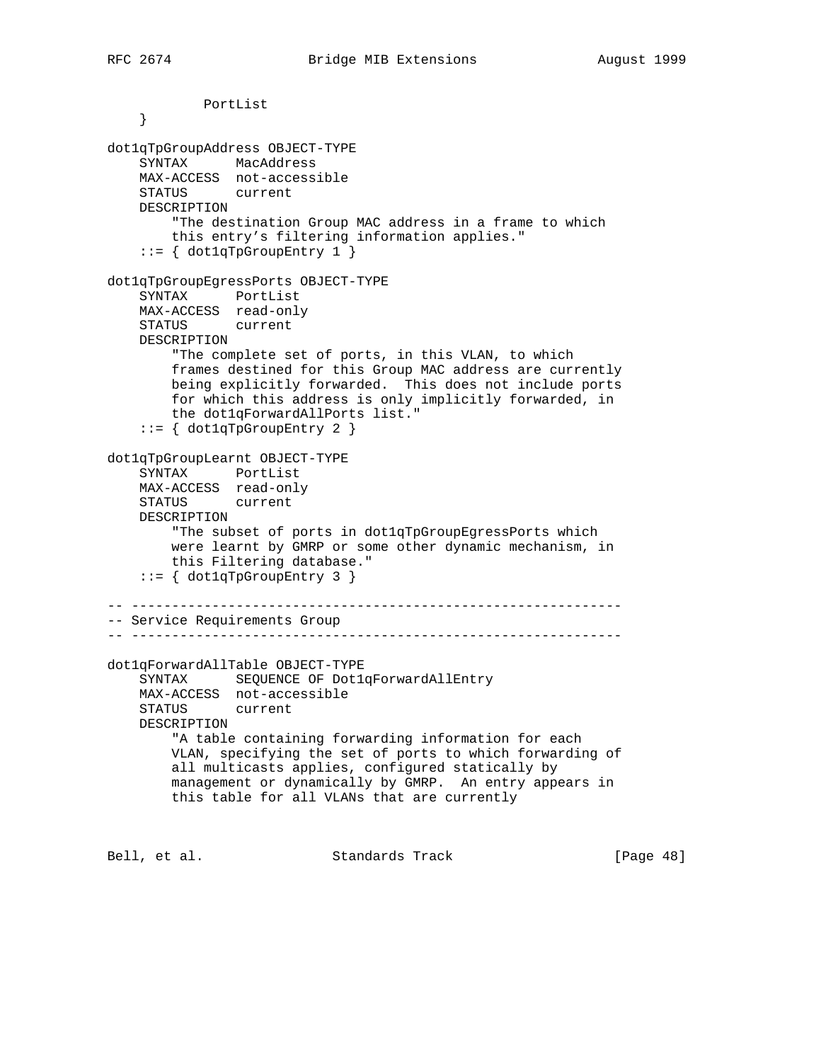```
            PortList
    }

dot1qTpGroupAddress OBJECT-TYPE
    SYNTAX      MacAddress
    MAX-ACCESS  not-accessible
    STATUS      current
    DESCRIPTION
        "The destination Group MAC address in a frame to which
        this entry's filtering information applies."
    ::= { dot1qTpGroupEntry 1 }

dot1qTpGroupEgressPorts OBJECT-TYPE
    SYNTAX      PortList
    MAX-ACCESS  read-only
    STATUS      current
    DESCRIPTION
        "The complete set of ports, in this VLAN, to which
        frames destined for this Group MAC address are currently
        being explicitly forwarded.  This does not include ports
        for which this address is only implicitly forwarded, in
        the dot1qForwardAllPorts list."
    ::= { dot1qTpGroupEntry 2 }

dot1qTpGroupLearnt OBJECT-TYPE
    SYNTAX      PortList
    MAX-ACCESS  read-only
    STATUS      current
    DESCRIPTION
        "The subset of ports in dot1qTpGroupEgressPorts which
        were learnt by GMRP or some other dynamic mechanism, in
        this Filtering database."
    ::= { dot1qTpGroupEntry 3 }

-- -------------------------------------------------------------
-- Service Requirements Group
-- -------------------------------------------------------------

dot1qForwardAllTable OBJECT-TYPE
    SYNTAX      SEQUENCE OF Dot1qForwardAllEntry
    MAX-ACCESS  not-accessible
    STATUS      current
    DESCRIPTION
        "A table containing forwarding information for each
        VLAN, specifying the set of ports to which forwarding of
        all multicasts applies, configured statically by
        management or dynamically by GMRP.  An entry appears in
        this table for all VLANs that are currently
```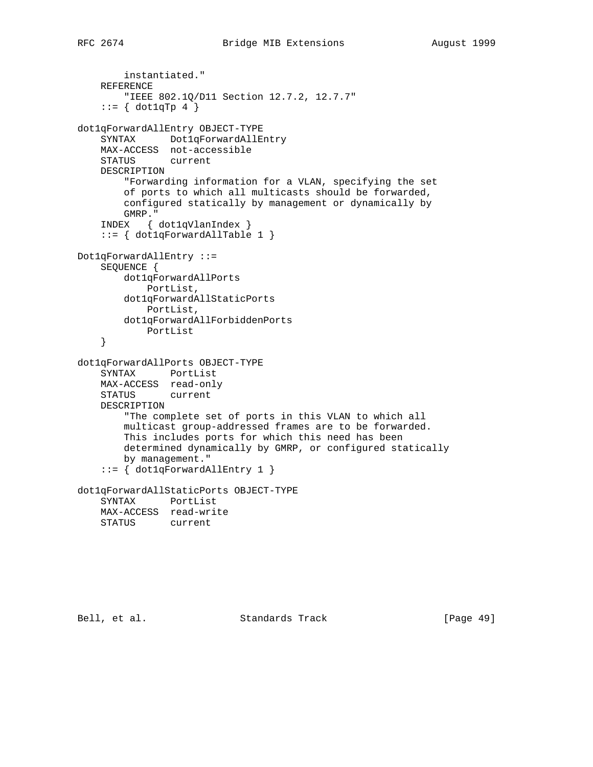```
        instantiated."
    REFERENCE
        "IEEE 802.1Q/D11 Section 12.7.2, 12.7.7"
    ::= { dot1qTp 4 }

dot1qForwardAllEntry OBJECT-TYPE
    SYNTAX      Dot1qForwardAllEntry
    MAX-ACCESS  not-accessible
    STATUS      current
    DESCRIPTION
        "Forwarding information for a VLAN, specifying the set
        of ports to which all multicasts should be forwarded,
        configured statically by management or dynamically by
        GMRP."
    INDEX   { dot1qVlanIndex }
    ::= { dot1qForwardAllTable 1 }

Dot1qForwardAllEntry ::=
    SEQUENCE {
        dot1qForwardAllPorts
            PortList,
        dot1qForwardAllStaticPorts
            PortList,
        dot1qForwardAllForbiddenPorts
            PortList
    }

dot1qForwardAllPorts OBJECT-TYPE
    SYNTAX      PortList
    MAX-ACCESS  read-only
    STATUS      current
    DESCRIPTION
        "The complete set of ports in this VLAN to which all
        multicast group-addressed frames are to be forwarded.
        This includes ports for which this need has been
        determined dynamically by GMRP, or configured statically
        by management."
    ::= { dot1qForwardAllEntry 1 }

dot1qForwardAllStaticPorts OBJECT-TYPE
    SYNTAX      PortList
    MAX-ACCESS  read-write
    STATUS      current
```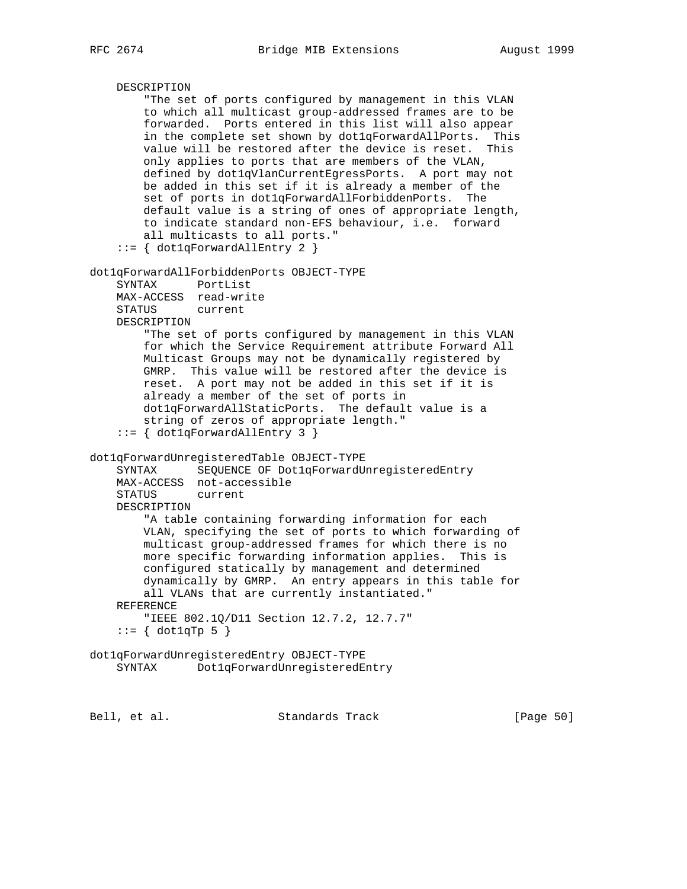```
    DESCRIPTION
        "The set of ports configured by management in this VLAN
        to which all multicast group-addressed frames are to be
        forwarded.  Ports entered in this list will also appear
        in the complete set shown by dot1qForwardAllPorts.  This
        value will be restored after the device is reset.  This
        only applies to ports that are members of the VLAN,
        defined by dot1qVlanCurrentEgressPorts.  A port may not
        be added in this set if it is already a member of the
        set of ports in dot1qForwardAllForbiddenPorts.  The
        default value is a string of ones of appropriate length,
        to indicate standard non-EFS behaviour, i.e.  forward
        all multicasts to all ports."
    ::= { dot1qForwardAllEntry 2 }

dot1qForwardAllForbiddenPorts OBJECT-TYPE
    SYNTAX      PortList
    MAX-ACCESS  read-write
    STATUS      current
    DESCRIPTION
        "The set of ports configured by management in this VLAN
        for which the Service Requirement attribute Forward All
        Multicast Groups may not be dynamically registered by
        GMRP.  This value will be restored after the device is
        reset.  A port may not be added in this set if it is
        already a member of the set of ports in
        dot1qForwardAllStaticPorts.  The default value is a
        string of zeros of appropriate length."
    ::= { dot1qForwardAllEntry 3 }

dot1qForwardUnregisteredTable OBJECT-TYPE
    SYNTAX      SEQUENCE OF Dot1qForwardUnregisteredEntry
    MAX-ACCESS  not-accessible
    STATUS      current
    DESCRIPTION
        "A table containing forwarding information for each
        VLAN, specifying the set of ports to which forwarding of
        multicast group-addressed frames for which there is no
        more specific forwarding information applies.  This is
        configured statically by management and determined
        dynamically by GMRP.  An entry appears in this table for
        all VLANs that are currently instantiated."
    REFERENCE
        "IEEE 802.1Q/D11 Section 12.7.2, 12.7.7"
    ::= { dot1qTp 5 }

dot1qForwardUnregisteredEntry OBJECT-TYPE
    SYNTAX      Dot1qForwardUnregisteredEntry
```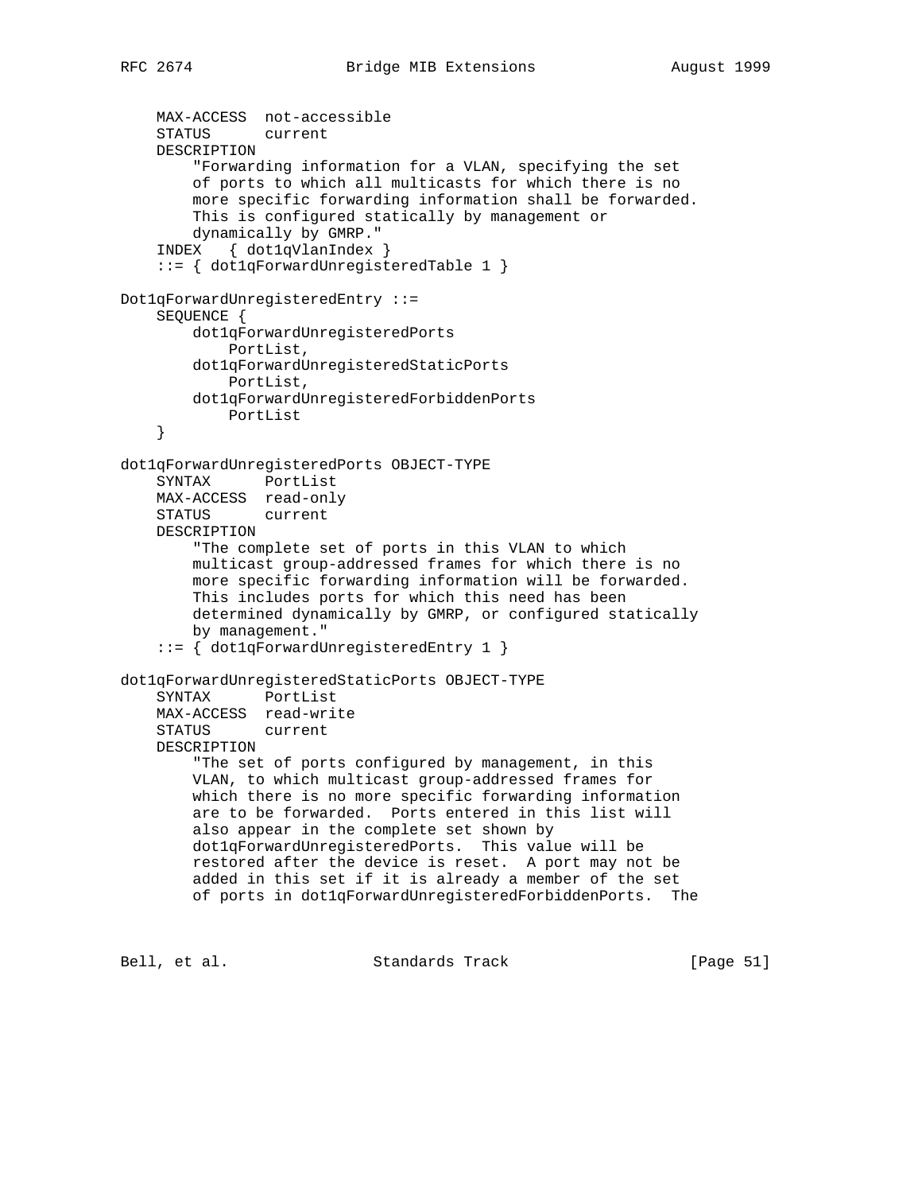```
    MAX-ACCESS  not-accessible
    STATUS      current
    DESCRIPTION
        "Forwarding information for a VLAN, specifying the set
        of ports to which all multicasts for which there is no
        more specific forwarding information shall be forwarded.
        This is configured statically by management or
        dynamically by GMRP."
    INDEX   { dot1qVlanIndex }
    ::= { dot1qForwardUnregisteredTable 1 }

Dot1qForwardUnregisteredEntry ::=
    SEQUENCE {
        dot1qForwardUnregisteredPorts
            PortList,
        dot1qForwardUnregisteredStaticPorts
            PortList,
        dot1qForwardUnregisteredForbiddenPorts
            PortList
    }

dot1qForwardUnregisteredPorts OBJECT-TYPE
    SYNTAX      PortList
    MAX-ACCESS  read-only
    STATUS      current
    DESCRIPTION
        "The complete set of ports in this VLAN to which
        multicast group-addressed frames for which there is no
        more specific forwarding information will be forwarded.
        This includes ports for which this need has been
        determined dynamically by GMRP, or configured statically
        by management."
    ::= { dot1qForwardUnregisteredEntry 1 }

dot1qForwardUnregisteredStaticPorts OBJECT-TYPE
    SYNTAX      PortList
    MAX-ACCESS  read-write
    STATUS      current
    DESCRIPTION
        "The set of ports configured by management, in this
        VLAN, to which multicast group-addressed frames for
        which there is no more specific forwarding information
        are to be forwarded.  Ports entered in this list will
        also appear in the complete set shown by
        dot1qForwardUnregisteredPorts.  This value will be
        restored after the device is reset.  A port may not be
        added in this set if it is already a member of the set
        of ports in dot1qForwardUnregisteredForbiddenPorts.  The
```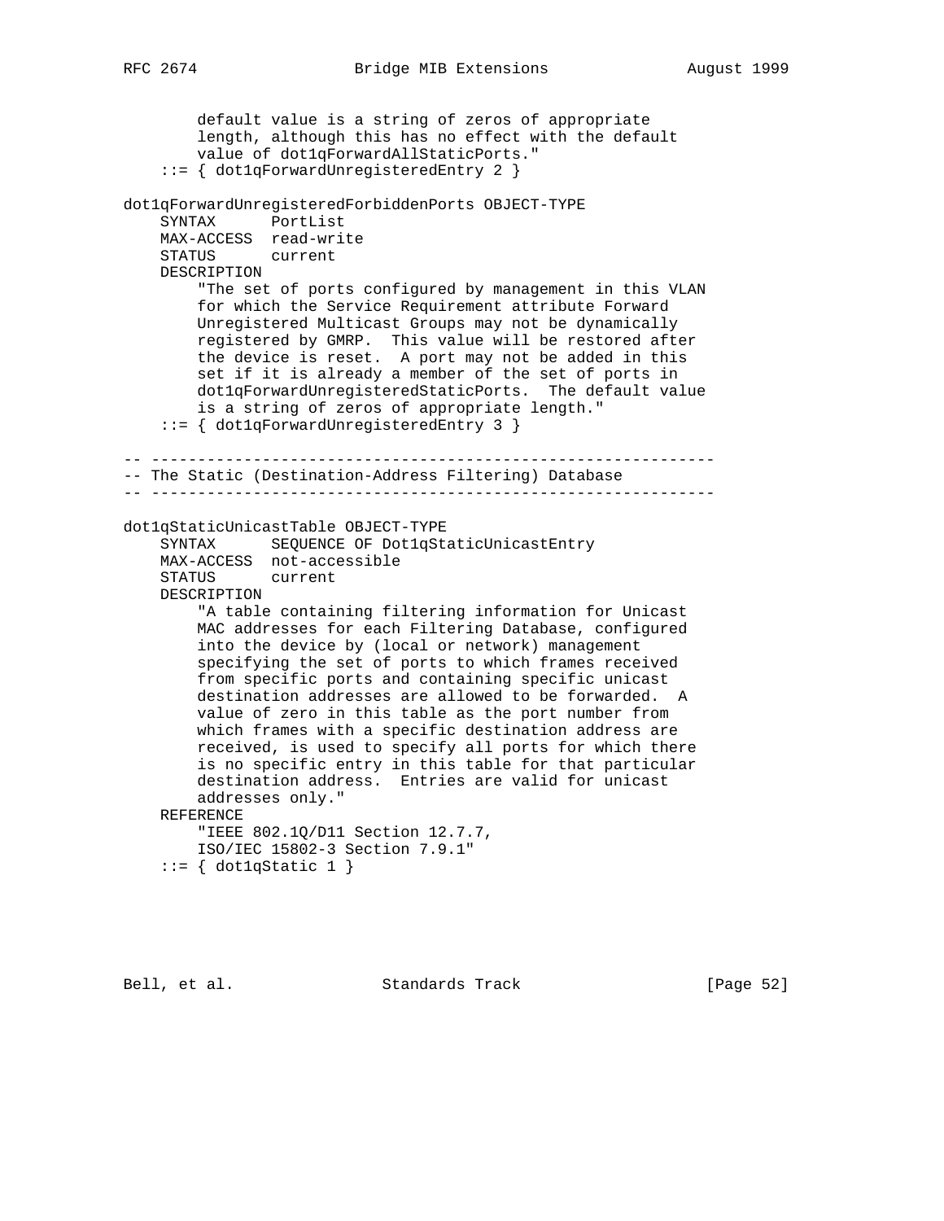```
        default value is a string of zeros of appropriate
        length, although this has no effect with the default
        value of dot1qForwardAllStaticPorts."
    ::= { dot1qForwardUnregisteredEntry 2 }

dot1qForwardUnregisteredForbiddenPorts OBJECT-TYPE
    SYNTAX      PortList
    MAX-ACCESS  read-write
    STATUS      current
    DESCRIPTION
        "The set of ports configured by management in this VLAN
        for which the Service Requirement attribute Forward
        Unregistered Multicast Groups may not be dynamically
        registered by GMRP.  This value will be restored after
        the device is reset.  A port may not be added in this
        set if it is already a member of the set of ports in
        dot1qForwardUnregisteredStaticPorts.  The default value
        is a string of zeros of appropriate length."
    ::= { dot1qForwardUnregisteredEntry 3 }

-- -------------------------------------------------------------
-- The Static (Destination-Address Filtering) Database
-- -------------------------------------------------------------

dot1qStaticUnicastTable OBJECT-TYPE
    SYNTAX      SEQUENCE OF Dot1qStaticUnicastEntry
    MAX-ACCESS  not-accessible
    STATUS      current
    DESCRIPTION
        "A table containing filtering information for Unicast
        MAC addresses for each Filtering Database, configured
        into the device by (local or network) management
        specifying the set of ports to which frames received
        from specific ports and containing specific unicast
        destination addresses are allowed to be forwarded.  A
        value of zero in this table as the port number from
        which frames with a specific destination address are
        received, is used to specify all ports for which there
        is no specific entry in this table for that particular
        destination address.  Entries are valid for unicast
        addresses only."
    REFERENCE
        "IEEE 802.1Q/D11 Section 12.7.7,
        ISO/IEC 15802-3 Section 7.9.1"
    ::= { dot1qStatic 1 }
```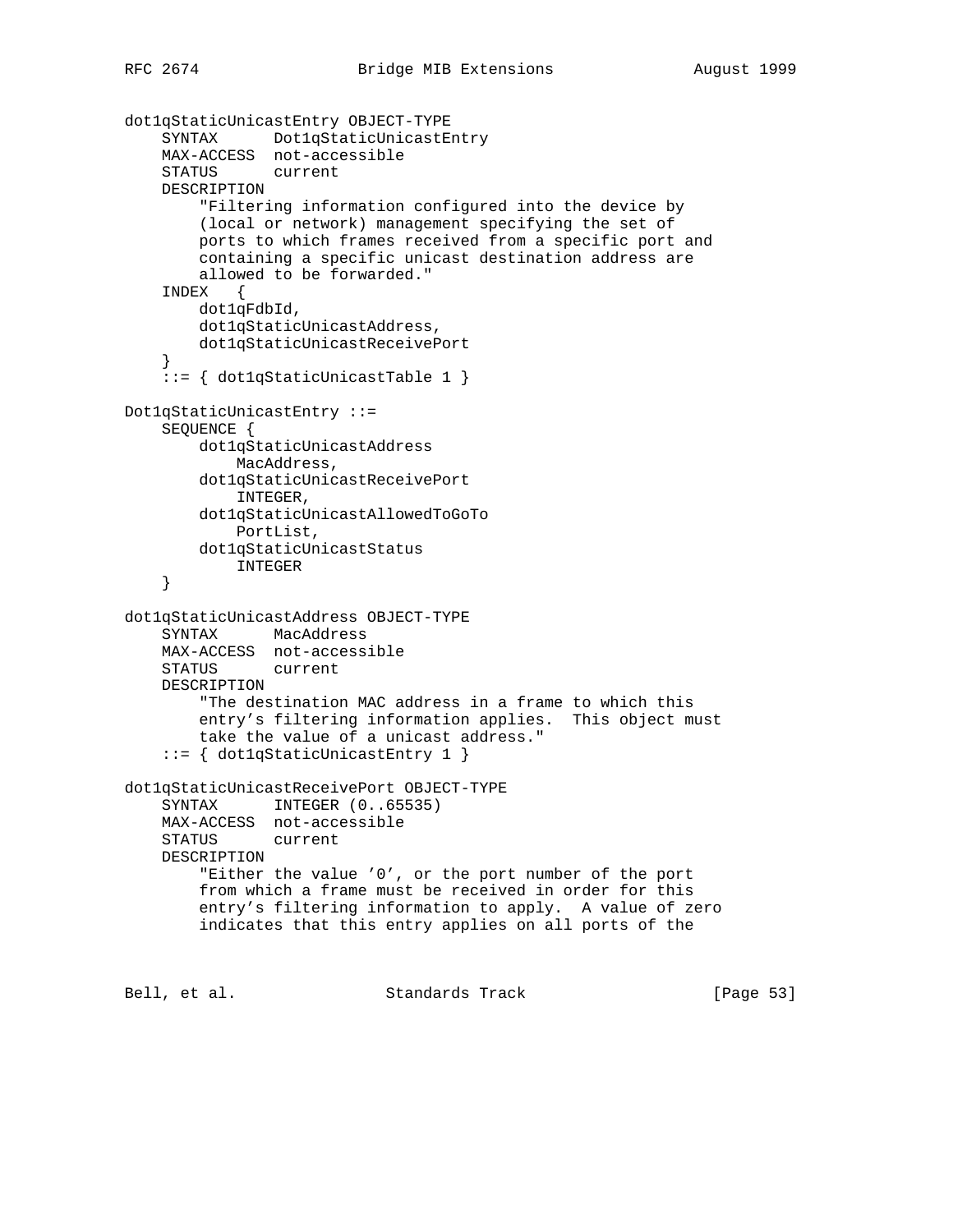```
dot1qStaticUnicastEntry OBJECT-TYPE
    SYNTAX      Dot1qStaticUnicastEntry
    MAX-ACCESS  not-accessible
    STATUS      current
    DESCRIPTION
        "Filtering information configured into the device by
        (local or network) management specifying the set of
        ports to which frames received from a specific port and
        containing a specific unicast destination address are
        allowed to be forwarded."
    INDEX   {
        dot1qFdbId,
        dot1qStaticUnicastAddress,
        dot1qStaticUnicastReceivePort
    }
    ::= { dot1qStaticUnicastTable 1 }

Dot1qStaticUnicastEntry ::=
    SEQUENCE {
        dot1qStaticUnicastAddress
            MacAddress,
        dot1qStaticUnicastReceivePort
            INTEGER,
        dot1qStaticUnicastAllowedToGoTo
            PortList,
        dot1qStaticUnicastStatus
            INTEGER
    }

dot1qStaticUnicastAddress OBJECT-TYPE
    SYNTAX      MacAddress
    MAX-ACCESS  not-accessible
    STATUS      current
    DESCRIPTION
        "The destination MAC address in a frame to which this
        entry's filtering information applies.  This object must
        take the value of a unicast address."
    ::= { dot1qStaticUnicastEntry 1 }

dot1qStaticUnicastReceivePort OBJECT-TYPE
    SYNTAX      INTEGER (0..65535)
    MAX-ACCESS  not-accessible
    STATUS      current
    DESCRIPTION
        "Either the value '0', or the port number of the port
        from which a frame must be received in order for this
        entry's filtering information to apply.  A value of zero
        indicates that this entry applies on all ports of the
```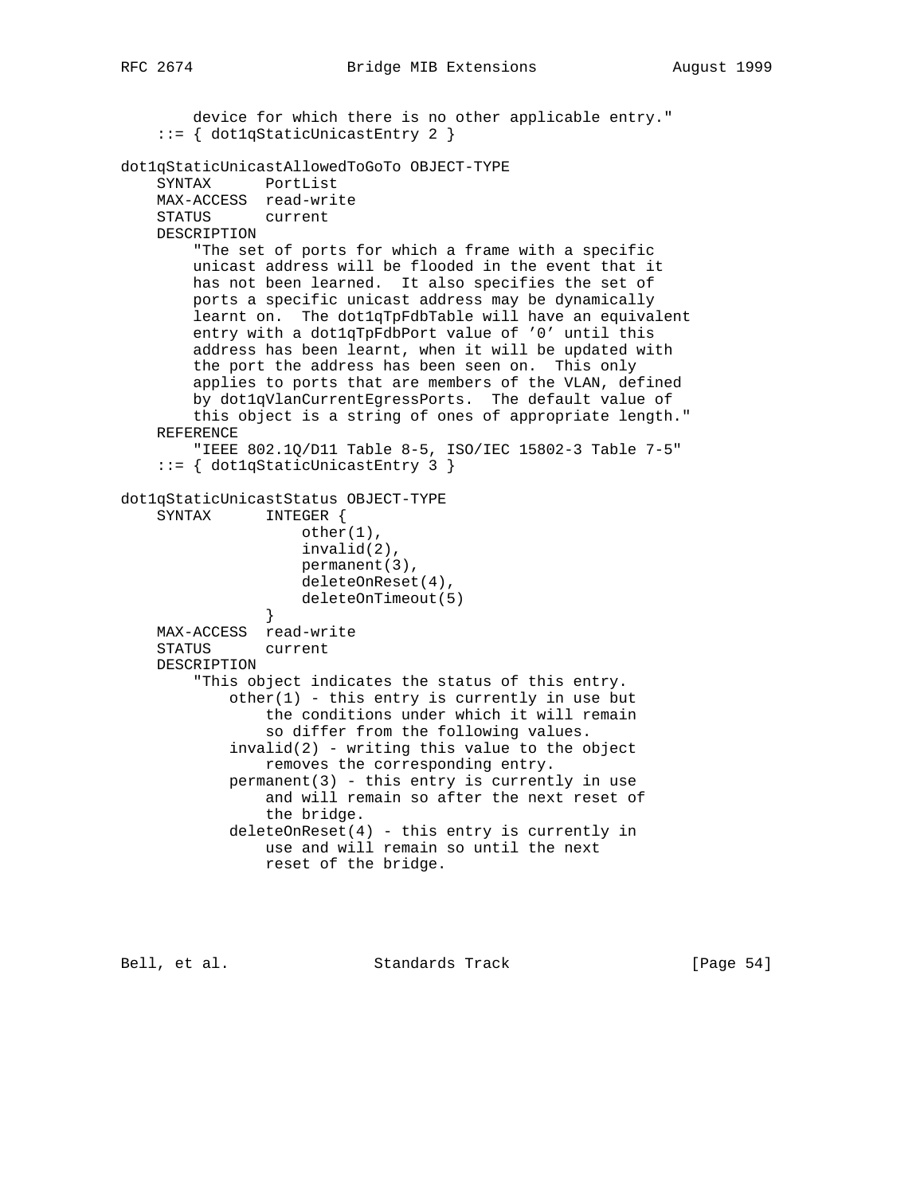```
        device for which there is no other applicable entry."
    ::= { dot1qStaticUnicastEntry 2 }

dot1qStaticUnicastAllowedToGoTo OBJECT-TYPE
    SYNTAX      PortList
    MAX-ACCESS  read-write
    STATUS      current
    DESCRIPTION
        "The set of ports for which a frame with a specific
        unicast address will be flooded in the event that it
        has not been learned.  It also specifies the set of
        ports a specific unicast address may be dynamically
        learnt on.  The dot1qTpFdbTable will have an equivalent
        entry with a dot1qTpFdbPort value of '0' until this
        address has been learnt, when it will be updated with
        the port the address has been seen on.  This only
        applies to ports that are members of the VLAN, defined
        by dot1qVlanCurrentEgressPorts.  The default value of
        this object is a string of ones of appropriate length."
    REFERENCE
        "IEEE 802.1Q/D11 Table 8-5, ISO/IEC 15802-3 Table 7-5"
    ::= { dot1qStaticUnicastEntry 3 }

dot1qStaticUnicastStatus OBJECT-TYPE
    SYNTAX      INTEGER {
                    other(1),
                    invalid(2),
                    permanent(3),
                    deleteOnReset(4),
                    deleteOnTimeout(5)
                }
    MAX-ACCESS  read-write
    STATUS      current
    DESCRIPTION
        "This object indicates the status of this entry.
            other(1) - this entry is currently in use but
                the conditions under which it will remain
                so differ from the following values.
            invalid(2) - writing this value to the object
                removes the corresponding entry.
            permanent(3) - this entry is currently in use
                and will remain so after the next reset of
                the bridge.
            deleteOnReset(4) - this entry is currently in
                use and will remain so until the next
                reset of the bridge.
```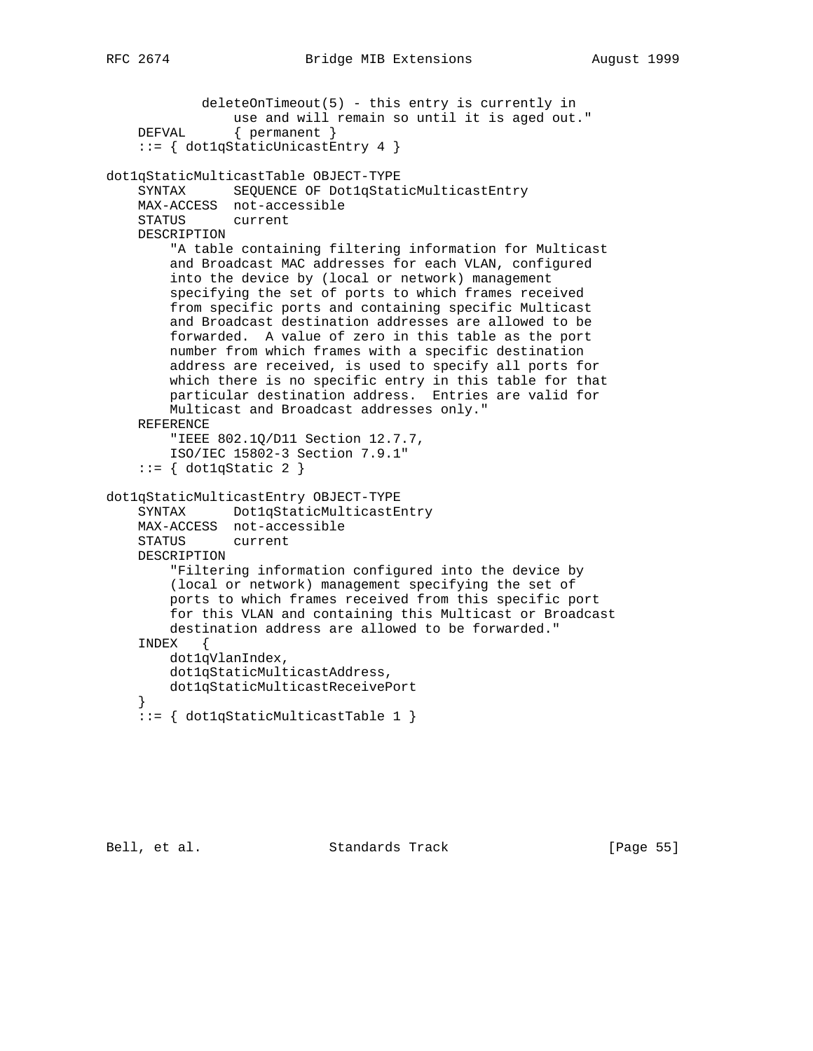```
            deleteOnTimeout(5) - this entry is currently in
                use and will remain so until it is aged out."
    DEFVAL      { permanent }
    ::= { dot1qStaticUnicastEntry 4 }

dot1qStaticMulticastTable OBJECT-TYPE
    SYNTAX      SEQUENCE OF Dot1qStaticMulticastEntry
    MAX-ACCESS  not-accessible
    STATUS      current
    DESCRIPTION
        "A table containing filtering information for Multicast
        and Broadcast MAC addresses for each VLAN, configured
        into the device by (local or network) management
        specifying the set of ports to which frames received
        from specific ports and containing specific Multicast
        and Broadcast destination addresses are allowed to be
        forwarded.  A value of zero in this table as the port
        number from which frames with a specific destination
        address are received, is used to specify all ports for
        which there is no specific entry in this table for that
        particular destination address.  Entries are valid for
        Multicast and Broadcast addresses only."
    REFERENCE
        "IEEE 802.1Q/D11 Section 12.7.7,
        ISO/IEC 15802-3 Section 7.9.1"
    ::= { dot1qStatic 2 }

dot1qStaticMulticastEntry OBJECT-TYPE
    SYNTAX      Dot1qStaticMulticastEntry
    MAX-ACCESS  not-accessible
    STATUS      current
    DESCRIPTION
        "Filtering information configured into the device by
        (local or network) management specifying the set of
        ports to which frames received from this specific port
        for this VLAN and containing this Multicast or Broadcast
        destination address are allowed to be forwarded."
    INDEX   {
        dot1qVlanIndex,
        dot1qStaticMulticastAddress,
        dot1qStaticMulticastReceivePort
    }
    ::= { dot1qStaticMulticastTable 1 }
```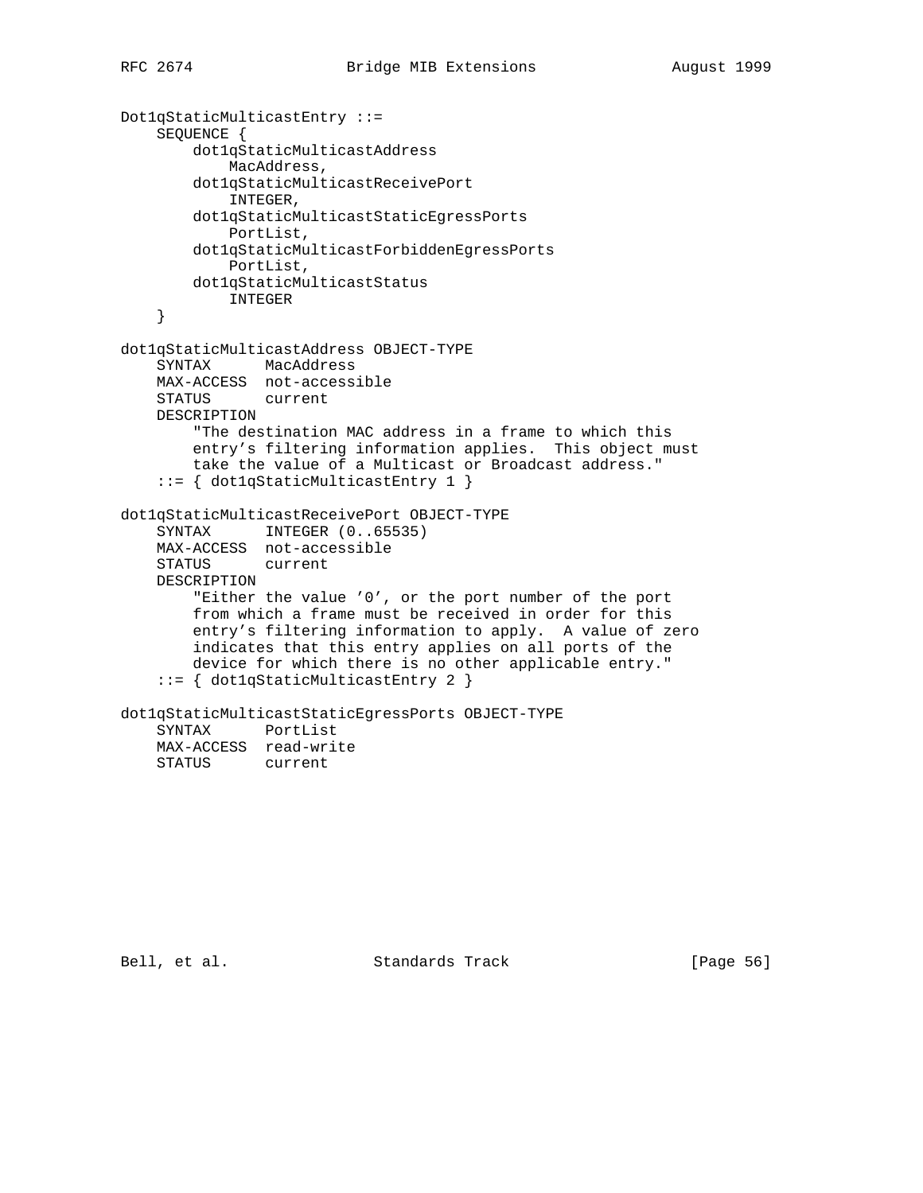```
Dot1qStaticMulticastEntry ::=
    SEQUENCE {
        dot1qStaticMulticastAddress
            MacAddress,
        dot1qStaticMulticastReceivePort
            INTEGER,
        dot1qStaticMulticastStaticEgressPorts
            PortList,
        dot1qStaticMulticastForbiddenEgressPorts
            PortList,
        dot1qStaticMulticastStatus
            INTEGER
    }

dot1qStaticMulticastAddress OBJECT-TYPE
    SYNTAX      MacAddress
    MAX-ACCESS  not-accessible
    STATUS      current
    DESCRIPTION
        "The destination MAC address in a frame to which this
        entry's filtering information applies.  This object must
        take the value of a Multicast or Broadcast address."
    ::= { dot1qStaticMulticastEntry 1 }

dot1qStaticMulticastReceivePort OBJECT-TYPE
    SYNTAX      INTEGER (0..65535)
    MAX-ACCESS  not-accessible
    STATUS      current
    DESCRIPTION
        "Either the value '0', or the port number of the port
        from which a frame must be received in order for this
        entry's filtering information to apply.  A value of zero
        indicates that this entry applies on all ports of the
        device for which there is no other applicable entry."
    ::= { dot1qStaticMulticastEntry 2 }

dot1qStaticMulticastStaticEgressPorts OBJECT-TYPE
    SYNTAX      PortList
    MAX-ACCESS  read-write
    STATUS      current
```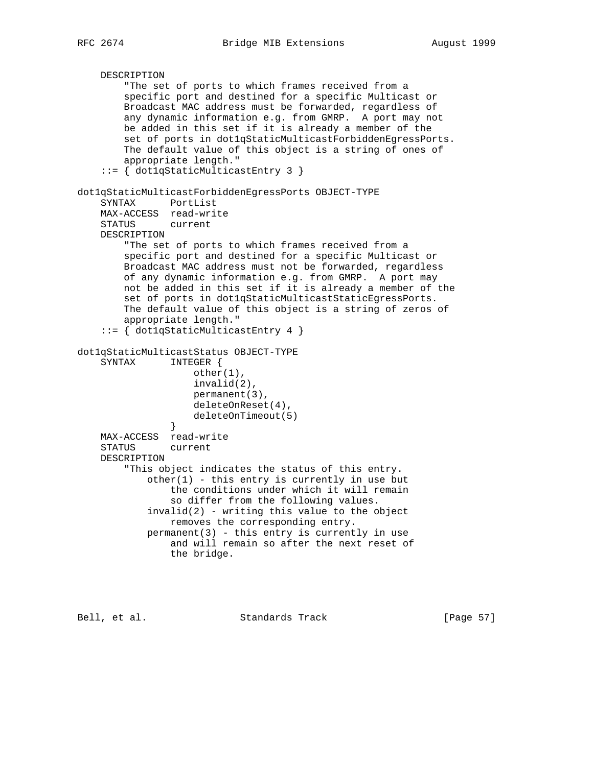```
    DESCRIPTION
        "The set of ports to which frames received from a
        specific port and destined for a specific Multicast or
        Broadcast MAC address must be forwarded, regardless of
        any dynamic information e.g. from GMRP.  A port may not
        be added in this set if it is already a member of the
        set of ports in dot1qStaticMulticastForbiddenEgressPorts.
        The default value of this object is a string of ones of
        appropriate length."
    ::= { dot1qStaticMulticastEntry 3 }

dot1qStaticMulticastForbiddenEgressPorts OBJECT-TYPE
    SYNTAX      PortList
    MAX-ACCESS  read-write
    STATUS      current
    DESCRIPTION
        "The set of ports to which frames received from a
        specific port and destined for a specific Multicast or
        Broadcast MAC address must not be forwarded, regardless
        of any dynamic information e.g. from GMRP.  A port may
        not be added in this set if it is already a member of the
        set of ports in dot1qStaticMulticastStaticEgressPorts.
        The default value of this object is a string of zeros of
        appropriate length."
    ::= { dot1qStaticMulticastEntry 4 }

dot1qStaticMulticastStatus OBJECT-TYPE
    SYNTAX      INTEGER {
                    other(1),
                    invalid(2),
                    permanent(3),
                    deleteOnReset(4),
                    deleteOnTimeout(5)
                }
    MAX-ACCESS  read-write
    STATUS      current
    DESCRIPTION
        "This object indicates the status of this entry.
            other(1) - this entry is currently in use but
                the conditions under which it will remain
                so differ from the following values.
            invalid(2) - writing this value to the object
                removes the corresponding entry.
            permanent(3) - this entry is currently in use
                and will remain so after the next reset of
                the bridge.
```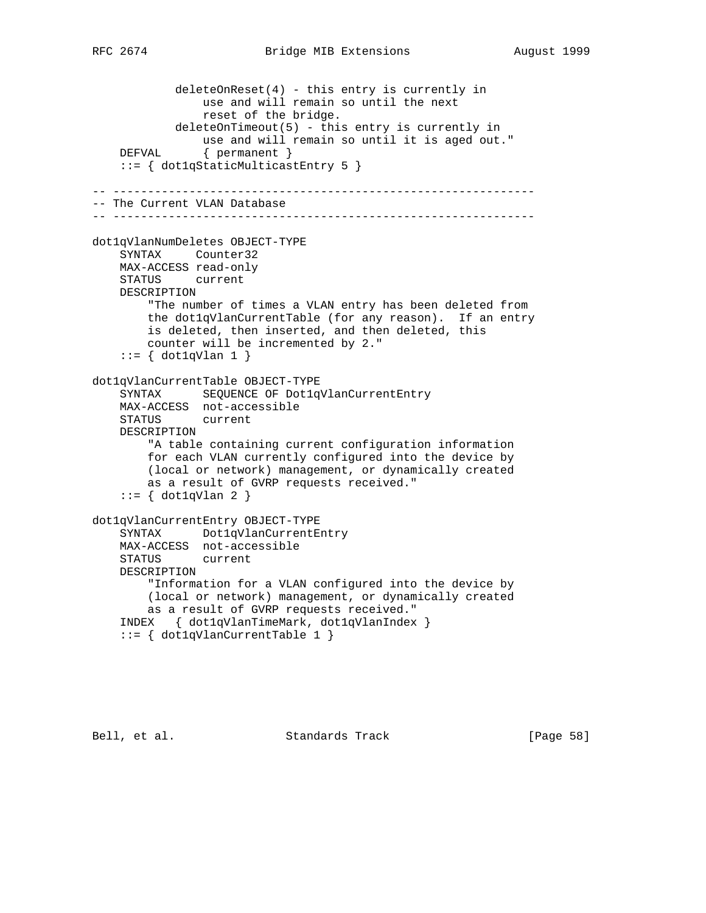```
            deleteOnReset(4) - this entry is currently in
                use and will remain so until the next
                reset of the bridge.
            deleteOnTimeout(5) - this entry is currently in
                use and will remain so until it is aged out."
    DEFVAL      { permanent }
    ::= { dot1qStaticMulticastEntry 5 }

-- -------------------------------------------------------------
-- The Current VLAN Database
-- -------------------------------------------------------------

dot1qVlanNumDeletes OBJECT-TYPE
    SYNTAX     Counter32
    MAX-ACCESS read-only
    STATUS     current
    DESCRIPTION
        "The number of times a VLAN entry has been deleted from
        the dot1qVlanCurrentTable (for any reason).  If an entry
        is deleted, then inserted, and then deleted, this
        counter will be incremented by 2."
    ::= { dot1qVlan 1 }

dot1qVlanCurrentTable OBJECT-TYPE
    SYNTAX      SEQUENCE OF Dot1qVlanCurrentEntry
    MAX-ACCESS  not-accessible
    STATUS      current
    DESCRIPTION
        "A table containing current configuration information
        for each VLAN currently configured into the device by
        (local or network) management, or dynamically created
        as a result of GVRP requests received."
    ::= { dot1qVlan 2 }

dot1qVlanCurrentEntry OBJECT-TYPE
    SYNTAX      Dot1qVlanCurrentEntry
    MAX-ACCESS  not-accessible
    STATUS      current
    DESCRIPTION
        "Information for a VLAN configured into the device by
        (local or network) management, or dynamically created
        as a result of GVRP requests received."
    INDEX   { dot1qVlanTimeMark, dot1qVlanIndex }
    ::= { dot1qVlanCurrentTable 1 }
```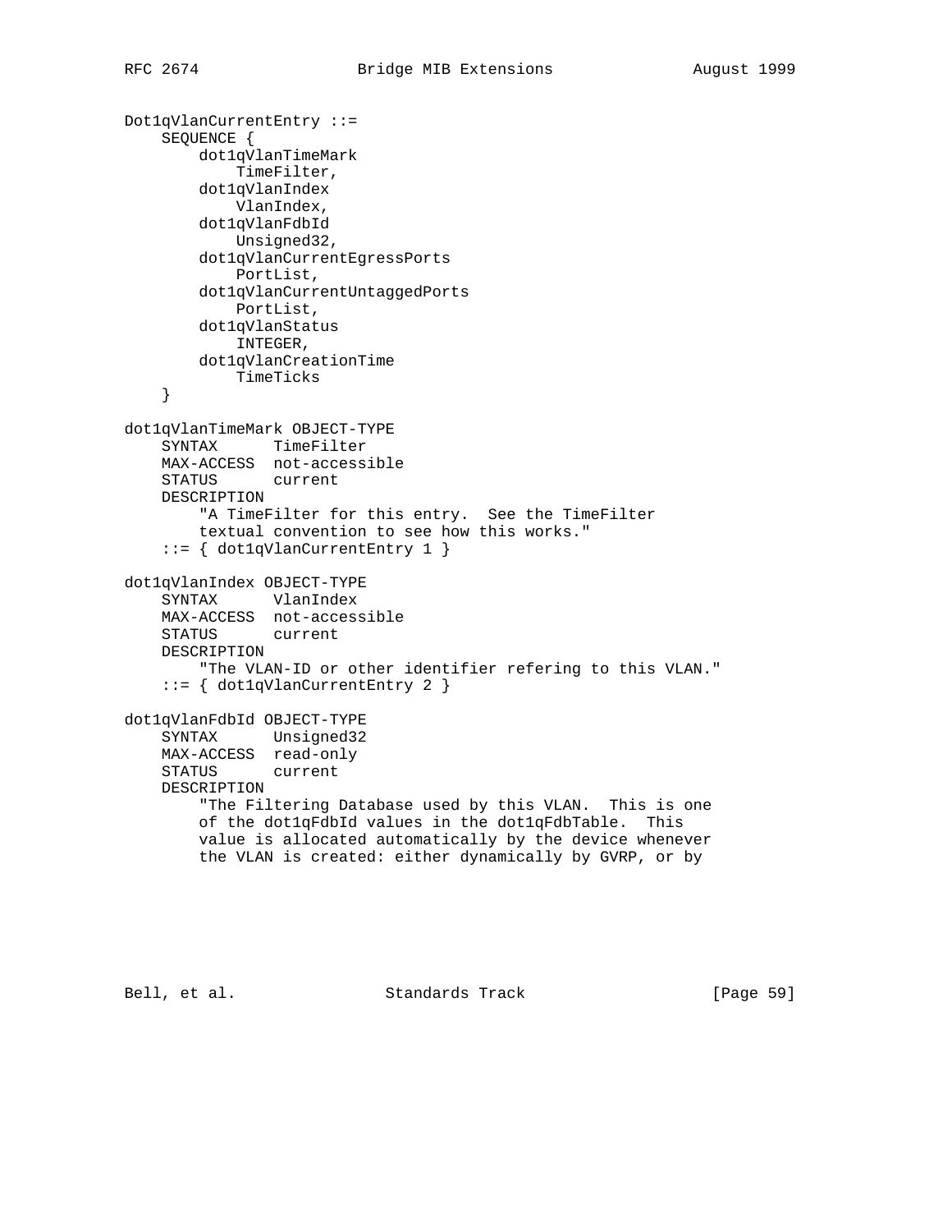```
Dot1qVlanCurrentEntry ::=
    SEQUENCE {
        dot1qVlanTimeMark
            TimeFilter,
        dot1qVlanIndex
            VlanIndex,
        dot1qVlanFdbId
            Unsigned32,
        dot1qVlanCurrentEgressPorts
            PortList,
        dot1qVlanCurrentUntaggedPorts
            PortList,
        dot1qVlanStatus
            INTEGER,
        dot1qVlanCreationTime
            TimeTicks
    }

dot1qVlanTimeMark OBJECT-TYPE
    SYNTAX      TimeFilter
    MAX-ACCESS  not-accessible
    STATUS      current
    DESCRIPTION
        "A TimeFilter for this entry.  See the TimeFilter
        textual convention to see how this works."
    ::= { dot1qVlanCurrentEntry 1 }

dot1qVlanIndex OBJECT-TYPE
    SYNTAX      VlanIndex
    MAX-ACCESS  not-accessible
    STATUS      current
    DESCRIPTION
        "The VLAN-ID or other identifier refering to this VLAN."
    ::= { dot1qVlanCurrentEntry 2 }

dot1qVlanFdbId OBJECT-TYPE
    SYNTAX      Unsigned32
    MAX-ACCESS  read-only
    STATUS      current
    DESCRIPTION
        "The Filtering Database used by this VLAN.  This is one
        of the dot1qFdbId values in the dot1qFdbTable.  This
        value is allocated automatically by the device whenever
        the VLAN is created: either dynamically by GVRP, or by
```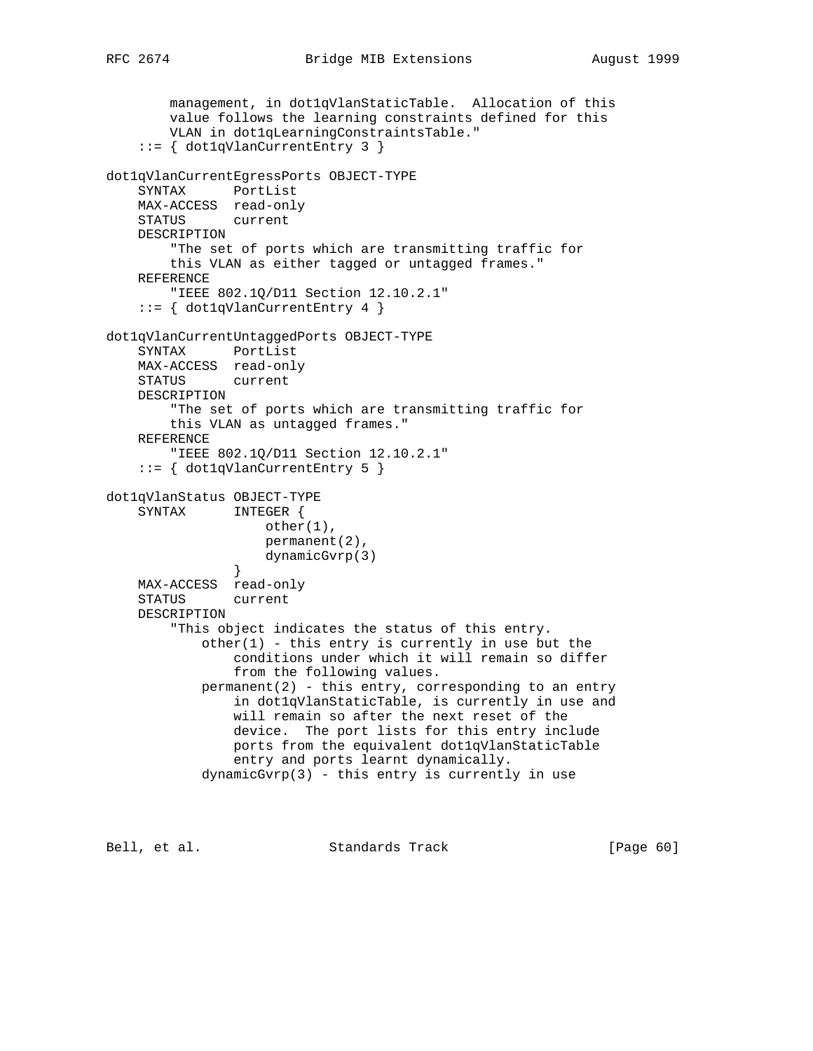```
        management, in dot1qVlanStaticTable.  Allocation of this
        value follows the learning constraints defined for this
        VLAN in dot1qLearningConstraintsTable."
    ::= { dot1qVlanCurrentEntry 3 }

dot1qVlanCurrentEgressPorts OBJECT-TYPE
    SYNTAX      PortList
    MAX-ACCESS  read-only
    STATUS      current
    DESCRIPTION
        "The set of ports which are transmitting traffic for
        this VLAN as either tagged or untagged frames."
    REFERENCE
        "IEEE 802.1Q/D11 Section 12.10.2.1"
    ::= { dot1qVlanCurrentEntry 4 }

dot1qVlanCurrentUntaggedPorts OBJECT-TYPE
    SYNTAX      PortList
    MAX-ACCESS  read-only
    STATUS      current
    DESCRIPTION
        "The set of ports which are transmitting traffic for
        this VLAN as untagged frames."
    REFERENCE
        "IEEE 802.1Q/D11 Section 12.10.2.1"
    ::= { dot1qVlanCurrentEntry 5 }

dot1qVlanStatus OBJECT-TYPE
    SYNTAX      INTEGER {
                    other(1),
                    permanent(2),
                    dynamicGvrp(3)
                }
    MAX-ACCESS  read-only
    STATUS      current
    DESCRIPTION
        "This object indicates the status of this entry.
            other(1) - this entry is currently in use but the
                conditions under which it will remain so differ
                from the following values.
            permanent(2) - this entry, corresponding to an entry
                in dot1qVlanStaticTable, is currently in use and
                will remain so after the next reset of the
                device.  The port lists for this entry include
                ports from the equivalent dot1qVlanStaticTable
                entry and ports learnt dynamically.
            dynamicGvrp(3) - this entry is currently in use
```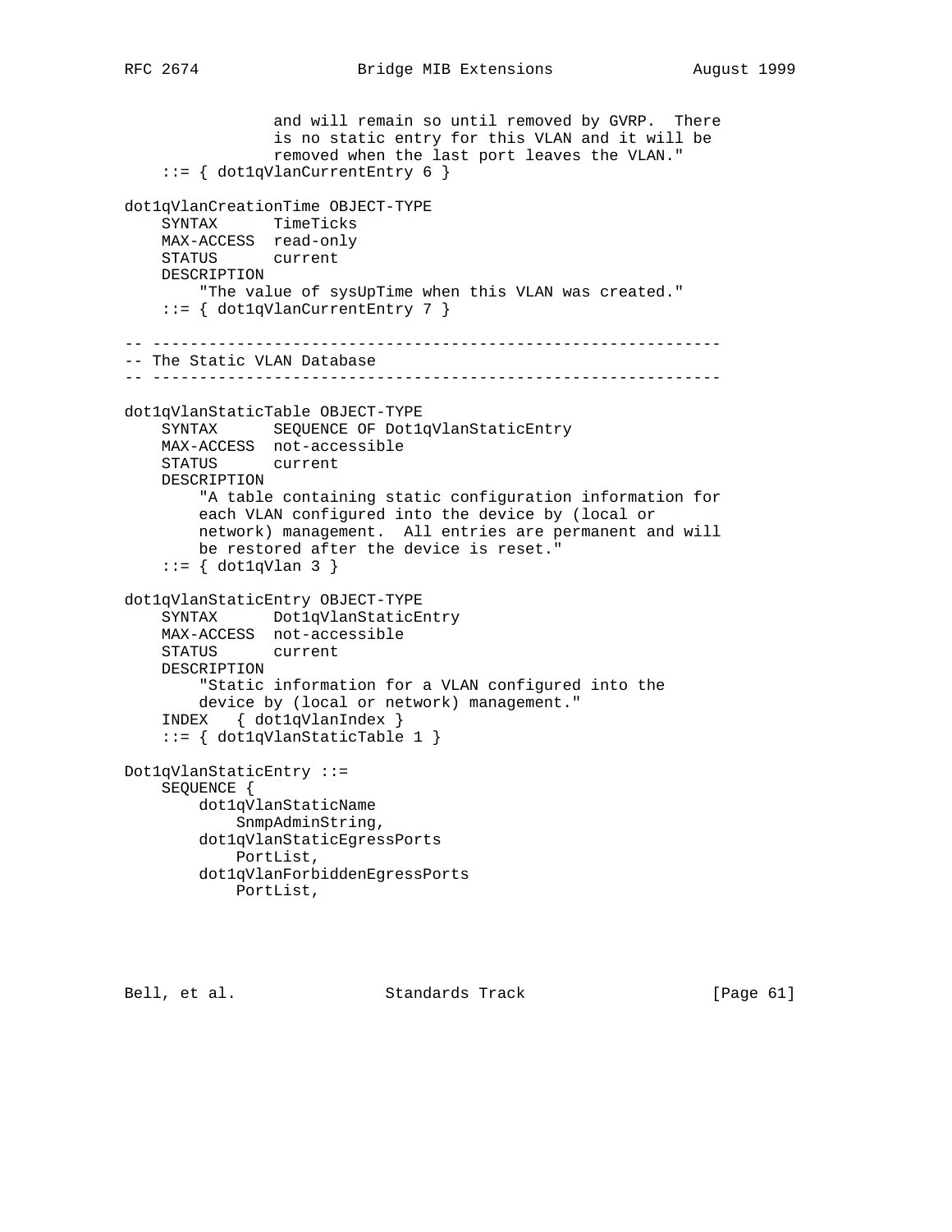```
                and will remain so until removed by GVRP.  There
                is no static entry for this VLAN and it will be
                removed when the last port leaves the VLAN."
    ::= { dot1qVlanCurrentEntry 6 }

dot1qVlanCreationTime OBJECT-TYPE
    SYNTAX      TimeTicks
    MAX-ACCESS  read-only
    STATUS      current
    DESCRIPTION
        "The value of sysUpTime when this VLAN was created."
    ::= { dot1qVlanCurrentEntry 7 }

-- -------------------------------------------------------------
-- The Static VLAN Database
-- -------------------------------------------------------------

dot1qVlanStaticTable OBJECT-TYPE
    SYNTAX      SEQUENCE OF Dot1qVlanStaticEntry
    MAX-ACCESS  not-accessible
    STATUS      current
    DESCRIPTION
        "A table containing static configuration information for
        each VLAN configured into the device by (local or
        network) management.  All entries are permanent and will
        be restored after the device is reset."
    ::= { dot1qVlan 3 }

dot1qVlanStaticEntry OBJECT-TYPE
    SYNTAX      Dot1qVlanStaticEntry
    MAX-ACCESS  not-accessible
    STATUS      current
    DESCRIPTION
        "Static information for a VLAN configured into the
        device by (local or network) management."
    INDEX   { dot1qVlanIndex }
    ::= { dot1qVlanStaticTable 1 }

Dot1qVlanStaticEntry ::=
    SEQUENCE {
        dot1qVlanStaticName
            SnmpAdminString,
        dot1qVlanStaticEgressPorts
            PortList,
        dot1qVlanForbiddenEgressPorts
            PortList,
```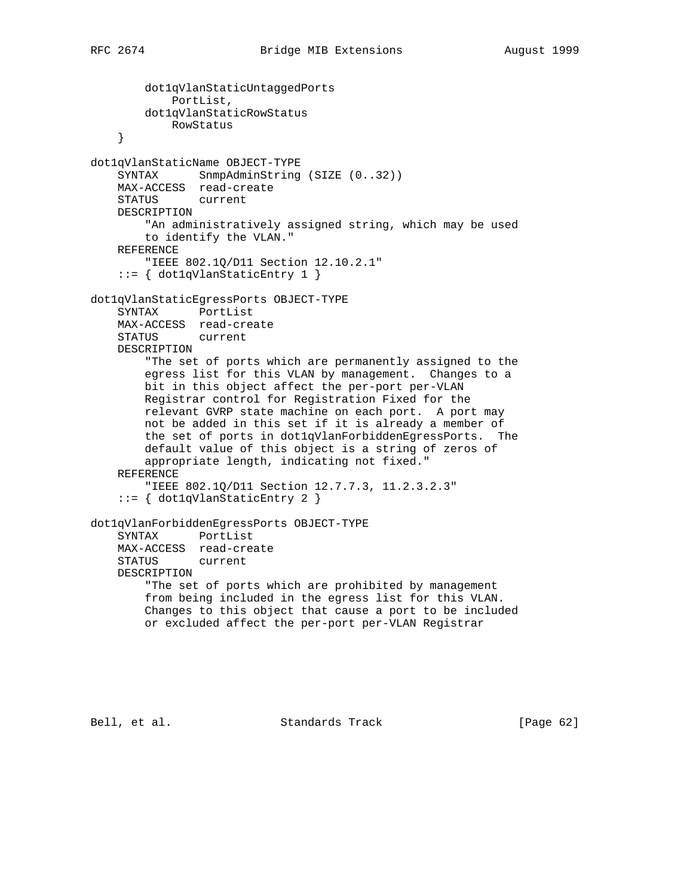```
        dot1qVlanStaticUntaggedPorts
            PortList,
        dot1qVlanStaticRowStatus
            RowStatus
    }

dot1qVlanStaticName OBJECT-TYPE
    SYNTAX      SnmpAdminString (SIZE (0..32))
    MAX-ACCESS  read-create
    STATUS      current
    DESCRIPTION
        "An administratively assigned string, which may be used
        to identify the VLAN."
    REFERENCE
        "IEEE 802.1Q/D11 Section 12.10.2.1"
    ::= { dot1qVlanStaticEntry 1 }

dot1qVlanStaticEgressPorts OBJECT-TYPE
    SYNTAX      PortList
    MAX-ACCESS  read-create
    STATUS      current
    DESCRIPTION
        "The set of ports which are permanently assigned to the
        egress list for this VLAN by management.  Changes to a
        bit in this object affect the per-port per-VLAN
        Registrar control for Registration Fixed for the
        relevant GVRP state machine on each port.  A port may
        not be added in this set if it is already a member of
        the set of ports in dot1qVlanForbiddenEgressPorts.  The
        default value of this object is a string of zeros of
        appropriate length, indicating not fixed."
    REFERENCE
        "IEEE 802.1Q/D11 Section 12.7.7.3, 11.2.3.2.3"
    ::= { dot1qVlanStaticEntry 2 }

dot1qVlanForbiddenEgressPorts OBJECT-TYPE
    SYNTAX      PortList
    MAX-ACCESS  read-create
    STATUS      current
    DESCRIPTION
        "The set of ports which are prohibited by management
        from being included in the egress list for this VLAN.
        Changes to this object that cause a port to be included
        or excluded affect the per-port per-VLAN Registrar
```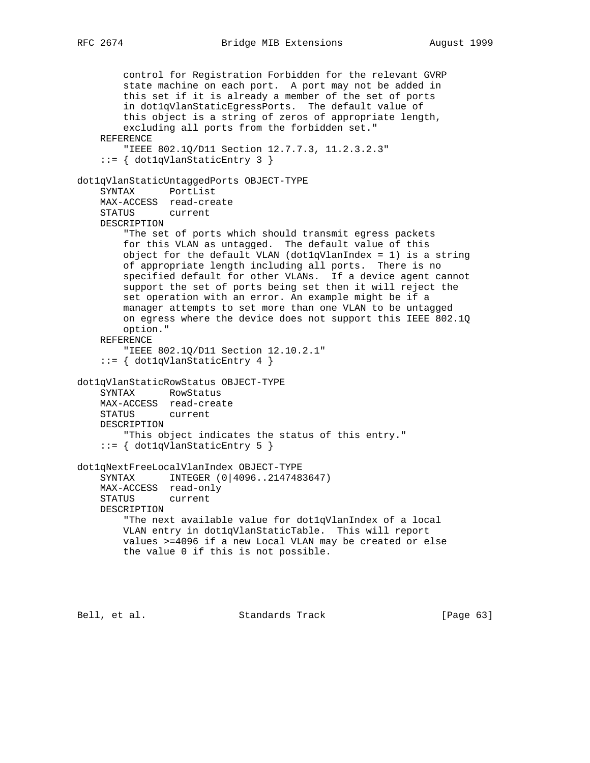```
        control for Registration Forbidden for the relevant GVRP
        state machine on each port.  A port may not be added in
        this set if it is already a member of the set of ports
        in dot1qVlanStaticEgressPorts.  The default value of
        this object is a string of zeros of appropriate length,
        excluding all ports from the forbidden set."
    REFERENCE
        "IEEE 802.1Q/D11 Section 12.7.7.3, 11.2.3.2.3"
    ::= { dot1qVlanStaticEntry 3 }

dot1qVlanStaticUntaggedPorts OBJECT-TYPE
    SYNTAX      PortList
    MAX-ACCESS  read-create
    STATUS      current
    DESCRIPTION
        "The set of ports which should transmit egress packets
        for this VLAN as untagged.  The default value of this
        object for the default VLAN (dot1qVlanIndex = 1) is a string
        of appropriate length including all ports.  There is no
        specified default for other VLANs.  If a device agent cannot
        support the set of ports being set then it will reject the
        set operation with an error. An example might be if a
        manager attempts to set more than one VLAN to be untagged
        on egress where the device does not support this IEEE 802.1Q
        option."
    REFERENCE
        "IEEE 802.1Q/D11 Section 12.10.2.1"
    ::= { dot1qVlanStaticEntry 4 }

dot1qVlanStaticRowStatus OBJECT-TYPE
    SYNTAX      RowStatus
    MAX-ACCESS  read-create
    STATUS      current
    DESCRIPTION
        "This object indicates the status of this entry."
    ::= { dot1qVlanStaticEntry 5 }

dot1qNextFreeLocalVlanIndex OBJECT-TYPE
    SYNTAX      INTEGER (0|4096..2147483647)
    MAX-ACCESS  read-only
    STATUS      current
    DESCRIPTION
        "The next available value for dot1qVlanIndex of a local
        VLAN entry in dot1qVlanStaticTable.  This will report
        values >=4096 if a new Local VLAN may be created or else
        the value 0 if this is not possible.
```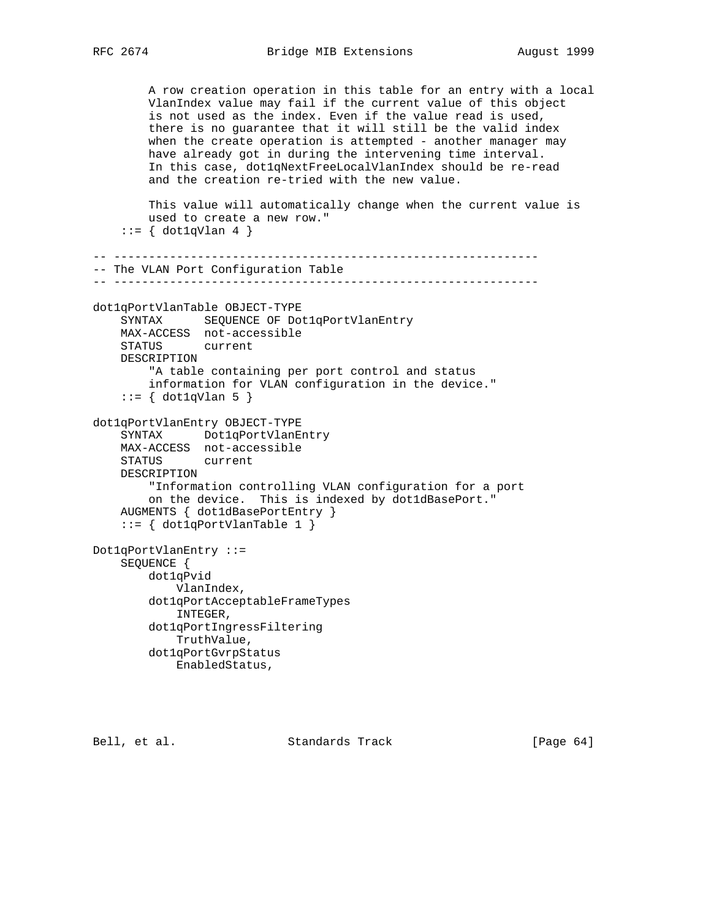```
        A row creation operation in this table for an entry with a local
        VlanIndex value may fail if the current value of this object
        is not used as the index. Even if the value read is used,
        there is no guarantee that it will still be the valid index
        when the create operation is attempted - another manager may
        have already got in during the intervening time interval.
        In this case, dot1qNextFreeLocalVlanIndex should be re-read
        and the creation re-tried with the new value.

        This value will automatically change when the current value is
        used to create a new row."
    ::= { dot1qVlan 4 }

-- -------------------------------------------------------------
-- The VLAN Port Configuration Table
-- -------------------------------------------------------------

dot1qPortVlanTable OBJECT-TYPE
    SYNTAX      SEQUENCE OF Dot1qPortVlanEntry
    MAX-ACCESS  not-accessible
    STATUS      current
    DESCRIPTION
        "A table containing per port control and status
        information for VLAN configuration in the device."
    ::= { dot1qVlan 5 }

dot1qPortVlanEntry OBJECT-TYPE
    SYNTAX      Dot1qPortVlanEntry
    MAX-ACCESS  not-accessible
    STATUS      current
    DESCRIPTION
        "Information controlling VLAN configuration for a port
        on the device.  This is indexed by dot1dBasePort."
    AUGMENTS { dot1dBasePortEntry }
    ::= { dot1qPortVlanTable 1 }

Dot1qPortVlanEntry ::=
    SEQUENCE {
        dot1qPvid
            VlanIndex,
        dot1qPortAcceptableFrameTypes
            INTEGER,
        dot1qPortIngressFiltering
            TruthValue,
        dot1qPortGvrpStatus
            EnabledStatus,
```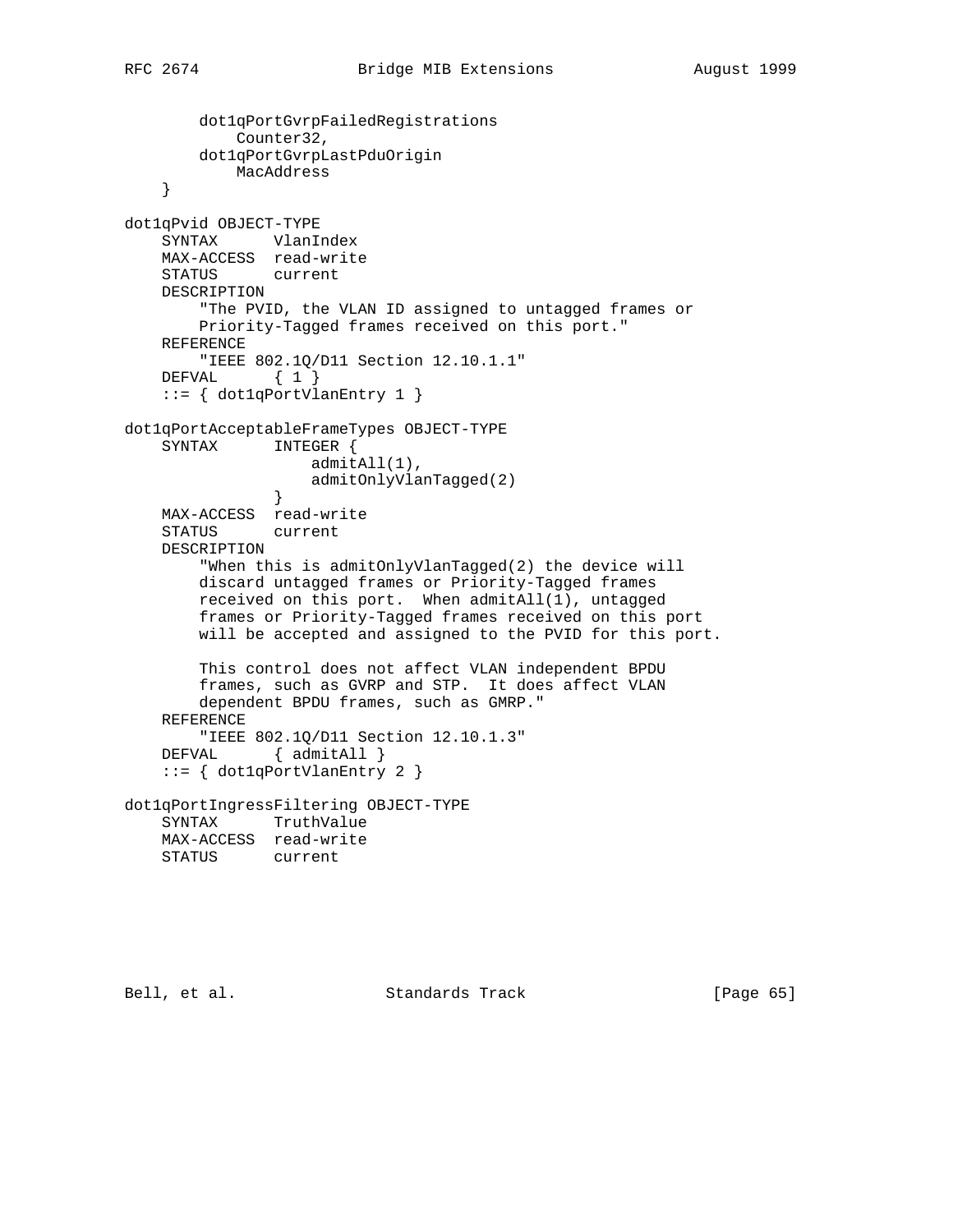```
        dot1qPortGvrpFailedRegistrations
            Counter32,
        dot1qPortGvrpLastPduOrigin
            MacAddress
    }

dot1qPvid OBJECT-TYPE
    SYNTAX      VlanIndex
    MAX-ACCESS  read-write
    STATUS      current
    DESCRIPTION
        "The PVID, the VLAN ID assigned to untagged frames or
        Priority-Tagged frames received on this port."
    REFERENCE
        "IEEE 802.1Q/D11 Section 12.10.1.1"
    DEFVAL      { 1 }
    ::= { dot1qPortVlanEntry 1 }

dot1qPortAcceptableFrameTypes OBJECT-TYPE
    SYNTAX      INTEGER {
                    admitAll(1),
                    admitOnlyVlanTagged(2)
                }
    MAX-ACCESS  read-write
    STATUS      current
    DESCRIPTION
        "When this is admitOnlyVlanTagged(2) the device will
        discard untagged frames or Priority-Tagged frames
        received on this port.  When admitAll(1), untagged
        frames or Priority-Tagged frames received on this port
        will be accepted and assigned to the PVID for this port.

        This control does not affect VLAN independent BPDU
        frames, such as GVRP and STP.  It does affect VLAN
        dependent BPDU frames, such as GMRP."
    REFERENCE
        "IEEE 802.1Q/D11 Section 12.10.1.3"
    DEFVAL      { admitAll }
    ::= { dot1qPortVlanEntry 2 }

dot1qPortIngressFiltering OBJECT-TYPE
    SYNTAX      TruthValue
    MAX-ACCESS  read-write
    STATUS      current
```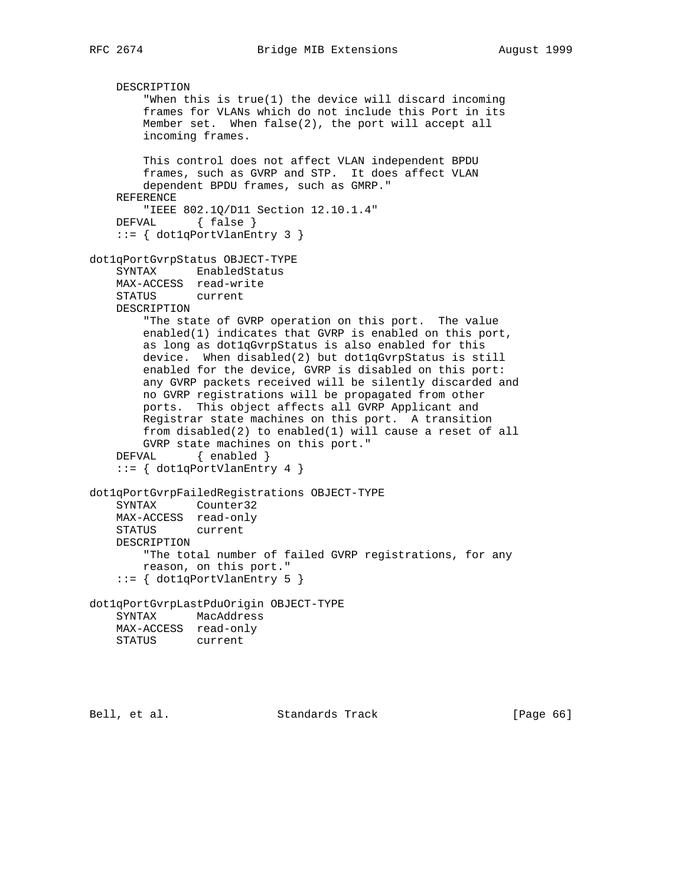```
    DESCRIPTION
        "When this is true(1) the device will discard incoming
        frames for VLANs which do not include this Port in its
        Member set.  When false(2), the port will accept all
        incoming frames.

        This control does not affect VLAN independent BPDU
        frames, such as GVRP and STP.  It does affect VLAN
        dependent BPDU frames, such as GMRP."
    REFERENCE
        "IEEE 802.1Q/D11 Section 12.10.1.4"
    DEFVAL      { false }
    ::= { dot1qPortVlanEntry 3 }

dot1qPortGvrpStatus OBJECT-TYPE
    SYNTAX      EnabledStatus
    MAX-ACCESS  read-write
    STATUS      current
    DESCRIPTION
        "The state of GVRP operation on this port.  The value
        enabled(1) indicates that GVRP is enabled on this port,
        as long as dot1qGvrpStatus is also enabled for this
        device.  When disabled(2) but dot1qGvrpStatus is still
        enabled for the device, GVRP is disabled on this port:
        any GVRP packets received will be silently discarded and
        no GVRP registrations will be propagated from other
        ports.  This object affects all GVRP Applicant and
        Registrar state machines on this port.  A transition
        from disabled(2) to enabled(1) will cause a reset of all
        GVRP state machines on this port."
    DEFVAL      { enabled }
    ::= { dot1qPortVlanEntry 4 }

dot1qPortGvrpFailedRegistrations OBJECT-TYPE
    SYNTAX      Counter32
    MAX-ACCESS  read-only
    STATUS      current
    DESCRIPTION
        "The total number of failed GVRP registrations, for any
        reason, on this port."
    ::= { dot1qPortVlanEntry 5 }

dot1qPortGvrpLastPduOrigin OBJECT-TYPE
    SYNTAX      MacAddress
    MAX-ACCESS  read-only
    STATUS      current
```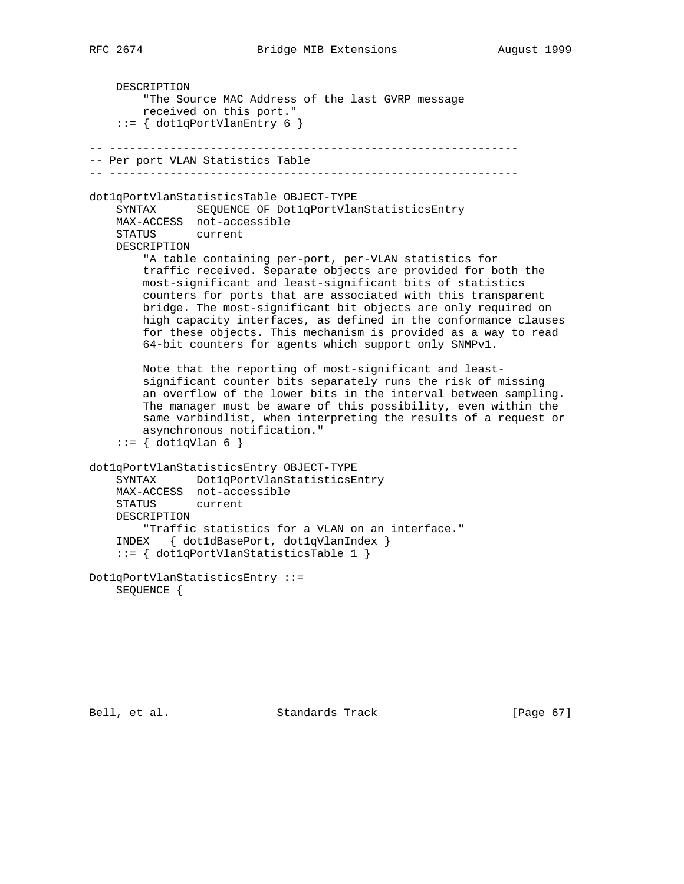```
    DESCRIPTION
        "The Source MAC Address of the last GVRP message
        received on this port."
    ::= { dot1qPortVlanEntry 6 }

-- -------------------------------------------------------------
-- Per port VLAN Statistics Table
-- -------------------------------------------------------------

dot1qPortVlanStatisticsTable OBJECT-TYPE
    SYNTAX      SEQUENCE OF Dot1qPortVlanStatisticsEntry
    MAX-ACCESS  not-accessible
    STATUS      current
    DESCRIPTION
        "A table containing per-port, per-VLAN statistics for
        traffic received. Separate objects are provided for both the
        most-significant and least-significant bits of statistics
        counters for ports that are associated with this transparent
        bridge. The most-significant bit objects are only required on
        high capacity interfaces, as defined in the conformance clauses
        for these objects. This mechanism is provided as a way to read
        64-bit counters for agents which support only SNMPv1.

        Note that the reporting of most-significant and least-
        significant counter bits separately runs the risk of missing
        an overflow of the lower bits in the interval between sampling.
        The manager must be aware of this possibility, even within the
        same varbindlist, when interpreting the results of a request or
        asynchronous notification."
    ::= { dot1qVlan 6 }

dot1qPortVlanStatisticsEntry OBJECT-TYPE
    SYNTAX      Dot1qPortVlanStatisticsEntry
    MAX-ACCESS  not-accessible
    STATUS      current
    DESCRIPTION
        "Traffic statistics for a VLAN on an interface."
    INDEX   { dot1dBasePort, dot1qVlanIndex }
    ::= { dot1qPortVlanStatisticsTable 1 }

Dot1qPortVlanStatisticsEntry ::=
    SEQUENCE {
```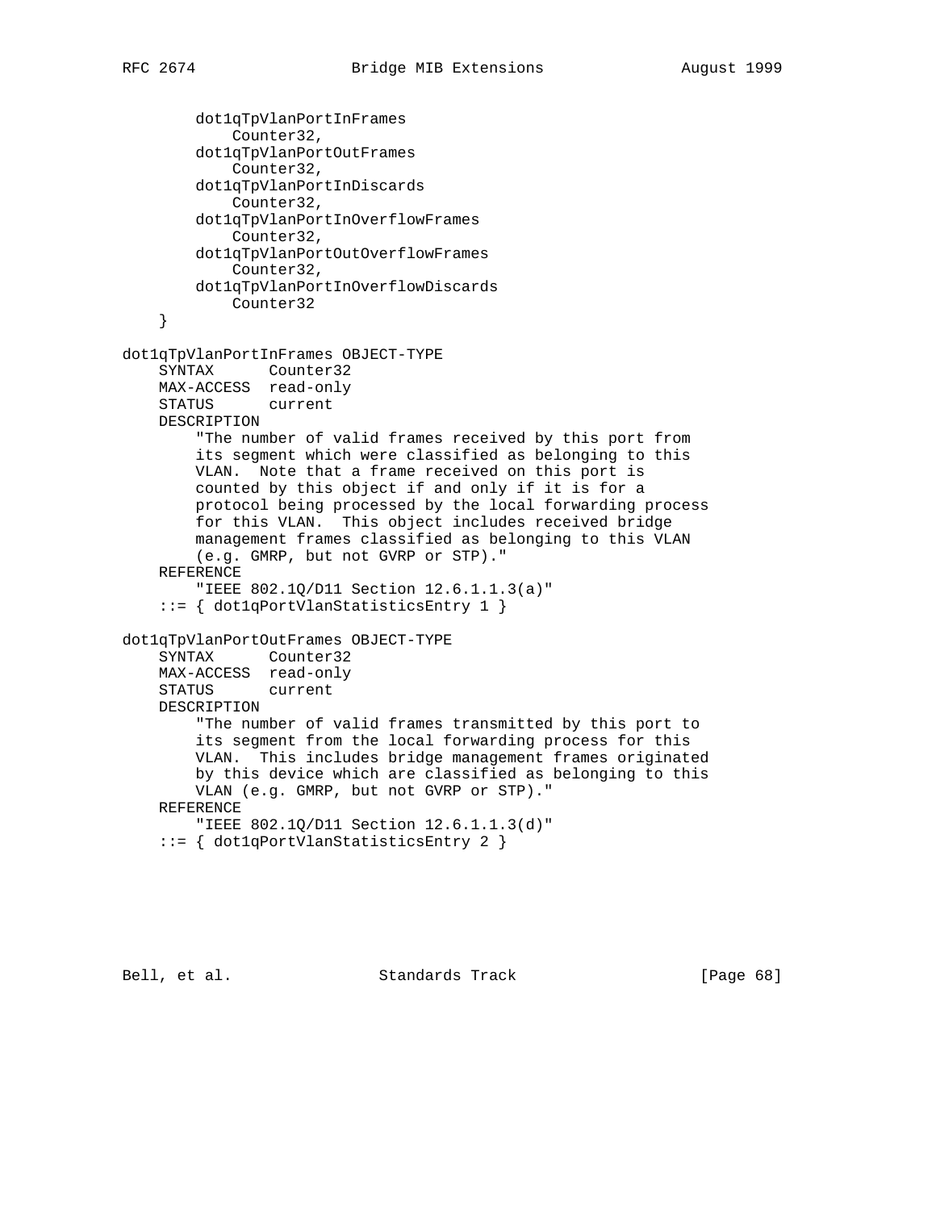```
        dot1qTpVlanPortInFrames
            Counter32,
        dot1qTpVlanPortOutFrames
            Counter32,
        dot1qTpVlanPortInDiscards
            Counter32,
        dot1qTpVlanPortInOverflowFrames
            Counter32,
        dot1qTpVlanPortOutOverflowFrames
            Counter32,
        dot1qTpVlanPortInOverflowDiscards
            Counter32
    }

dot1qTpVlanPortInFrames OBJECT-TYPE
    SYNTAX      Counter32
    MAX-ACCESS  read-only
    STATUS      current
    DESCRIPTION
        "The number of valid frames received by this port from
        its segment which were classified as belonging to this
        VLAN.  Note that a frame received on this port is
        counted by this object if and only if it is for a
        protocol being processed by the local forwarding process
        for this VLAN.  This object includes received bridge
        management frames classified as belonging to this VLAN
        (e.g. GMRP, but not GVRP or STP)."
    REFERENCE
        "IEEE 802.1Q/D11 Section 12.6.1.1.3(a)"
    ::= { dot1qPortVlanStatisticsEntry 1 }

dot1qTpVlanPortOutFrames OBJECT-TYPE
    SYNTAX      Counter32
    MAX-ACCESS  read-only
    STATUS      current
    DESCRIPTION
        "The number of valid frames transmitted by this port to
        its segment from the local forwarding process for this
        VLAN.  This includes bridge management frames originated
        by this device which are classified as belonging to this
        VLAN (e.g. GMRP, but not GVRP or STP)."
    REFERENCE
        "IEEE 802.1Q/D11 Section 12.6.1.1.3(d)"
    ::= { dot1qPortVlanStatisticsEntry 2 }
```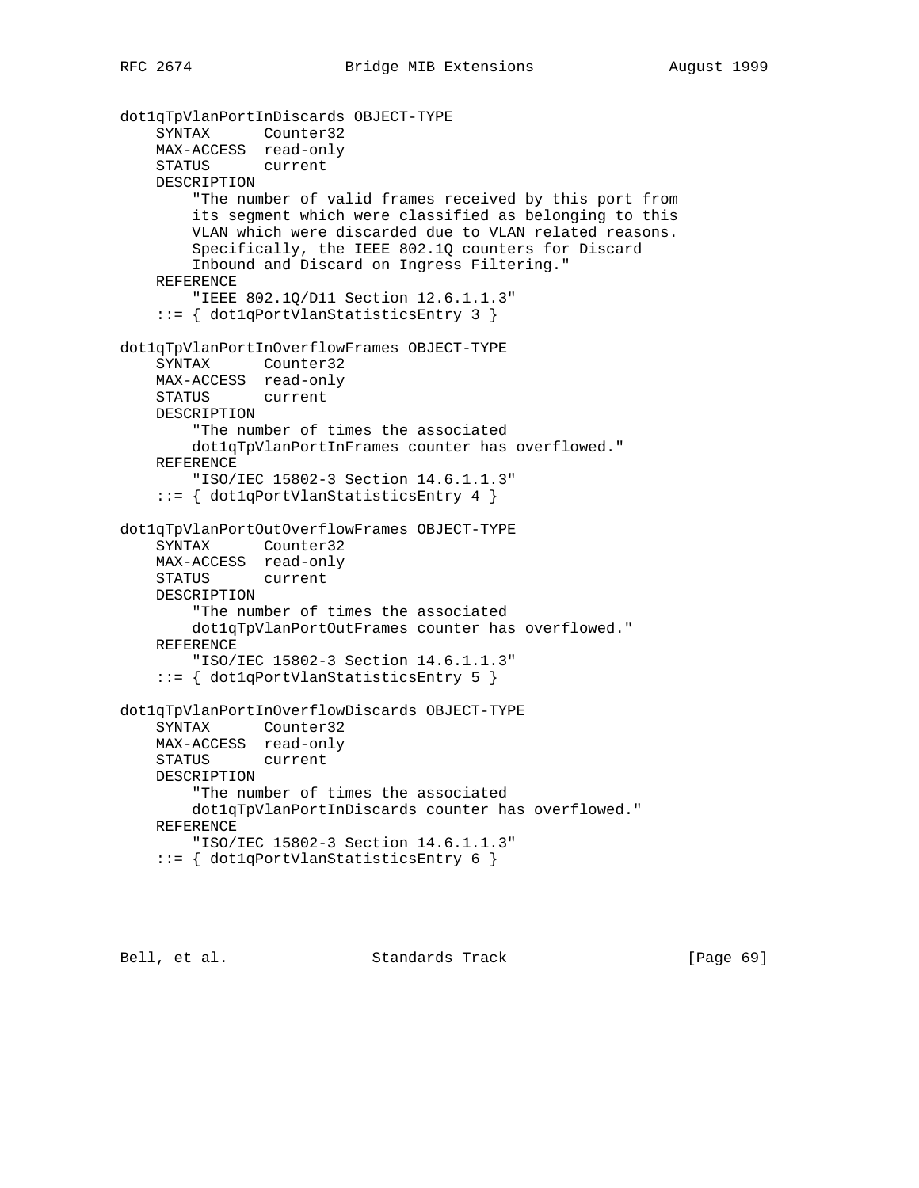```
dot1qTpVlanPortInDiscards OBJECT-TYPE
    SYNTAX      Counter32
    MAX-ACCESS  read-only
    STATUS      current
    DESCRIPTION
        "The number of valid frames received by this port from
        its segment which were classified as belonging to this
        VLAN which were discarded due to VLAN related reasons.
        Specifically, the IEEE 802.1Q counters for Discard
        Inbound and Discard on Ingress Filtering."
    REFERENCE
        "IEEE 802.1Q/D11 Section 12.6.1.1.3"
    ::= { dot1qPortVlanStatisticsEntry 3 }

dot1qTpVlanPortInOverflowFrames OBJECT-TYPE
    SYNTAX      Counter32
    MAX-ACCESS  read-only
    STATUS      current
    DESCRIPTION
        "The number of times the associated
        dot1qTpVlanPortInFrames counter has overflowed."
    REFERENCE
        "ISO/IEC 15802-3 Section 14.6.1.1.3"
    ::= { dot1qPortVlanStatisticsEntry 4 }

dot1qTpVlanPortOutOverflowFrames OBJECT-TYPE
    SYNTAX      Counter32
    MAX-ACCESS  read-only
    STATUS      current
    DESCRIPTION
        "The number of times the associated
        dot1qTpVlanPortOutFrames counter has overflowed."
    REFERENCE
        "ISO/IEC 15802-3 Section 14.6.1.1.3"
    ::= { dot1qPortVlanStatisticsEntry 5 }

dot1qTpVlanPortInOverflowDiscards OBJECT-TYPE
    SYNTAX      Counter32
    MAX-ACCESS  read-only
    STATUS      current
    DESCRIPTION
        "The number of times the associated
        dot1qTpVlanPortInDiscards counter has overflowed."
    REFERENCE
        "ISO/IEC 15802-3 Section 14.6.1.1.3"
    ::= { dot1qPortVlanStatisticsEntry 6 }
```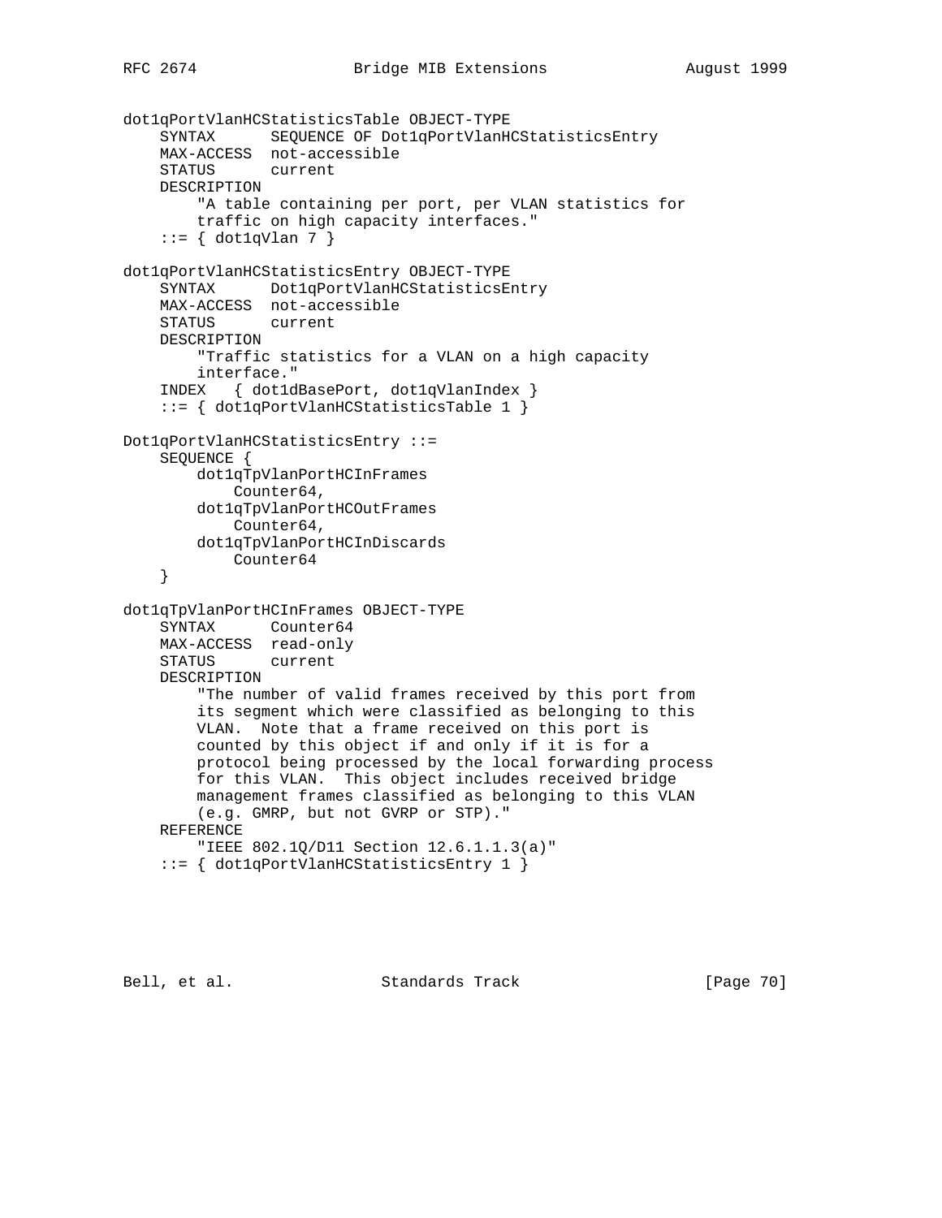```
dot1qPortVlanHCStatisticsTable OBJECT-TYPE
    SYNTAX      SEQUENCE OF Dot1qPortVlanHCStatisticsEntry
    MAX-ACCESS  not-accessible
    STATUS      current
    DESCRIPTION
        "A table containing per port, per VLAN statistics for
        traffic on high capacity interfaces."
    ::= { dot1qVlan 7 }

dot1qPortVlanHCStatisticsEntry OBJECT-TYPE
    SYNTAX      Dot1qPortVlanHCStatisticsEntry
    MAX-ACCESS  not-accessible
    STATUS      current
    DESCRIPTION
        "Traffic statistics for a VLAN on a high capacity
        interface."
    INDEX   { dot1dBasePort, dot1qVlanIndex }
    ::= { dot1qPortVlanHCStatisticsTable 1 }

Dot1qPortVlanHCStatisticsEntry ::=
    SEQUENCE {
        dot1qTpVlanPortHCInFrames
            Counter64,
        dot1qTpVlanPortHCOutFrames
            Counter64,
        dot1qTpVlanPortHCInDiscards
            Counter64
    }

dot1qTpVlanPortHCInFrames OBJECT-TYPE
    SYNTAX      Counter64
    MAX-ACCESS  read-only
    STATUS      current
    DESCRIPTION
        "The number of valid frames received by this port from
        its segment which were classified as belonging to this
        VLAN.  Note that a frame received on this port is
        counted by this object if and only if it is for a
        protocol being processed by the local forwarding process
        for this VLAN.  This object includes received bridge
        management frames classified as belonging to this VLAN
        (e.g. GMRP, but not GVRP or STP)."
    REFERENCE
        "IEEE 802.1Q/D11 Section 12.6.1.1.3(a)"
    ::= { dot1qPortVlanHCStatisticsEntry 1 }
```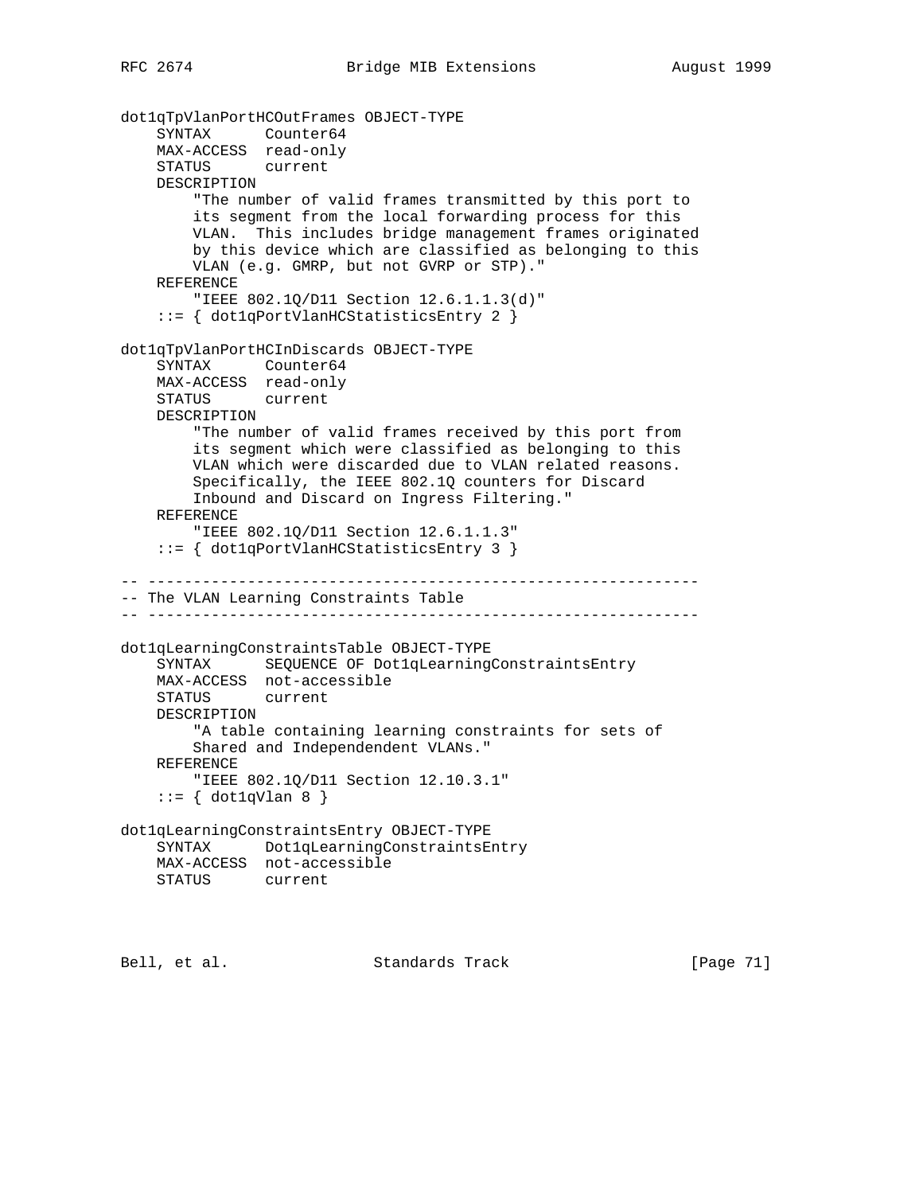```
dot1qTpVlanPortHCOutFrames OBJECT-TYPE
    SYNTAX      Counter64
    MAX-ACCESS  read-only
    STATUS      current
    DESCRIPTION
        "The number of valid frames transmitted by this port to
        its segment from the local forwarding process for this
        VLAN.  This includes bridge management frames originated
        by this device which are classified as belonging to this
        VLAN (e.g. GMRP, but not GVRP or STP)."
    REFERENCE
        "IEEE 802.1Q/D11 Section 12.6.1.1.3(d)"
    ::= { dot1qPortVlanHCStatisticsEntry 2 }

dot1qTpVlanPortHCInDiscards OBJECT-TYPE
    SYNTAX      Counter64
    MAX-ACCESS  read-only
    STATUS      current
    DESCRIPTION
        "The number of valid frames received by this port from
        its segment which were classified as belonging to this
        VLAN which were discarded due to VLAN related reasons.
        Specifically, the IEEE 802.1Q counters for Discard
        Inbound and Discard on Ingress Filtering."
    REFERENCE
        "IEEE 802.1Q/D11 Section 12.6.1.1.3"
    ::= { dot1qPortVlanHCStatisticsEntry 3 }

-- -------------------------------------------------------------
-- The VLAN Learning Constraints Table
-- -------------------------------------------------------------

dot1qLearningConstraintsTable OBJECT-TYPE
    SYNTAX      SEQUENCE OF Dot1qLearningConstraintsEntry
    MAX-ACCESS  not-accessible
    STATUS      current
    DESCRIPTION
        "A table containing learning constraints for sets of
        Shared and Independendent VLANs."
    REFERENCE
        "IEEE 802.1Q/D11 Section 12.10.3.1"
    ::= { dot1qVlan 8 }

dot1qLearningConstraintsEntry OBJECT-TYPE
    SYNTAX      Dot1qLearningConstraintsEntry
    MAX-ACCESS  not-accessible
    STATUS      current
```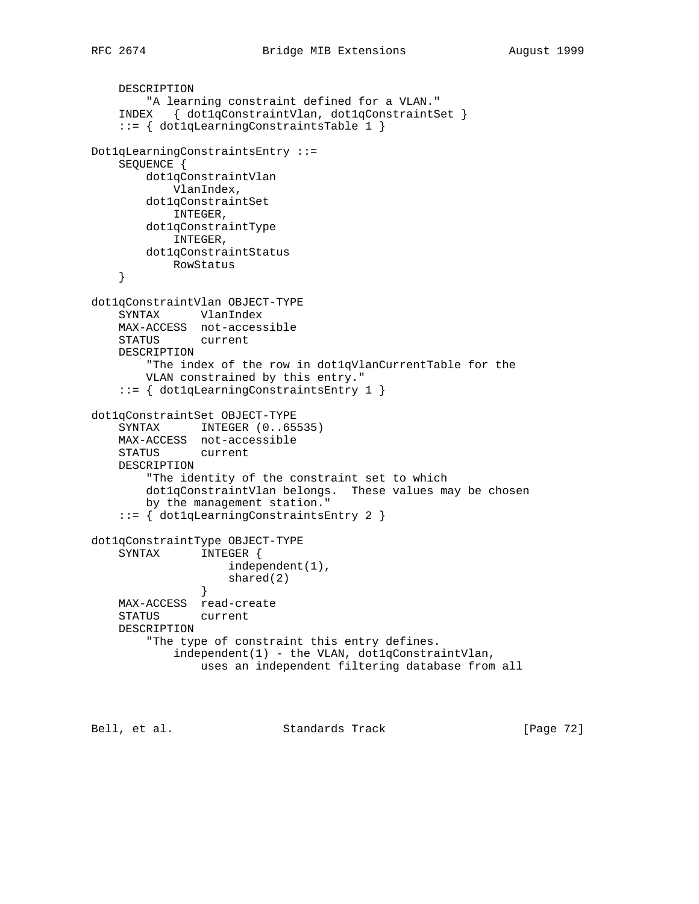```
    DESCRIPTION
        "A learning constraint defined for a VLAN."
    INDEX   { dot1qConstraintVlan, dot1qConstraintSet }
    ::= { dot1qLearningConstraintsTable 1 }

Dot1qLearningConstraintsEntry ::=
    SEQUENCE {
        dot1qConstraintVlan
            VlanIndex,
        dot1qConstraintSet
            INTEGER,
        dot1qConstraintType
            INTEGER,
        dot1qConstraintStatus
            RowStatus
    }

dot1qConstraintVlan OBJECT-TYPE
    SYNTAX      VlanIndex
    MAX-ACCESS  not-accessible
    STATUS      current
    DESCRIPTION
        "The index of the row in dot1qVlanCurrentTable for the
        VLAN constrained by this entry."
    ::= { dot1qLearningConstraintsEntry 1 }

dot1qConstraintSet OBJECT-TYPE
    SYNTAX      INTEGER (0..65535)
    MAX-ACCESS  not-accessible
    STATUS      current
    DESCRIPTION
        "The identity of the constraint set to which
        dot1qConstraintVlan belongs.  These values may be chosen
        by the management station."
    ::= { dot1qLearningConstraintsEntry 2 }

dot1qConstraintType OBJECT-TYPE
    SYNTAX      INTEGER {
                    independent(1),
                    shared(2)
                }
    MAX-ACCESS  read-create
    STATUS      current
    DESCRIPTION
        "The type of constraint this entry defines.
            independent(1) - the VLAN, dot1qConstraintVlan,
                uses an independent filtering database from all
```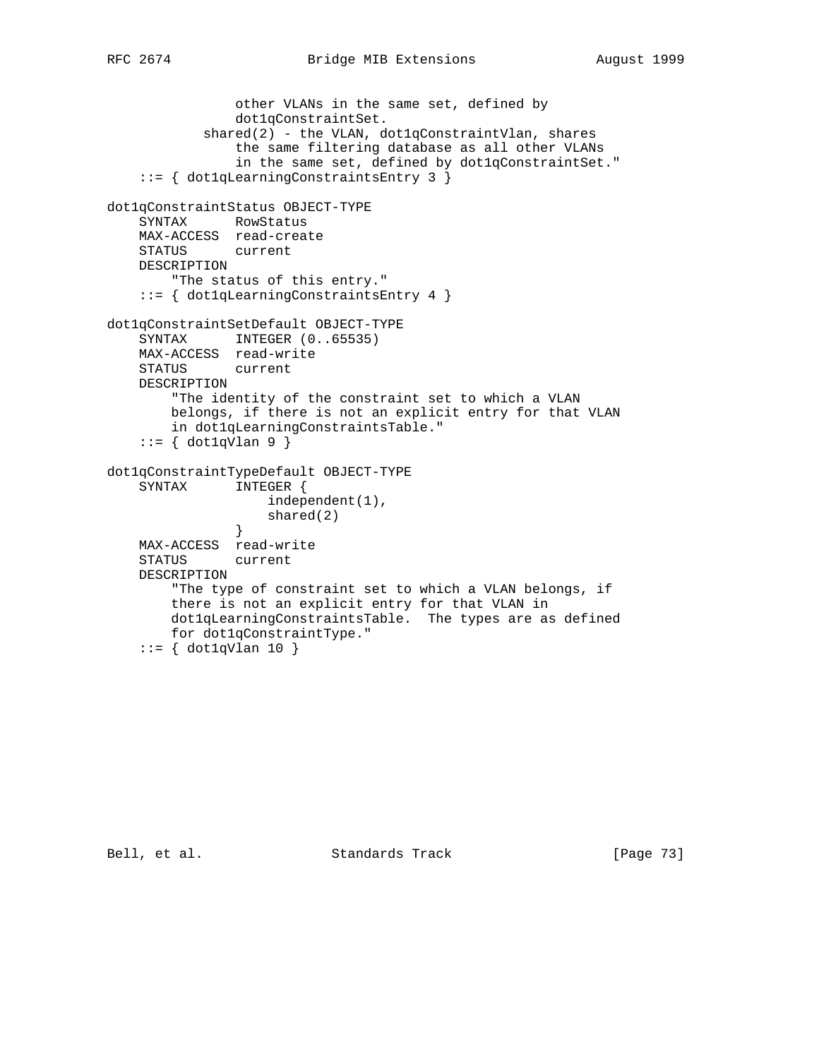```
                other VLANs in the same set, defined by
                dot1qConstraintSet.
            shared(2) - the VLAN, dot1qConstraintVlan, shares
                the same filtering database as all other VLANs
                in the same set, defined by dot1qConstraintSet."
    ::= { dot1qLearningConstraintsEntry 3 }

dot1qConstraintStatus OBJECT-TYPE
    SYNTAX      RowStatus
    MAX-ACCESS  read-create
    STATUS      current
    DESCRIPTION
        "The status of this entry."
    ::= { dot1qLearningConstraintsEntry 4 }

dot1qConstraintSetDefault OBJECT-TYPE
    SYNTAX      INTEGER (0..65535)
    MAX-ACCESS  read-write
    STATUS      current
    DESCRIPTION
        "The identity of the constraint set to which a VLAN
        belongs, if there is not an explicit entry for that VLAN
        in dot1qLearningConstraintsTable."
    ::= { dot1qVlan 9 }

dot1qConstraintTypeDefault OBJECT-TYPE
    SYNTAX      INTEGER {
                    independent(1),
                    shared(2)
                }
    MAX-ACCESS  read-write
    STATUS      current
    DESCRIPTION
        "The type of constraint set to which a VLAN belongs, if
        there is not an explicit entry for that VLAN in
        dot1qLearningConstraintsTable.  The types are as defined
        for dot1qConstraintType."
    ::= { dot1qVlan 10 }
```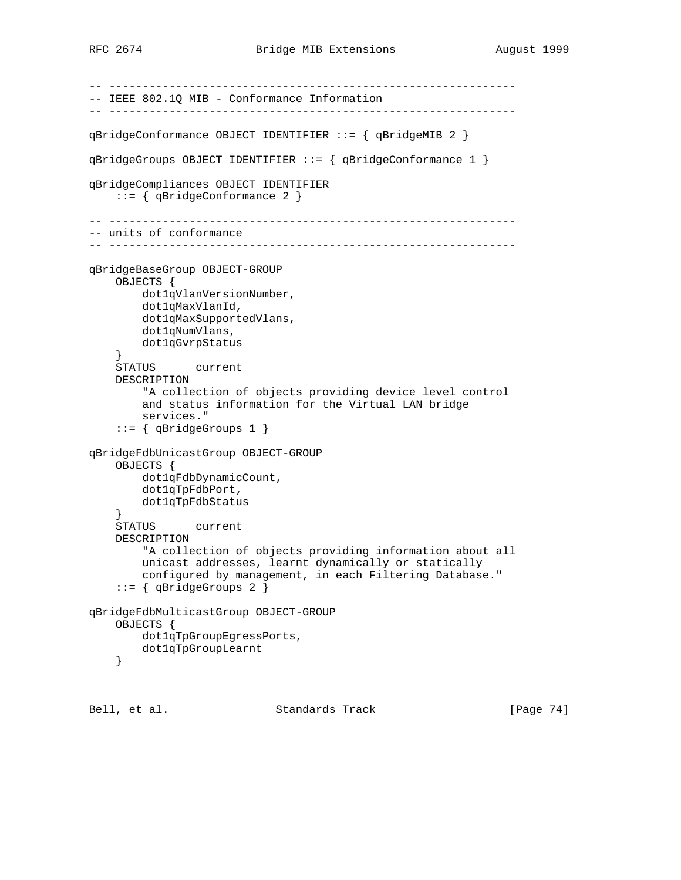```
-- -------------------------------------------------------------
-- IEEE 802.1Q MIB - Conformance Information
-- -------------------------------------------------------------

qBridgeConformance OBJECT IDENTIFIER ::= { qBridgeMIB 2 }

qBridgeGroups OBJECT IDENTIFIER ::= { qBridgeConformance 1 }

qBridgeCompliances OBJECT IDENTIFIER
    ::= { qBridgeConformance 2 }

-- -------------------------------------------------------------
-- units of conformance
-- -------------------------------------------------------------

qBridgeBaseGroup OBJECT-GROUP
    OBJECTS {
        dot1qVlanVersionNumber,
        dot1qMaxVlanId,
        dot1qMaxSupportedVlans,
        dot1qNumVlans,
        dot1qGvrpStatus
    }
    STATUS      current
    DESCRIPTION
        "A collection of objects providing device level control
        and status information for the Virtual LAN bridge
        services."
    ::= { qBridgeGroups 1 }

qBridgeFdbUnicastGroup OBJECT-GROUP
    OBJECTS {
        dot1qFdbDynamicCount,
        dot1qTpFdbPort,
        dot1qTpFdbStatus
    }
    STATUS      current
    DESCRIPTION
        "A collection of objects providing information about all
        unicast addresses, learnt dynamically or statically
        configured by management, in each Filtering Database."
    ::= { qBridgeGroups 2 }

qBridgeFdbMulticastGroup OBJECT-GROUP
    OBJECTS {
        dot1qTpGroupEgressPorts,
        dot1qTpGroupLearnt
    }
```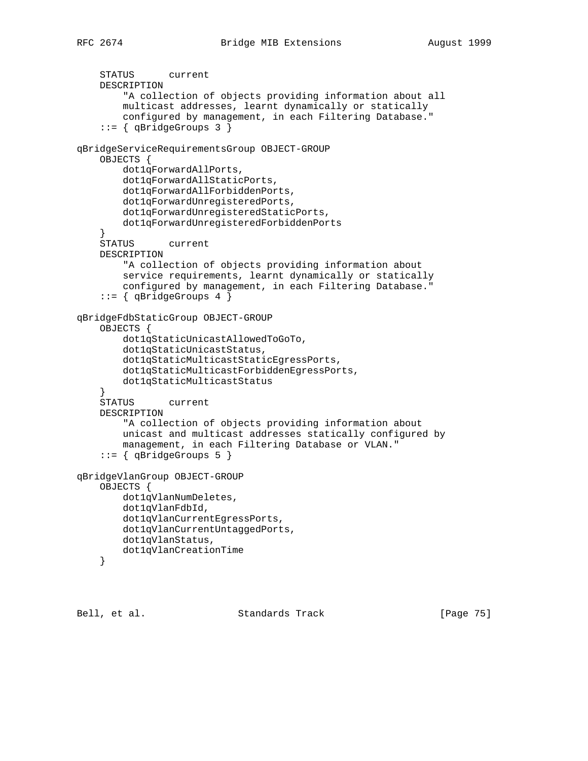```
    STATUS      current
    DESCRIPTION
        "A collection of objects providing information about all
        multicast addresses, learnt dynamically or statically
        configured by management, in each Filtering Database."
    ::= { qBridgeGroups 3 }

qBridgeServiceRequirementsGroup OBJECT-GROUP
    OBJECTS {
        dot1qForwardAllPorts,
        dot1qForwardAllStaticPorts,
        dot1qForwardAllForbiddenPorts,
        dot1qForwardUnregisteredPorts,
        dot1qForwardUnregisteredStaticPorts,
        dot1qForwardUnregisteredForbiddenPorts
    }
    STATUS      current
    DESCRIPTION
        "A collection of objects providing information about
        service requirements, learnt dynamically or statically
        configured by management, in each Filtering Database."
    ::= { qBridgeGroups 4 }

qBridgeFdbStaticGroup OBJECT-GROUP
    OBJECTS {
        dot1qStaticUnicastAllowedToGoTo,
        dot1qStaticUnicastStatus,
        dot1qStaticMulticastStaticEgressPorts,
        dot1qStaticMulticastForbiddenEgressPorts,
        dot1qStaticMulticastStatus
    }
    STATUS      current
    DESCRIPTION
        "A collection of objects providing information about
        unicast and multicast addresses statically configured by
        management, in each Filtering Database or VLAN."
    ::= { qBridgeGroups 5 }

qBridgeVlanGroup OBJECT-GROUP
    OBJECTS {
        dot1qVlanNumDeletes,
        dot1qVlanFdbId,
        dot1qVlanCurrentEgressPorts,
        dot1qVlanCurrentUntaggedPorts,
        dot1qVlanStatus,
        dot1qVlanCreationTime
    }
```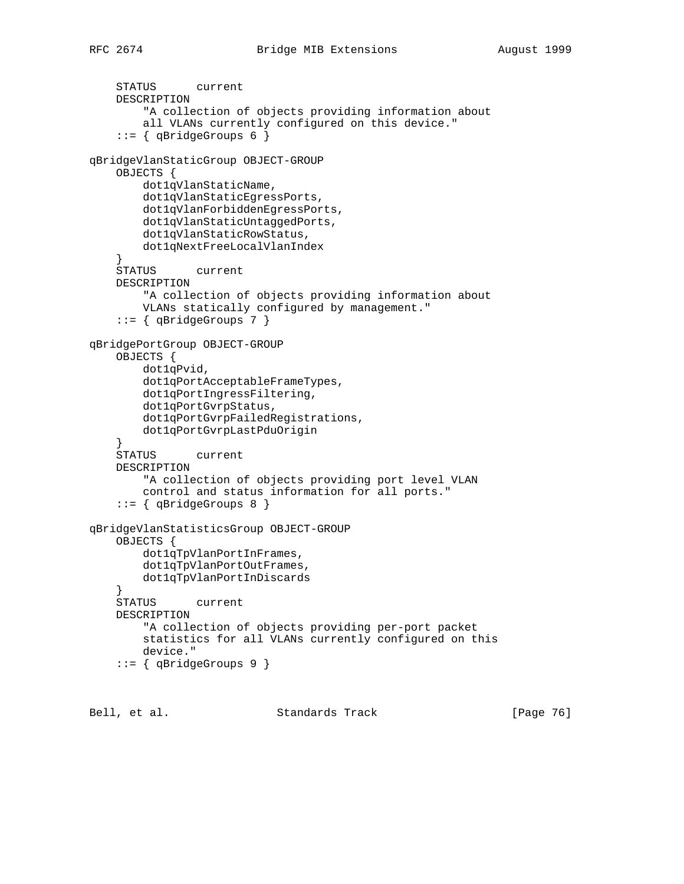```
    STATUS      current
    DESCRIPTION
        "A collection of objects providing information about
        all VLANs currently configured on this device."
    ::= { qBridgeGroups 6 }

qBridgeVlanStaticGroup OBJECT-GROUP
    OBJECTS {
        dot1qVlanStaticName,
        dot1qVlanStaticEgressPorts,
        dot1qVlanForbiddenEgressPorts,
        dot1qVlanStaticUntaggedPorts,
        dot1qVlanStaticRowStatus,
        dot1qNextFreeLocalVlanIndex
    }
    STATUS      current
    DESCRIPTION
        "A collection of objects providing information about
        VLANs statically configured by management."
    ::= { qBridgeGroups 7 }

qBridgePortGroup OBJECT-GROUP
    OBJECTS {
        dot1qPvid,
        dot1qPortAcceptableFrameTypes,
        dot1qPortIngressFiltering,
        dot1qPortGvrpStatus,
        dot1qPortGvrpFailedRegistrations,
        dot1qPortGvrpLastPduOrigin
    }
    STATUS      current
    DESCRIPTION
        "A collection of objects providing port level VLAN
        control and status information for all ports."
    ::= { qBridgeGroups 8 }

qBridgeVlanStatisticsGroup OBJECT-GROUP
    OBJECTS {
        dot1qTpVlanPortInFrames,
        dot1qTpVlanPortOutFrames,
        dot1qTpVlanPortInDiscards
    }
    STATUS      current
    DESCRIPTION
        "A collection of objects providing per-port packet
        statistics for all VLANs currently configured on this
        device."
    ::= { qBridgeGroups 9 }
```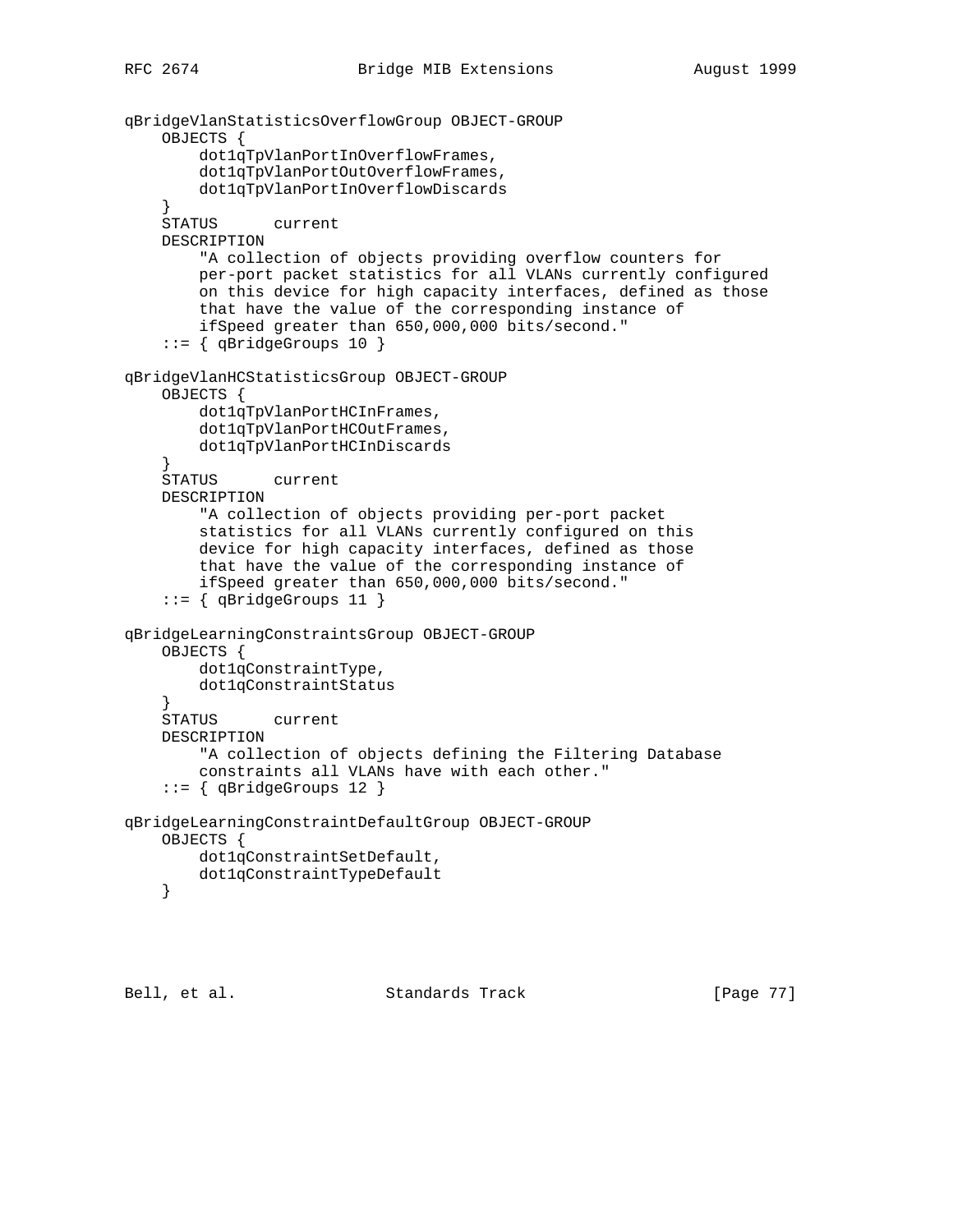```
qBridgeVlanStatisticsOverflowGroup OBJECT-GROUP
    OBJECTS {
        dot1qTpVlanPortInOverflowFrames,
        dot1qTpVlanPortOutOverflowFrames,
        dot1qTpVlanPortInOverflowDiscards
    }
    STATUS      current
    DESCRIPTION
        "A collection of objects providing overflow counters for
        per-port packet statistics for all VLANs currently configured
        on this device for high capacity interfaces, defined as those
        that have the value of the corresponding instance of
        ifSpeed greater than 650,000,000 bits/second."
    ::= { qBridgeGroups 10 }

qBridgeVlanHCStatisticsGroup OBJECT-GROUP
    OBJECTS {
        dot1qTpVlanPortHCInFrames,
        dot1qTpVlanPortHCOutFrames,
        dot1qTpVlanPortHCInDiscards
    }
    STATUS      current
    DESCRIPTION
        "A collection of objects providing per-port packet
        statistics for all VLANs currently configured on this
        device for high capacity interfaces, defined as those
        that have the value of the corresponding instance of
        ifSpeed greater than 650,000,000 bits/second."
    ::= { qBridgeGroups 11 }

qBridgeLearningConstraintsGroup OBJECT-GROUP
    OBJECTS {
        dot1qConstraintType,
        dot1qConstraintStatus
    }
    STATUS      current
    DESCRIPTION
        "A collection of objects defining the Filtering Database
        constraints all VLANs have with each other."
    ::= { qBridgeGroups 12 }

qBridgeLearningConstraintDefaultGroup OBJECT-GROUP
    OBJECTS {
        dot1qConstraintSetDefault,
        dot1qConstraintTypeDefault
    }
```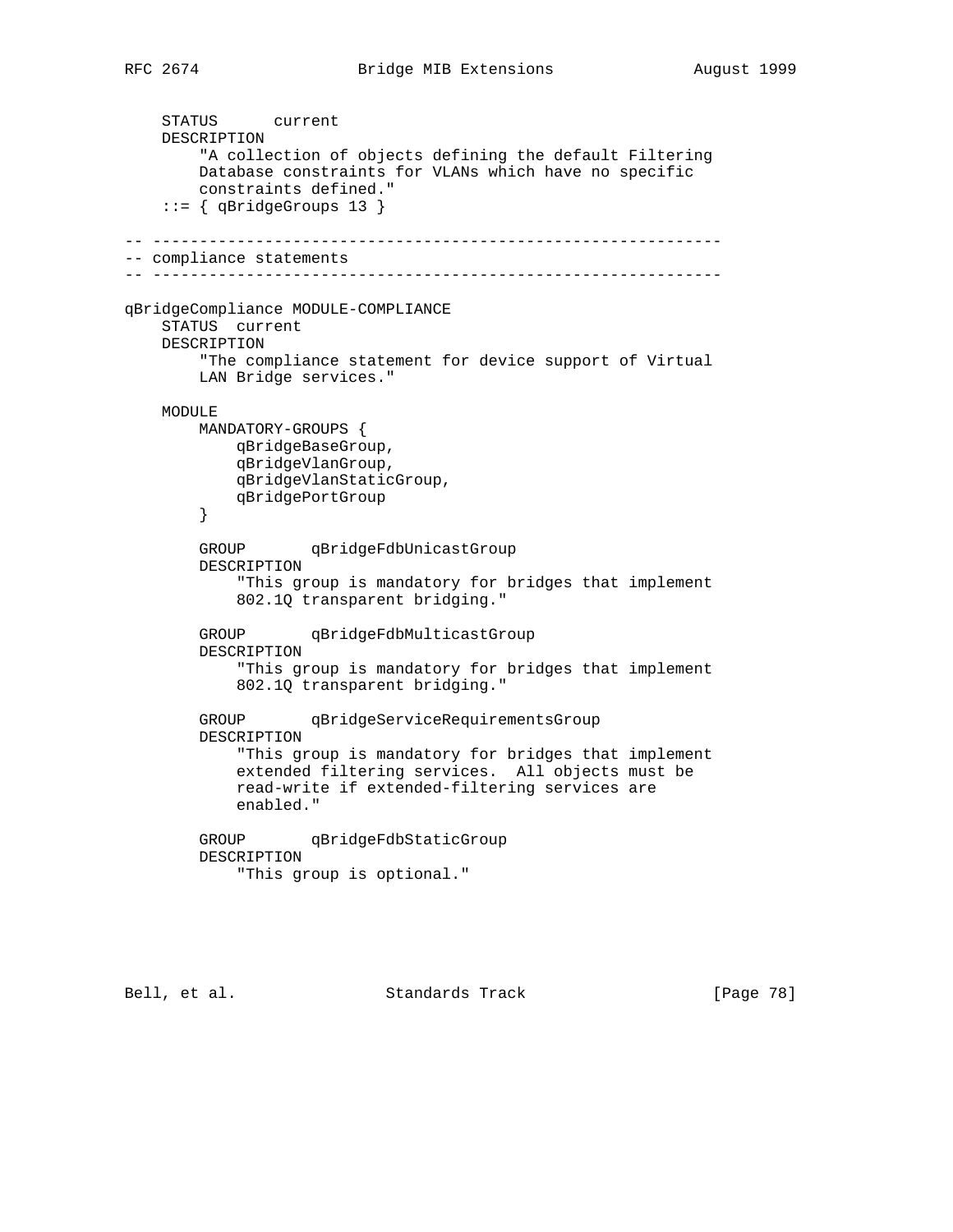```
    STATUS      current
    DESCRIPTION
        "A collection of objects defining the default Filtering
        Database constraints for VLANs which have no specific
        constraints defined."
    ::= { qBridgeGroups 13 }

-- -------------------------------------------------------------
-- compliance statements
-- -------------------------------------------------------------

qBridgeCompliance MODULE-COMPLIANCE
    STATUS  current
    DESCRIPTION
        "The compliance statement for device support of Virtual
        LAN Bridge services."

    MODULE
        MANDATORY-GROUPS {
            qBridgeBaseGroup,
            qBridgeVlanGroup,
            qBridgeVlanStaticGroup,
            qBridgePortGroup
        }

        GROUP       qBridgeFdbUnicastGroup
        DESCRIPTION
            "This group is mandatory for bridges that implement
            802.1Q transparent bridging."

        GROUP       qBridgeFdbMulticastGroup
        DESCRIPTION
            "This group is mandatory for bridges that implement
            802.1Q transparent bridging."

        GROUP       qBridgeServiceRequirementsGroup
        DESCRIPTION
            "This group is mandatory for bridges that implement
            extended filtering services.  All objects must be
            read-write if extended-filtering services are
            enabled."

        GROUP       qBridgeFdbStaticGroup
        DESCRIPTION
            "This group is optional."
```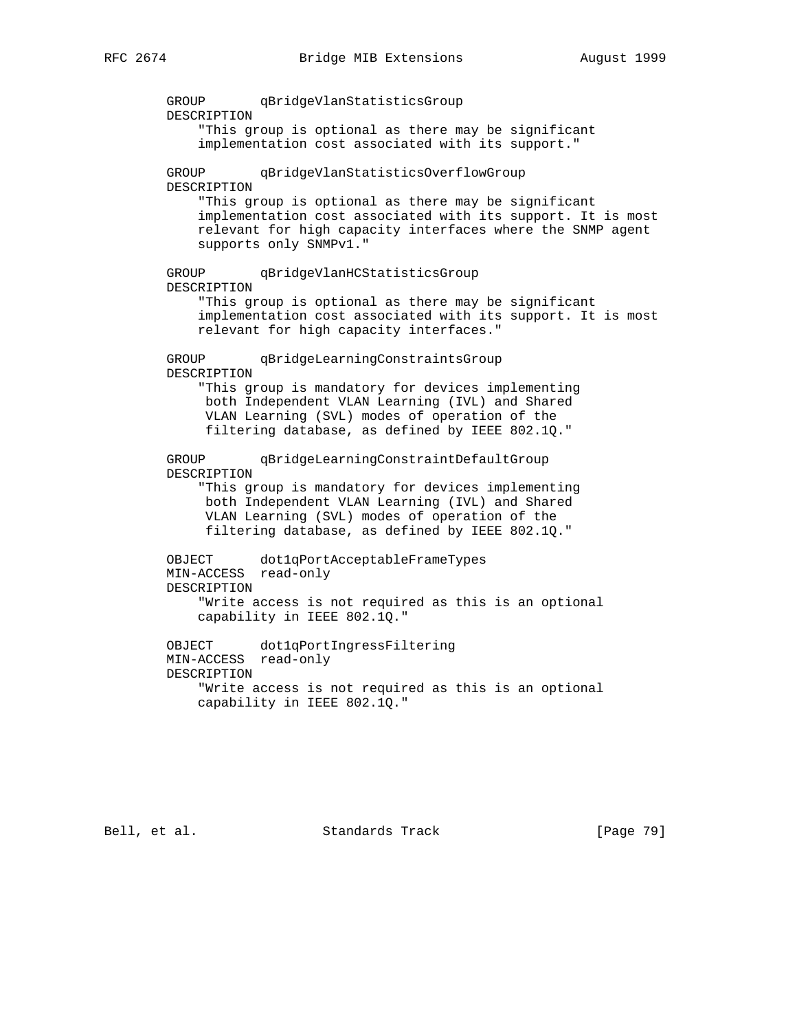```
        GROUP       qBridgeVlanStatisticsGroup
        DESCRIPTION
            "This group is optional as there may be significant
            implementation cost associated with its support."

        GROUP       qBridgeVlanStatisticsOverflowGroup
        DESCRIPTION
            "This group is optional as there may be significant
            implementation cost associated with its support. It is most
            relevant for high capacity interfaces where the SNMP agent
            supports only SNMPv1."

        GROUP       qBridgeVlanHCStatisticsGroup
        DESCRIPTION
            "This group is optional as there may be significant
            implementation cost associated with its support. It is most
            relevant for high capacity interfaces."

        GROUP       qBridgeLearningConstraintsGroup
        DESCRIPTION
            "This group is mandatory for devices implementing
             both Independent VLAN Learning (IVL) and Shared
             VLAN Learning (SVL) modes of operation of the
             filtering database, as defined by IEEE 802.1Q."

        GROUP       qBridgeLearningConstraintDefaultGroup
        DESCRIPTION
            "This group is mandatory for devices implementing
             both Independent VLAN Learning (IVL) and Shared
             VLAN Learning (SVL) modes of operation of the
             filtering database, as defined by IEEE 802.1Q."

        OBJECT      dot1qPortAcceptableFrameTypes
        MIN-ACCESS  read-only
        DESCRIPTION
            "Write access is not required as this is an optional
            capability in IEEE 802.1Q."

        OBJECT      dot1qPortIngressFiltering
        MIN-ACCESS  read-only
        DESCRIPTION
            "Write access is not required as this is an optional
            capability in IEEE 802.1Q."
```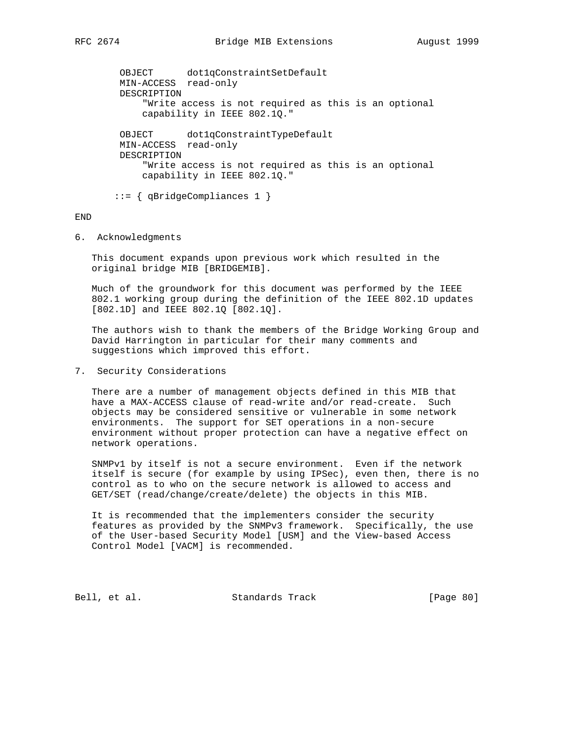```
        OBJECT      dot1qConstraintSetDefault
        MIN-ACCESS  read-only
        DESCRIPTION
            "Write access is not required as this is an optional
            capability in IEEE 802.1Q."

        OBJECT      dot1qConstraintTypeDefault
        MIN-ACCESS  read-only
        DESCRIPTION
            "Write access is not required as this is an optional
            capability in IEEE 802.1Q."

       ::= { qBridgeCompliances 1 }

END
```

## 6. Acknowledgments

This document expands upon previous work which resulted in the original bridge MIB [BRIDGEMIB].

Much of the groundwork for this document was performed by the IEEE 802.1 working group during the definition of the IEEE 802.1D updates [802.1D] and IEEE 802.1Q [802.1Q].

The authors wish to thank the members of the Bridge Working Group and David Harrington in particular for their many comments and suggestions which improved this effort.

## 7. Security Considerations

There are a number of management objects defined in this MIB that have a MAX-ACCESS clause of read-write and/or read-create. Such objects may be considered sensitive or vulnerable in some network environments. The support for SET operations in a non-secure environment without proper protection can have a negative effect on network operations.

SNMPv1 by itself is not a secure environment. Even if the network itself is secure (for example by using IPSec), even then, there is no control as to who on the secure network is allowed to access and GET/SET (read/change/create/delete) the objects in this MIB.

It is recommended that the implementers consider the security features as provided by the SNMPv3 framework. Specifically, the use of the User-based Security Model [USM] and the View-based Access Control Model [VACM] is recommended.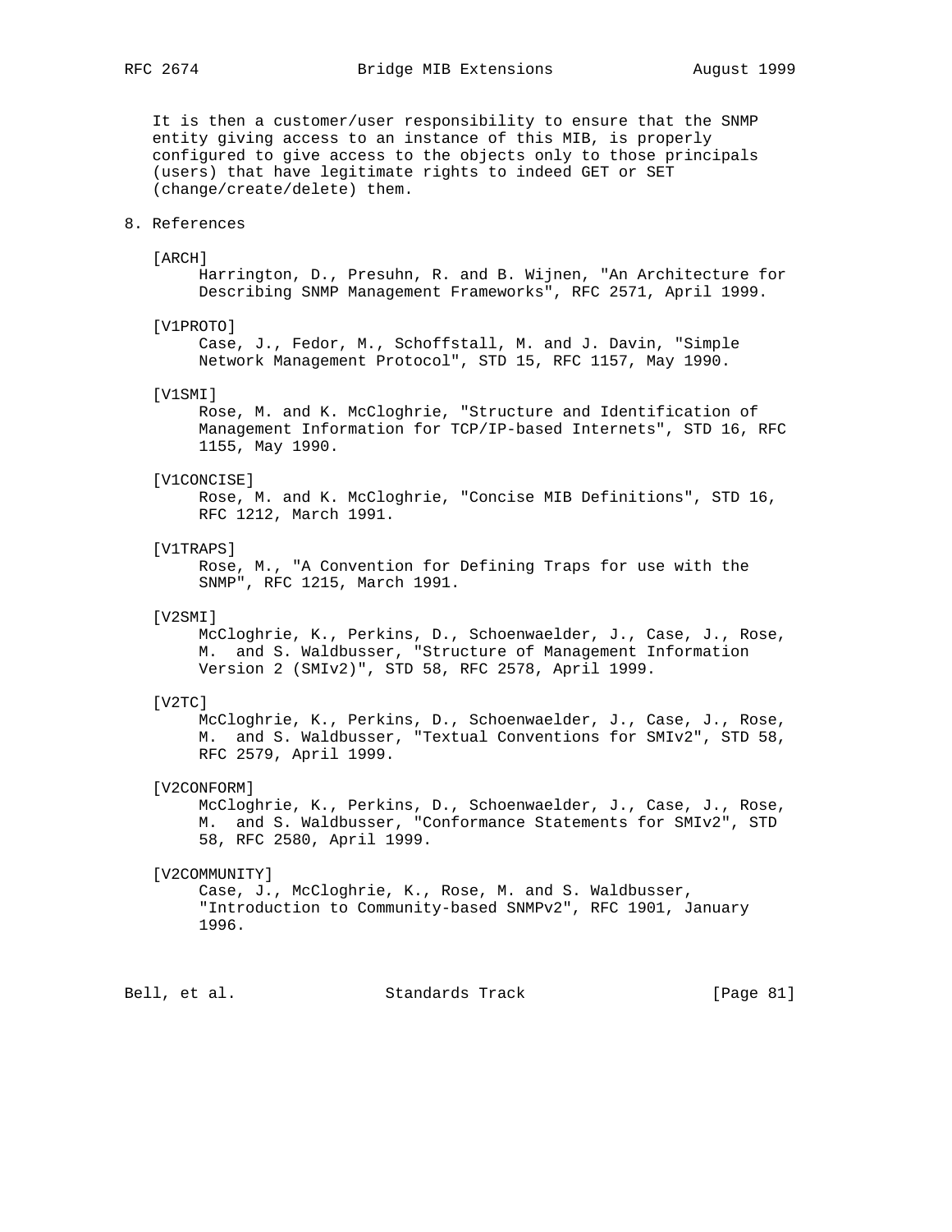It is then a customer/user responsibility to ensure that the SNMP entity giving access to an instance of this MIB, is properly configured to give access to the objects only to those principals (users) that have legitimate rights to indeed GET or SET (change/create/delete) them.

## 8. References

[ARCH]
Harrington, D., Presuhn, R. and B. Wijnen, "An Architecture for Describing SNMP Management Frameworks", RFC 2571, April 1999.

[V1PROTO]
Case, J., Fedor, M., Schoffstall, M. and J. Davin, "Simple Network Management Protocol", STD 15, RFC 1157, May 1990.

[V1SMI]
Rose, M. and K. McCloghrie, "Structure and Identification of Management Information for TCP/IP-based Internets", STD 16, RFC 1155, May 1990.

[V1CONCISE]
Rose, M. and K. McCloghrie, "Concise MIB Definitions", STD 16, RFC 1212, March 1991.

[V1TRAPS]
Rose, M., "A Convention for Defining Traps for use with the SNMP", RFC 1215, March 1991.

[V2SMI]
McCloghrie, K., Perkins, D., Schoenwaelder, J., Case, J., Rose, M. and S. Waldbusser, "Structure of Management Information Version 2 (SMIv2)", STD 58, RFC 2578, April 1999.

[V2TC]
McCloghrie, K., Perkins, D., Schoenwaelder, J., Case, J., Rose, M. and S. Waldbusser, "Textual Conventions for SMIv2", STD 58, RFC 2579, April 1999.

[V2CONFORM]
McCloghrie, K., Perkins, D., Schoenwaelder, J., Case, J., Rose, M. and S. Waldbusser, "Conformance Statements for SMIv2", STD 58, RFC 2580, April 1999.

[V2COMMUNITY]
Case, J., McCloghrie, K., Rose, M. and S. Waldbusser, "Introduction to Community-based SNMPv2", RFC 1901, January 1996.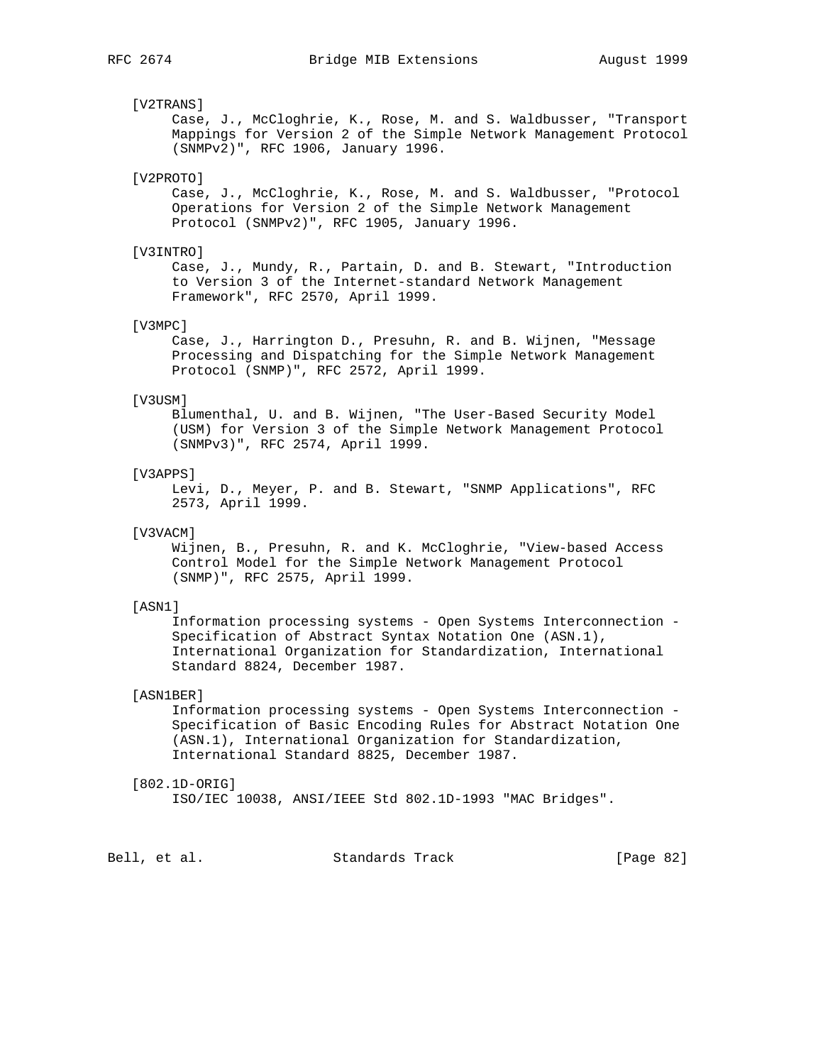[V2TRANS]
Case, J., McCloghrie, K., Rose, M. and S. Waldbusser, "Transport Mappings for Version 2 of the Simple Network Management Protocol (SNMPv2)", RFC 1906, January 1996.

[V2PROTO]
Case, J., McCloghrie, K., Rose, M. and S. Waldbusser, "Protocol Operations for Version 2 of the Simple Network Management Protocol (SNMPv2)", RFC 1905, January 1996.

[V3INTRO]
Case, J., Mundy, R., Partain, D. and B. Stewart, "Introduction to Version 3 of the Internet-standard Network Management Framework", RFC 2570, April 1999.

[V3MPC]
Case, J., Harrington D., Presuhn, R. and B. Wijnen, "Message Processing and Dispatching for the Simple Network Management Protocol (SNMP)", RFC 2572, April 1999.

[V3USM]
Blumenthal, U. and B. Wijnen, "The User-Based Security Model (USM) for Version 3 of the Simple Network Management Protocol (SNMPv3)", RFC 2574, April 1999.

[V3APPS]
Levi, D., Meyer, P. and B. Stewart, "SNMP Applications", RFC 2573, April 1999.

[V3VACM]
Wijnen, B., Presuhn, R. and K. McCloghrie, "View-based Access Control Model for the Simple Network Management Protocol (SNMP)", RFC 2575, April 1999.

[ASN1]
Information processing systems - Open Systems Interconnection - Specification of Abstract Syntax Notation One (ASN.1), International Organization for Standardization, International Standard 8824, December 1987.

[ASN1BER]
Information processing systems - Open Systems Interconnection - Specification of Basic Encoding Rules for Abstract Notation One (ASN.1), International Organization for Standardization, International Standard 8825, December 1987.

[802.1D-ORIG]
ISO/IEC 10038, ANSI/IEEE Std 802.1D-1993 "MAC Bridges".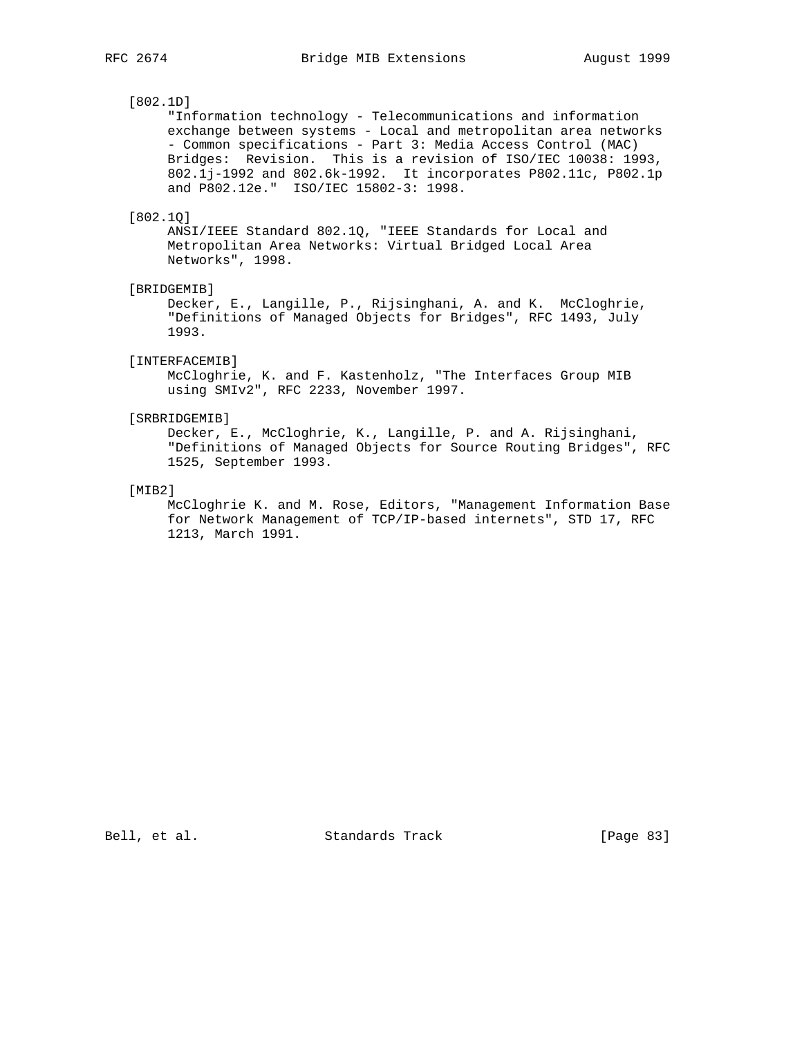[802.1D]
"Information technology - Telecommunications and information exchange between systems - Local and metropolitan area networks - Common specifications - Part 3: Media Access Control (MAC) Bridges: Revision. This is a revision of ISO/IEC 10038: 1993, 802.1j-1992 and 802.6k-1992. It incorporates P802.11c, P802.1p and P802.12e." ISO/IEC 15802-3: 1998.

[802.1Q]
ANSI/IEEE Standard 802.1Q, "IEEE Standards for Local and Metropolitan Area Networks: Virtual Bridged Local Area Networks", 1998.

[BRIDGEMIB]
Decker, E., Langille, P., Rijsinghani, A. and K. McCloghrie, "Definitions of Managed Objects for Bridges", RFC 1493, July 1993.

[INTERFACEMIB]
McCloghrie, K. and F. Kastenholz, "The Interfaces Group MIB using SMIv2", RFC 2233, November 1997.

[SRBRIDGEMIB]
Decker, E., McCloghrie, K., Langille, P. and A. Rijsinghani, "Definitions of Managed Objects for Source Routing Bridges", RFC 1525, September 1993.

[MIB2]
McCloghrie K. and M. Rose, Editors, "Management Information Base for Network Management of TCP/IP-based internets", STD 17, RFC 1213, March 1991.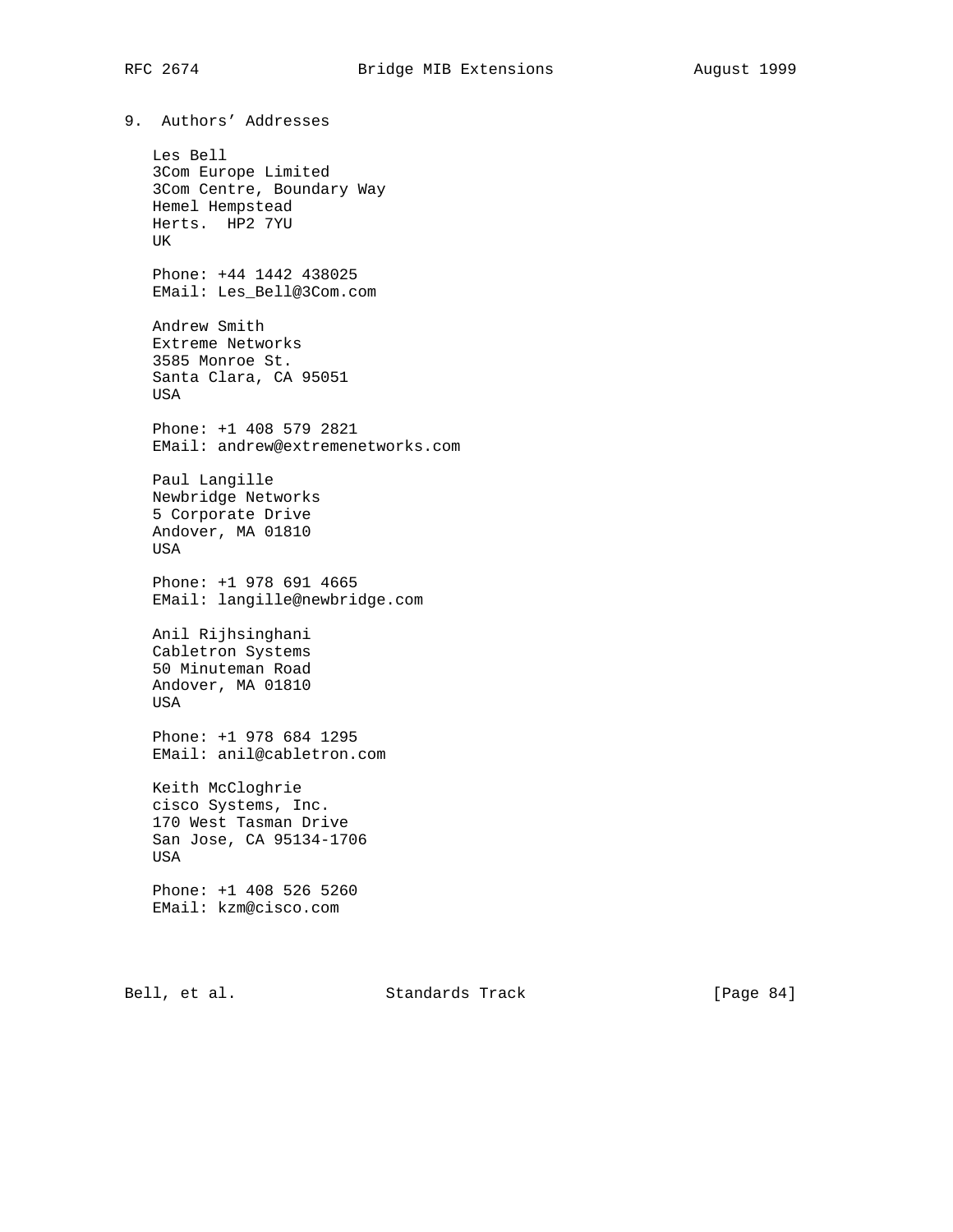## 9. Authors' Addresses

Les Bell
3Com Europe Limited
3Com Centre, Boundary Way
Hemel Hempstead
Herts. HP2 7YU
UK

Phone: +44 1442 438025
EMail: Les_Bell@3Com.com

Andrew Smith
Extreme Networks
3585 Monroe St.
Santa Clara, CA 95051
USA

Phone: +1 408 579 2821
EMail: andrew@extremenetworks.com

Paul Langille
Newbridge Networks
5 Corporate Drive
Andover, MA 01810
USA

Phone: +1 978 691 4665
EMail: langille@newbridge.com

Anil Rijhsinghani
Cabletron Systems
50 Minuteman Road
Andover, MA 01810
USA

Phone: +1 978 684 1295
EMail: anil@cabletron.com

Keith McCloghrie
cisco Systems, Inc.
170 West Tasman Drive
San Jose, CA 95134-1706
USA

Phone: +1 408 526 5260
EMail: kzm@cisco.com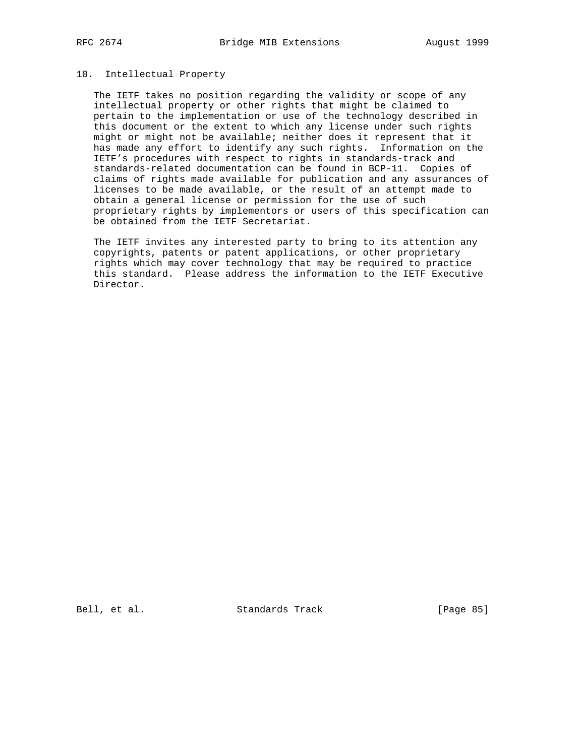## 10. Intellectual Property

The IETF takes no position regarding the validity or scope of any intellectual property or other rights that might be claimed to pertain to the implementation or use of the technology described in this document or the extent to which any license under such rights might or might not be available; neither does it represent that it has made any effort to identify any such rights. Information on the IETF's procedures with respect to rights in standards-track and standards-related documentation can be found in BCP-11. Copies of claims of rights made available for publication and any assurances of licenses to be made available, or the result of an attempt made to obtain a general license or permission for the use of such proprietary rights by implementors or users of this specification can be obtained from the IETF Secretariat.

The IETF invites any interested party to bring to its attention any copyrights, patents or patent applications, or other proprietary rights which may cover technology that may be required to practice this standard. Please address the information to the IETF Executive Director.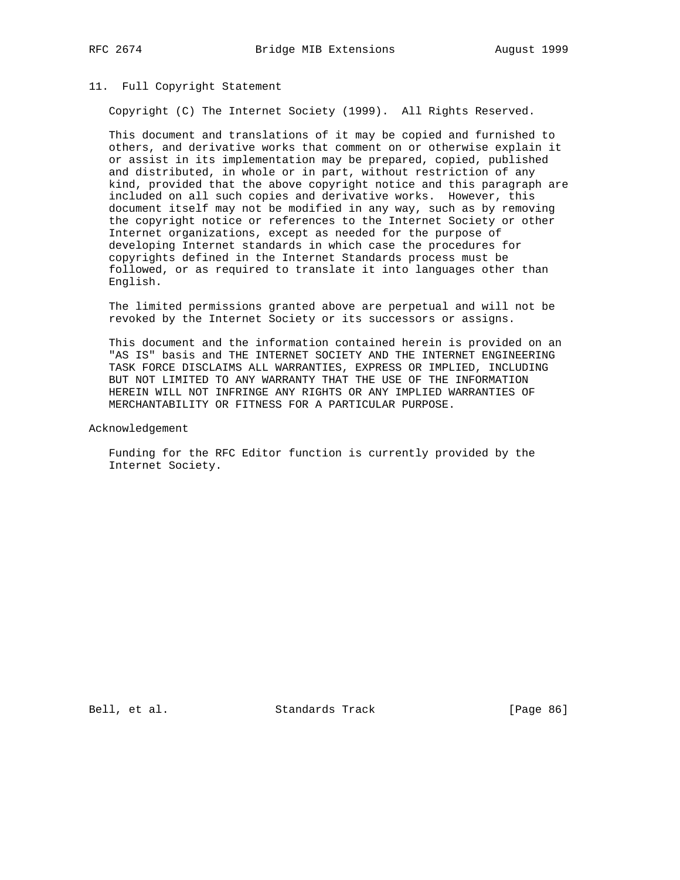## 11. Full Copyright Statement

Copyright (C) The Internet Society (1999). All Rights Reserved.

This document and translations of it may be copied and furnished to others, and derivative works that comment on or otherwise explain it or assist in its implementation may be prepared, copied, published and distributed, in whole or in part, without restriction of any kind, provided that the above copyright notice and this paragraph are included on all such copies and derivative works. However, this document itself may not be modified in any way, such as by removing the copyright notice or references to the Internet Society or other Internet organizations, except as needed for the purpose of developing Internet standards in which case the procedures for copyrights defined in the Internet Standards process must be followed, or as required to translate it into languages other than English.

The limited permissions granted above are perpetual and will not be revoked by the Internet Society or its successors or assigns.

This document and the information contained herein is provided on an "AS IS" basis and THE INTERNET SOCIETY AND THE INTERNET ENGINEERING TASK FORCE DISCLAIMS ALL WARRANTIES, EXPRESS OR IMPLIED, INCLUDING BUT NOT LIMITED TO ANY WARRANTY THAT THE USE OF THE INFORMATION HEREIN WILL NOT INFRINGE ANY RIGHTS OR ANY IMPLIED WARRANTIES OF MERCHANTABILITY OR FITNESS FOR A PARTICULAR PURPOSE.

## Acknowledgement

Funding for the RFC Editor function is currently provided by the Internet Society.